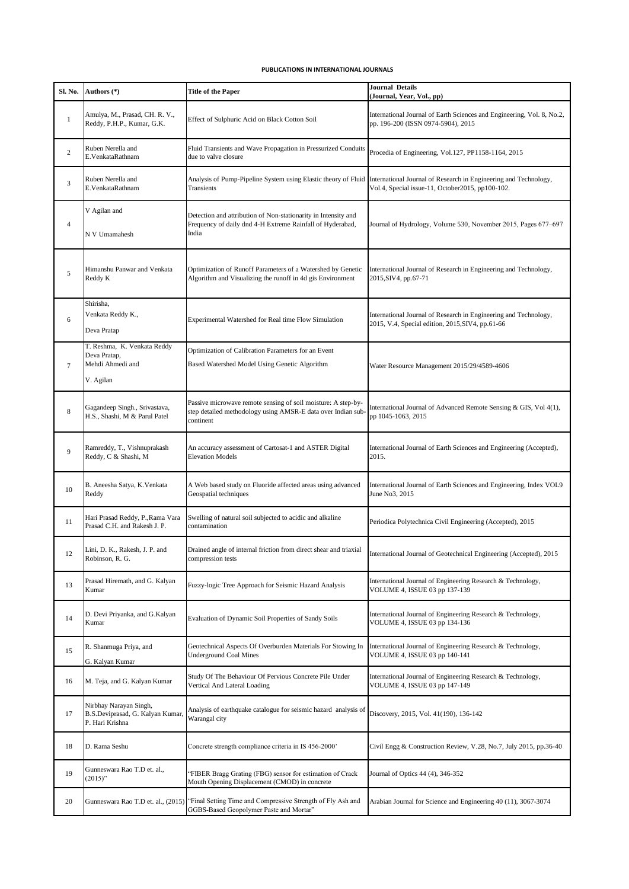**PUBLICATIONS IN INTERNATIONAL JOURNALS**

| Sl. No. | Authors (*) | Title of the Paper | Journal Details (Journal, Year, Vol., pp) |
|---|---|---|---|
| 1 | Amulya, M., Prasad, CH. R. V., Reddy, P.H.P., Kumar, G.K. | Effect of Sulphuric Acid on Black Cotton Soil | International Journal of Earth Sciences and Engineering, Vol. 8, No.2, pp. 196-200 (ISSN 0974-5904), 2015 |
| 2 | Ruben Nerella and E.VenkataRathnam | Fluid Transients and Wave Propagation in Pressurized Conduits due to valve closure | Procedia of Engineering, Vol.127, PP1158-1164, 2015 |
| 3 | Ruben Nerella and E.VenkataRathnam | Analysis of Pump-Pipeline System using Elastic theory of Fluid Transients | International Journal of Research in Engineering and Technology, Vol.4, Special issue-11, October2015, pp100-102. |
| 4 | V Agilan and N V Umamahesh | Detection and attribution of Non-stationarity in Intensity and Frequency of daily dnd 4-H Extreme Rainfall of Hyderabad, India | Journal of Hydrology, Volume 530, November 2015, Pages 677–697 |
| 5 | Himanshu Panwar and Venkata Reddy K | Optimization of Runoff Parameters of a Watershed by Genetic Algorithm and Visualizing the runoff in 4d gis Environment | International Journal of Research in Engineering and Technology, 2015,SIV4, pp.67-71 |
| 6 | Shirisha, Venkata Reddy K., Deva Pratap | Experimental Watershed for Real time Flow Simulation | International Journal of Research in Engineering and Technology, 2015, V.4, Special edition, 2015,SIV4, pp.61-66 |
| 7 | T. Reshma, K. Venkata Reddy Deva Pratap, Mehdi Ahmedi and V. Agilan | Optimization of Calibration Parameters for an Event Based Watershed Model Using Genetic Algorithm | Water Resource Management 2015/29/4589-4606 |
| 8 | Gagandeep Singh., Srivastava, H.S., Shashi, M & Parul Patel | Passive microwave remote sensing of soil moisture: A step-by-step detailed methodology using AMSR-E data over Indian sub-continent | International Journal of Advanced Remote Sensing & GIS, Vol 4(1), pp 1045-1063, 2015 |
| 9 | Ramreddy, T., Vishnuprakash Reddy, C & Shashi, M | An accuracy assessment of Cartosat-1 and ASTER Digital Elevation Models | International Journal of Earth Sciences and Engineering (Accepted), 2015. |
| 10 | B. Aneesha Satya, K.Venkata Reddy | A Web based study on Fluoride affected areas using advanced Geospatial techniques | International Journal of Earth Sciences and Engineering, Index VOL9 June No3, 2015 |
| 11 | Hari Prasad Reddy, P.,Rama Vara Prasad C.H. and Rakesh J. P. | Swelling of natural soil subjected to acidic and alkaline contamination | Periodica Polytechnica Civil Engineering (Accepted), 2015 |
| 12 | Lini, D. K., Rakesh, J. P. and Robinson, R. G. | Drained angle of internal friction from direct shear and triaxial compression tests | International Journal of Geotechnical Engineering (Accepted), 2015 |
| 13 | Prasad Hiremath, and G. Kalyan Kumar | Fuzzy-logic Tree Approach for Seismic Hazard Analysis | International Journal of Engineering Research & Technology, VOLUME 4, ISSUE 03 pp 137-139 |
| 14 | D. Devi Priyanka, and G.Kalyan Kumar | Evaluation of Dynamic Soil Properties of Sandy Soils | International Journal of Engineering Research & Technology, VOLUME 4, ISSUE 03 pp 134-136 |
| 15 | R. Shanmuga Priya, and G. Kalyan Kumar | Geotechnical Aspects Of Overburden Materials For Stowing In Underground Coal Mines | International Journal of Engineering Research & Technology, VOLUME 4, ISSUE 03 pp 140-141 |
| 16 | M. Teja, and G. Kalyan Kumar | Study Of The Behaviour Of Pervious Concrete Pile Under Vertical And Lateral Loading | International Journal of Engineering Research & Technology, VOLUME 4, ISSUE 03 pp 147-149 |
| 17 | Nirbhay Narayan Singh, B.S.Deviprasad, G. Kalyan Kumar, P. Hari Krishna | Analysis of earthquake catalogue for seismic hazard analysis of Warangal city | Discovery, 2015, Vol. 41(190), 136-142 |
| 18 | D. Rama Seshu | Concrete strength compliance criteria in IS 456-2000' | Civil Engg & Construction Review, V.28, No.7, July 2015, pp.36-40 |
| 19 | Gunneswara Rao T.D et. al., (2015)" | "FIBER Bragg Grating (FBG) sensor for estimation of Crack Mouth Opening Displacement (CMOD) in concrete | Journal of Optics 44 (4), 346-352 |
| 20 | Gunneswara Rao T.D et. al., (2015) | "Final Setting Time and Compressive Strength of Fly Ash and GGBS-Based Geopolymer Paste and Mortar" | Arabian Journal for Science and Engineering 40 (11), 3067-3074 |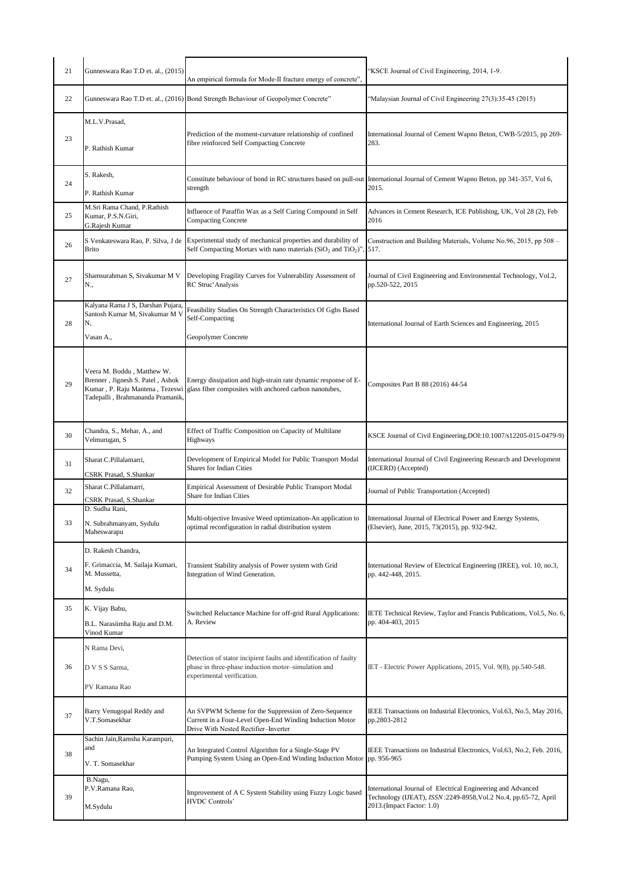| 21 | Gunneswara Rao T.D et. al., (2015) | An empirical formula for Mode-II fracture energy of concrete", | "KSCE Journal of Civil Engineering, 2014, 1-9. |
|---|---|---|---|
| 22 | Gunneswara Rao T.D et. al., (2016) | Bond Strength Behaviour of Geopolymer Concrete" | "Malaysian Journal of Civil Engineering 27(3):35-45 (2015) |
| 23 | M.L.V.Prasad, P. Rathish Kumar | Prediction of the moment-curvature relationship of confined fibre reinforced Self Compacting Concrete | International Journal of Cement Wapno Beton, CWB-5/2015, pp 269-283. |
| 24 | S. Rakesh, P. Rathish Kumar | Constitute behaviour of bond in RC structures based on pull-out strength | International Journal of Cement Wapno Beton, pp 341-357, Vol 6, 2015. |
| 25 | M.Sri Rama Chand, P.Rathish Kumar, P.S.N.Giri, G.Rajesh Kumar | Influence of Paraffin Wax as a Self Curing Compound in Self Compacting Concrete | Advances in Cement Research, ICE Publishing, UK, Vol 28 (2), Feb 2016 |
| 26 | S Venkateswara Rao, P. Silva, J de Brito | Experimental study of mechanical properties and durability of Self Compacting Mortars with nano materials ($SiO_2$ and $TiO_2$)", | Construction and Building Materials, Volume No.96, 2015, pp 508 – 517. |
| 27 | Shamsurahman S, Sivakumar M V N., | Developing Fragility Curves for Vulnerability Assessment of RC Struc'Analysis | Journal of Civil Engineering and Environmental Technology, Vol.2, pp.520-522, 2015 |
| 28 | Kalyana Rama J S, Darshan Pujara, Santosh Kumar M, Sivakumar M V N, Vasan A., | Feasibility Studies On Strength Characteristics Of Ggbs Based Self-Compacting Geopolymer Concrete | International Journal of Earth Sciences and Engineering, 2015 |
| 29 | Veera M. Boddu , Matthew W. Brenner , Jignesh S. Patel , Ashok Kumar , P. Raju Mantena , Tezeswi Tadepalli , Brahmananda Pramanik, | Energy dissipation and high-strain rate dynamic response of E-glass fiber composites with anchored carbon nanotubes, | Composites Part B 88 (2016) 44-54 |
| 30 | Chandra, S., Mehar, A., and Velmurugan, S | Effect of Traffic Composition on Capacity of Multilane Highways | KSCE Journal of Civil Engineering,DOI:10.1007/s12205-015-0479-9) |
| 31 | Sharat C.Pillalamarri, CSRK Prasad, S.Shankar | Development of Empirical Model for Public Transport Modal Shares for Indian Cities | International Journal of Civil Engineering Research and Development (IJCERD) (Accepted) |
| 32 | Sharat C.Pillalamarri, CSRK Prasad, S.Shankar | Empirical Assessment of Desirable Public Transport Modal Share for Indian Cities | Journal of Public Transportation (Accepted) |
| 33 | D. Sudha Rani, N. Subrahmanyam, Sydulu Maheswarapu | Multi-objective Invasive Weed optimization-An application to optimal reconfiguration in radial distribution system | International Journal of Electrical Power and Energy Systems, (Elsevier), June, 2015, 73(2015), pp. 932-942. |
| 34 | D. Rakesh Chandra, F. Grimaccia, M. Sailaja Kumari, M. Mussetta, M. Sydulu | Transient Stability analysis of Power system with Grid Integration of Wind Generation. | International Review of Electrical Engineering (IREE), vol. 10, no.3, pp. 442-448, 2015. |
| 35 | K. Vijay Babu, B.L. Narasiimha Raju and D.M. Vinod Kumar | Switched Reluctance Machine for off-grid Rural Applications: A. Review | IETE Technical Review, Taylor and Francis Publications, Vol.5, No. 6, pp. 404-403, 2015 |
| 36 | N Rama Devi, D V S S Sarma, PV Ramana Rao | Detection of stator incipient faults and identification of faulty phase in three-phase induction motor–simulation and experimental verification. | IET - Electric Power Applications, 2015, Vol. 9(8), pp.540-548. |
| 37 | Barry Venugopal Reddy and V.T.Somasekhar | An SVPWM Scheme for the Suppression of Zero-Sequence Current in a Four-Level Open-End Winding Induction Motor Drive With Nested Rectifier–Inverter | IEEE Transactions on Industrial Electronics, Vol.63, No.5, May 2016, pp.2803-2812 |
| 38 | Sachin Jain,Ramsha Karampuri, and V. T. Somasekhar | An Integrated Control Algorithm for a Single-Stage PV Pumping System Using an Open-End Winding Induction Motor | IEEE Transactions on Industrial Electronics, Vol.63, No.2, Feb. 2016, pp. 956-965 |
| 39 | B.Nagu, P.V.Ramana Rao, M.Sydulu | Improvement of A C System Stability using Fuzzy Logic based HVDC Controls' | International Journal of Electrical Engineering and Advanced Technology (IJEAT), *ISSN* :2249-8958,Vol.2 No.4, pp.65-72, April 2013.(Impact Factor: 1.0) |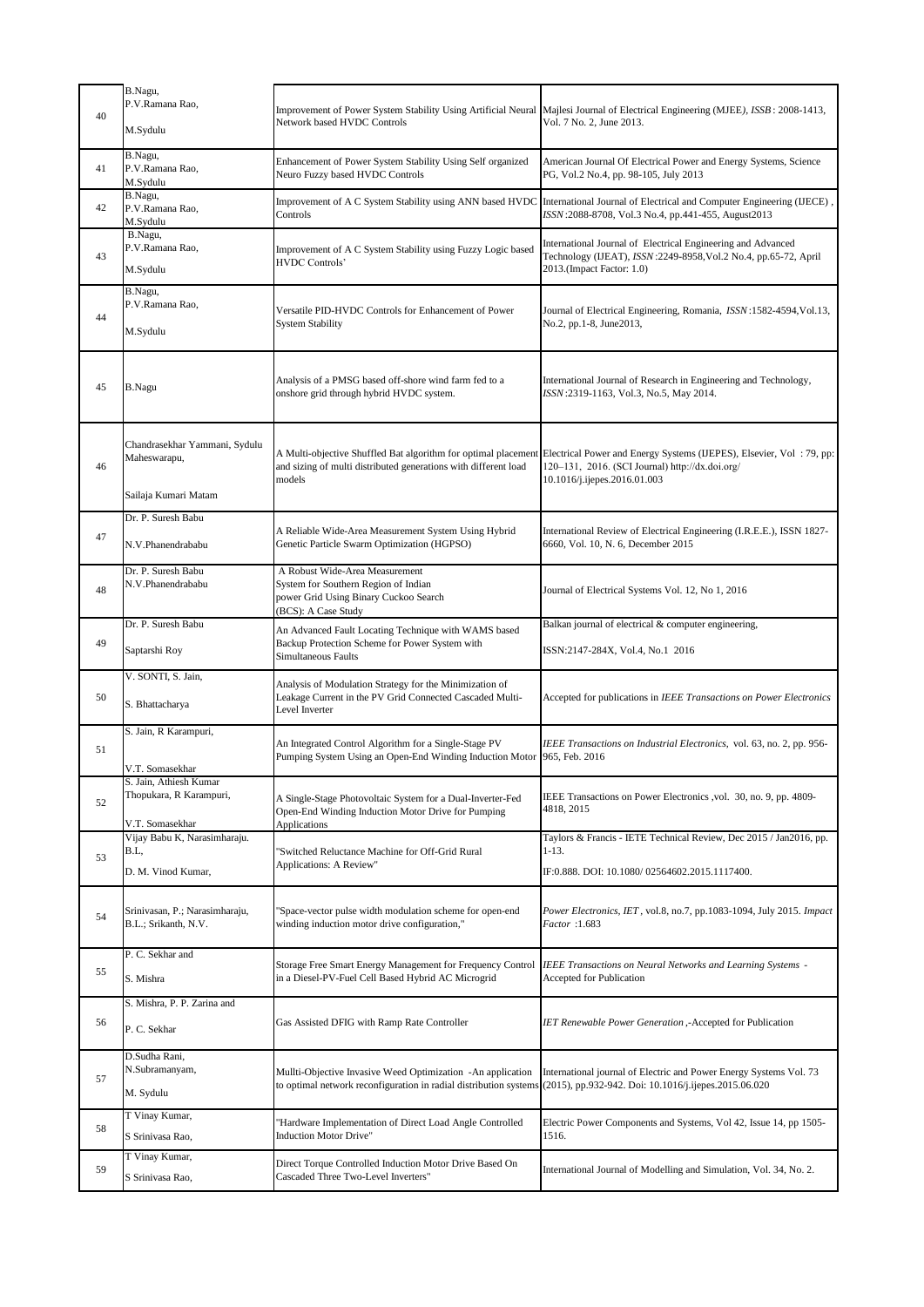| 40 | B.Nagu, P.V.Ramana Rao, M.Sydulu | Improvement of Power System Stability Using Artificial Neural Network based HVDC Controls | Majlesi Journal of Electrical Engineering (MJEE*), ISSB*: 2008-1413, Vol. 7 No. 2, June 2013. |
|---|---|---|---|
| 41 | B.Nagu, P.V.Ramana Rao, M.Sydulu | Enhancement of Power System Stability Using Self organized Neuro Fuzzy based HVDC Controls | American Journal Of Electrical Power and Energy Systems, Science PG, Vol.2 No.4, pp. 98-105, July 2013 |
| 42 | B.Nagu, P.V.Ramana Rao, M.Sydulu | Improvement of A C System Stability using ANN based HVDC Controls | International Journal of Electrical and Computer Engineering (IJECE), *ISSN*:2088-8708, Vol.3 No.4, pp.441-455, August2013 |
| 43 | B.Nagu, P.V.Ramana Rao, M.Sydulu | Improvement of A C System Stability using Fuzzy Logic based HVDC Controls' | International Journal of Electrical Engineering and Advanced Technology (IJEAT), *ISSN*:2249-8958,Vol.2 No.4, pp.65-72, April 2013.(Impact Factor: 1.0) |
| 44 | B.Nagu, P.V.Ramana Rao, M.Sydulu | Versatile PID-HVDC Controls for Enhancement of Power System Stability | Journal of Electrical Engineering, Romania, *ISSN*:1582-4594,Vol.13, No.2, pp.1-8, June2013, |
| 45 | B.Nagu | Analysis of a PMSG based off-shore wind farm fed to a onshore grid through hybrid HVDC system. | International Journal of Research in Engineering and Technology, *ISSN*:2319-1163, Vol.3, No.5, May 2014. |
| 46 | Chandrasekhar Yammani, Sydulu Maheswarapu, Sailaja Kumari Matam | A Multi-objective Shuffled Bat algorithm for optimal placement and sizing of multi distributed generations with different load models | Electrical Power and Energy Systems (IJEPES), Elsevier, Vol : 79, pp: 120–131, 2016. (SCI Journal) http://dx.doi.org/ 10.1016/j.ijepes.2016.01.003 |
| 47 | Dr. P. Suresh Babu N.V.Phanendrababu | A Reliable Wide-Area Measurement System Using Hybrid Genetic Particle Swarm Optimization (HGPSO) | International Review of Electrical Engineering (I.R.E.E.), ISSN 1827-6660, Vol. 10, N. 6, December 2015 |
| 48 | Dr. P. Suresh Babu N.V.Phanendrababu | A Robust Wide-Area Measurement System for Southern Region of Indian power Grid Using Binary Cuckoo Search (BCS): A Case Study | Journal of Electrical Systems Vol. 12, No 1, 2016 |
| 49 | Dr. P. Suresh Babu Saptarshi Roy | An Advanced Fault Locating Technique with WAMS based Backup Protection Scheme for Power System with Simultaneous Faults | Balkan journal of electrical & computer engineering, ISSN:2147-284X, Vol.4, No.1 2016 |
| 50 | V. SONTI, S. Jain, S. Bhattacharya | Analysis of Modulation Strategy for the Minimization of Leakage Current in the PV Grid Connected Cascaded Multi-Level Inverter | Accepted for publications in *IEEE Transactions on Power Electronics* |
| 51 | S. Jain, R Karampuri, V.T. Somasekhar | An Integrated Control Algorithm for a Single-Stage PV Pumping System Using an Open-End Winding Induction Motor | *IEEE Transactions on Industrial Electronics*, vol. 63, no. 2, pp. 956-965, Feb. 2016 |
| 52 | S. Jain, Athiesh Kumar Thopukara, R Karampuri, V.T. Somasekhar | A Single-Stage Photovoltaic System for a Dual-Inverter-Fed Open-End Winding Induction Motor Drive for Pumping Applications | IEEE Transactions on Power Electronics ,vol. 30, no. 9, pp. 4809-4818, 2015 |
| 53 | Vijay Babu K, Narasimharaju. B.L, D. M. Vinod Kumar, | "Switched Reluctance Machine for Off-Grid Rural Applications: A Review" | Taylors & Francis - IETE Technical Review, Dec 2015 / Jan2016, pp. 1-13. IF:0.888. DOI: 10.1080/ 02564602.2015.1117400. |
| 54 | Srinivasan, P.; Narasimharaju, B.L.; Srikanth, N.V. | "Space-vector pulse width modulation scheme for open-end winding induction motor drive configuration," | *Power Electronics, IET* , vol.8, no.7, pp.1083-1094, July 2015. *Impact Factor* :1.683 |
| 55 | P. C. Sekhar and S. Mishra | Storage Free Smart Energy Management for Frequency Control in a Diesel-PV-Fuel Cell Based Hybrid AC Microgrid | *IEEE Transactions on Neural Networks and Learning Systems* - Accepted for Publication |
| 56 | S. Mishra, P. P. Zarina and P. C. Sekhar | Gas Assisted DFIG with Ramp Rate Controller | *IET Renewable Power Generation* ,-Accepted for Publication |
| 57 | D.Sudha Rani, N.Subramanyam, M. Sydulu | Mullti-Objective Invasive Weed Optimization -An application to optimal network reconfiguration in radial distribution systems | International journal of Electric and Power Energy Systems Vol. 73 (2015), pp.932-942. Doi: 10.1016/j.ijepes.2015.06.020 |
| 58 | T Vinay Kumar, S Srinivasa Rao, | "Hardware Implementation of Direct Load Angle Controlled Induction Motor Drive" | Electric Power Components and Systems, Vol 42, Issue 14, pp 1505-1516. |
| 59 | T Vinay Kumar, S Srinivasa Rao, | Direct Torque Controlled Induction Motor Drive Based On Cascaded Three Two-Level Inverters" | International Journal of Modelling and Simulation, Vol. 34, No. 2. |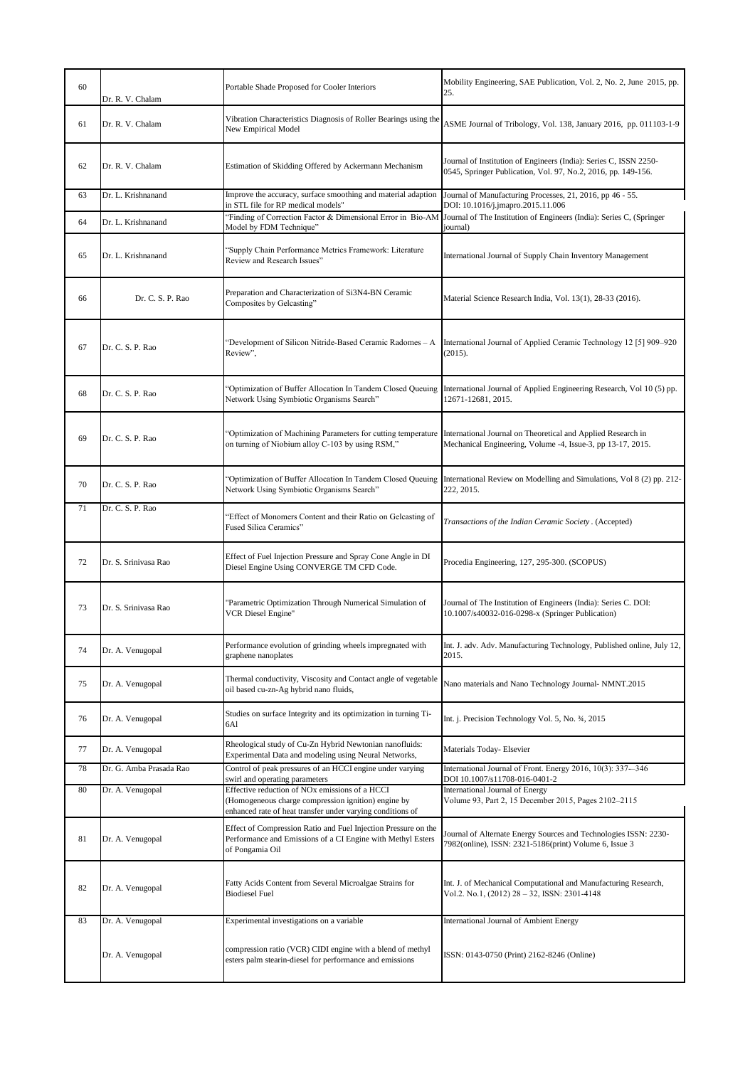| 60 | Dr. R. V. Chalam | Portable Shade Proposed for Cooler Interiors | Mobility Engineering, SAE Publication, Vol. 2, No. 2, June 2015, pp. 25. |
|---|---|---|---|
| 61 | Dr. R. V. Chalam | Vibration Characteristics Diagnosis of Roller Bearings using the New Empirical Model | ASME Journal of Tribology, Vol. 138, January 2016, pp. 011103-1-9 |
| 62 | Dr. R. V. Chalam | Estimation of Skidding Offered by Ackermann Mechanism | Journal of Institution of Engineers (India): Series C, ISSN 2250-0545, Springer Publication, Vol. 97, No.2, 2016, pp. 149-156. |
| 63 | Dr. L. Krishnanand | Improve the accuracy, surface smoothing and material adaption in STL file for RP medical models" | Journal of Manufacturing Processes, 21, 2016, pp 46 - 55. DOI: 10.1016/j.jmapro.2015.11.006 |
| 64 | Dr. L. Krishnanand | "Finding of Correction Factor & Dimensional Error in Bio-AM Model by FDM Technique" | Journal of The Institution of Engineers (India): Series C, (Springer journal) |
| 65 | Dr. L. Krishnanand | "Supply Chain Performance Metrics Framework: Literature Review and Research Issues" | International Journal of Supply Chain Inventory Management |
| 66 | Dr. C. S. P. Rao | Preparation and Characterization of Si3N4-BN Ceramic Composites by Gelcasting" | Material Science Research India, Vol. 13(1), 28-33 (2016). |
| 67 | Dr. C. S. P. Rao | "Development of Silicon Nitride-Based Ceramic Radomes – A Review", | International Journal of Applied Ceramic Technology 12 [5] 909–920 (2015). |
| 68 | Dr. C. S. P. Rao | "Optimization of Buffer Allocation In Tandem Closed Queuing Network Using Symbiotic Organisms Search" | International Journal of Applied Engineering Research, Vol 10 (5) pp. 12671-12681, 2015. |
| 69 | Dr. C. S. P. Rao | "Optimization of Machining Parameters for cutting temperature on turning of Niobium alloy C-103 by using RSM," | International Journal on Theoretical and Applied Research in Mechanical Engineering, Volume -4, Issue-3, pp 13-17, 2015. |
| 70 | Dr. C. S. P. Rao | "Optimization of Buffer Allocation In Tandem Closed Queuing Network Using Symbiotic Organisms Search" | International Review on Modelling and Simulations, Vol 8 (2) pp. 212-222, 2015. |
| 71 | Dr. C. S. P. Rao | "Effect of Monomers Content and their Ratio on Gelcasting of Fused Silica Ceramics" | *Transactions of the Indian Ceramic Society* . (Accepted) |
| 72 | Dr. S. Srinivasa Rao | Effect of Fuel Injection Pressure and Spray Cone Angle in DI Diesel Engine Using CONVERGE TM CFD Code. | Procedia Engineering, 127, 295-300. (SCOPUS) |
| 73 | Dr. S. Srinivasa Rao | "Parametric Optimization Through Numerical Simulation of VCR Diesel Engine" | Journal of The Institution of Engineers (India): Series C. DOI: 10.1007/s40032-016-0298-x (Springer Publication) |
| 74 | Dr. A. Venugopal | Performance evolution of grinding wheels impregnated with graphene nanoplates | Int. J. adv. Adv. Manufacturing Technology, Published online, July 12, 2015. |
| 75 | Dr. A. Venugopal | Thermal conductivity, Viscosity and Contact angle of vegetable oil based cu-zn-Ag hybrid nano fluids, | Nano materials and Nano Technology Journal- NMNT.2015 |
| 76 | Dr. A. Venugopal | Studies on surface Integrity and its optimization in turning Ti-6Al | Int. j. Precision Technology Vol. 5, No. ¾, 2015 |
| 77 | Dr. A. Venugopal | Rheological study of Cu-Zn Hybrid Newtonian nanofluids: Experimental Data and modeling using Neural Networks, | Materials Today- Elsevier |
| 78 | Dr. G. Amba Prasada Rao | Control of peak pressures of an HCCI engine under varying swirl and operating parameters | International Journal of Front. Energy 2016, 10(3): 337–-346 DOI 10.1007/s11708-016-0401-2 |
| 80 | Dr. A. Venugopal | Effective reduction of NOx emissions of a HCCI (Homogeneous charge compression ignition) engine by enhanced rate of heat transfer under varying conditions of | International Journal of Energy Volume 93, Part 2, 15 December 2015, Pages 2102–2115 |
| 81 | Dr. A. Venugopal | Effect of Compression Ratio and Fuel Injection Pressure on the Performance and Emissions of a CI Engine with Methyl Esters of Pongamia Oil | Journal of Alternate Energy Sources and Technologies ISSN: 2230-7982(online), ISSN: 2321-5186(print) Volume 6, Issue 3 |
| 82 | Dr. A. Venugopal | Fatty Acids Content from Several Microalgae Strains for Biodiesel Fuel | Int. J. of Mechanical Computational and Manufacturing Research, Vol.2. No.1, (2012) 28 – 32, ISSN: 2301-4148 |
| 83 | Dr. A. Venugopal | Experimental investigations on a variable | International Journal of Ambient Energy |
| | Dr. A. Venugopal | compression ratio (VCR) CIDI engine with a blend of methyl esters palm stearin-diesel for performance and emissions | ISSN: 0143-0750 (Print) 2162-8246 (Online) |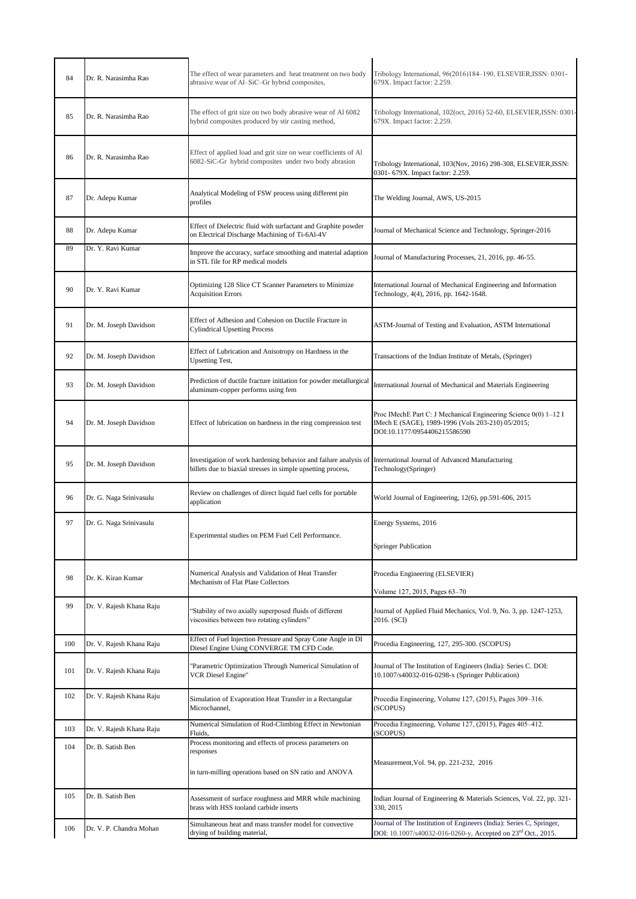| 84 | Dr. R. Narasimha Rao | The effect of wear parameters and heat treatment on two body abrasive wear of Al–SiC–Gr hybrid composites, | Tribology International, 96(2016)184–190, ELSEVIER,ISSN: 0301-679X. Impact factor: 2.259. |
|---|---|---|---|
| 85 | Dr. R. Narasimha Rao | The effect of grit size on two body abrasive wear of Al 6082 hybrid composites produced by stir casting method, | Tribology International, 102(oct, 2016) 52-60, ELSEVIER,ISSN: 0301-679X. Impact factor: 2.259. |
| 86 | Dr. R. Narasimha Rao | Effect of applied load and grit size on wear coefficients of Al 6082-SiC-Gr hybrid composites under two body abrasion | Tribology International, 103(Nov, 2016) 298-308, ELSEVIER,ISSN: 0301- 679X. Impact factor: 2.259. |
| 87 | Dr. Adepu Kumar | Analytical Modeling of FSW process using different pin profiles | The Welding Journal, AWS, US-2015 |
| 88 | Dr. Adepu Kumar | Effect of Dielectric fluid with surfactant and Graphite powder on Electrical Discharge Machining of Ti-6Al-4V | Journal of Mechanical Science and Technology, Springer-2016 |
| 89 | Dr. Y. Ravi Kumar | Improve the accuracy, surface smoothing and material adaption in STL file for RP medical models | Journal of Manufacturing Processes, 21, 2016, pp. 46-55. |
| 90 | Dr. Y. Ravi Kumar | Optimizing 128 Slice CT Scanner Parameters to Minimize Acquisition Errors | International Journal of Mechanical Engineering and Information Technology, 4(4), 2016, pp. 1642-1648. |
| 91 | Dr. M. Joseph Davidson | Effect of Adhesion and Cohesion on Ductile Fracture in Cylindrical Upsetting Process | ASTM-Journal of Testing and Evaluation, ASTM International |
| 92 | Dr. M. Joseph Davidson | Effect of Lubrication and Anisotropy on Hardness in the Upsetting Test, | Transactions of the Indian Institute of Metals, (Springer) |
| 93 | Dr. M. Joseph Davidson | Prediction of ductile fracture initiation for powder metallurgical aluminum-copper performs using fem | International Journal of Mechanical and Materials Engineering |
| 94 | Dr. M. Joseph Davidson | Effect of lubrication on hardness in the ring compression test | Proc IMechE Part C: J Mechanical Engineering Science 0(0) 1–12 I IMech E (SAGE), 1989-1996 (Vols 203-210) 05/2015; DOI:10.1177/0954406215586590 |
| 95 | Dr. M. Joseph Davidson | Investigation of work hardening behavior and failure analysis of billets due to biaxial stresses in simple upsetting process, | International Journal of Advanced Manufacturing Technology(Springer) |
| 96 | Dr. G. Naga Srinivasulu | Review on challenges of direct liquid fuel cells for portable application | World Journal of Engineering, 12(6), pp.591-606, 2015 |
| 97 | Dr. G. Naga Srinivasulu | Experimental studies on PEM Fuel Cell Performance. | Energy Systems, 2016<br><br>Springer Publication |
| 98 | Dr. K. Kiran Kumar | Numerical Analysis and Validation of Heat Transfer Mechanism of Flat Plate Collectors | Procedia Engineering (ELSEVIER)<br><br>Volume 127, 2015, Pages 63–70 |
| 99 | Dr. V. Rajesh Khana Raju | "Stability of two axially superposed fluids of different viscosities between two rotating cylinders" | Journal of Applied Fluid Mechanics, Vol. 9, No. 3, pp. 1247-1253, 2016. (SCI) |
| 100 | Dr. V. Rajesh Khana Raju | Effect of Fuel Injection Pressure and Spray Cone Angle in DI Diesel Engine Using CONVERGE TM CFD Code. | Procedia Engineering, 127, 295-300. (SCOPUS) |
| 101 | Dr. V. Rajesh Khana Raju | "Parametric Optimization Through Numerical Simulation of VCR Diesel Engine" | Journal of The Institution of Engineers (India): Series C. DOI: 10.1007/s40032-016-0298-x (Springer Publication) |
| 102 | Dr. V. Rajesh Khana Raju | Simulation of Evaporation Heat Transfer in a Rectangular Microchannel, | Procedia Engineering, Volume 127, (2015), Pages 309–316. (SCOPUS) |
| 103 | Dr. V. Rajesh Khana Raju | Numerical Simulation of Rod-Climbing Effect in Newtonian Fluids, | Procedia Engineering, Volume 127, (2015), Pages 405–412. (SCOPUS) |
| 104 | Dr. B. Satish Ben | Process monitoring and effects of process parameters on responses<br><br>in turn-milling operations based on SN ratio and ANOVA | Measurement,Vol. 94, pp. 221-232, 2016 |
| 105 | Dr. B. Satish Ben | Assessment of surface roughness and MRR while machining brass with HSS tooland carbide inserts | Indian Journal of Engineering & Materials Sciences, Vol. 22, pp. 321-330, 2015 |
| 106 | Dr. V. P. Chandra Mohan | Simultaneous heat and mass transfer model for convective drying of building material, | Journal of The Institution of Engineers (India): Series C, Springer, DOI: 10.1007/s40032-016-0260-y, Accepted on 23rd Oct., 2015. |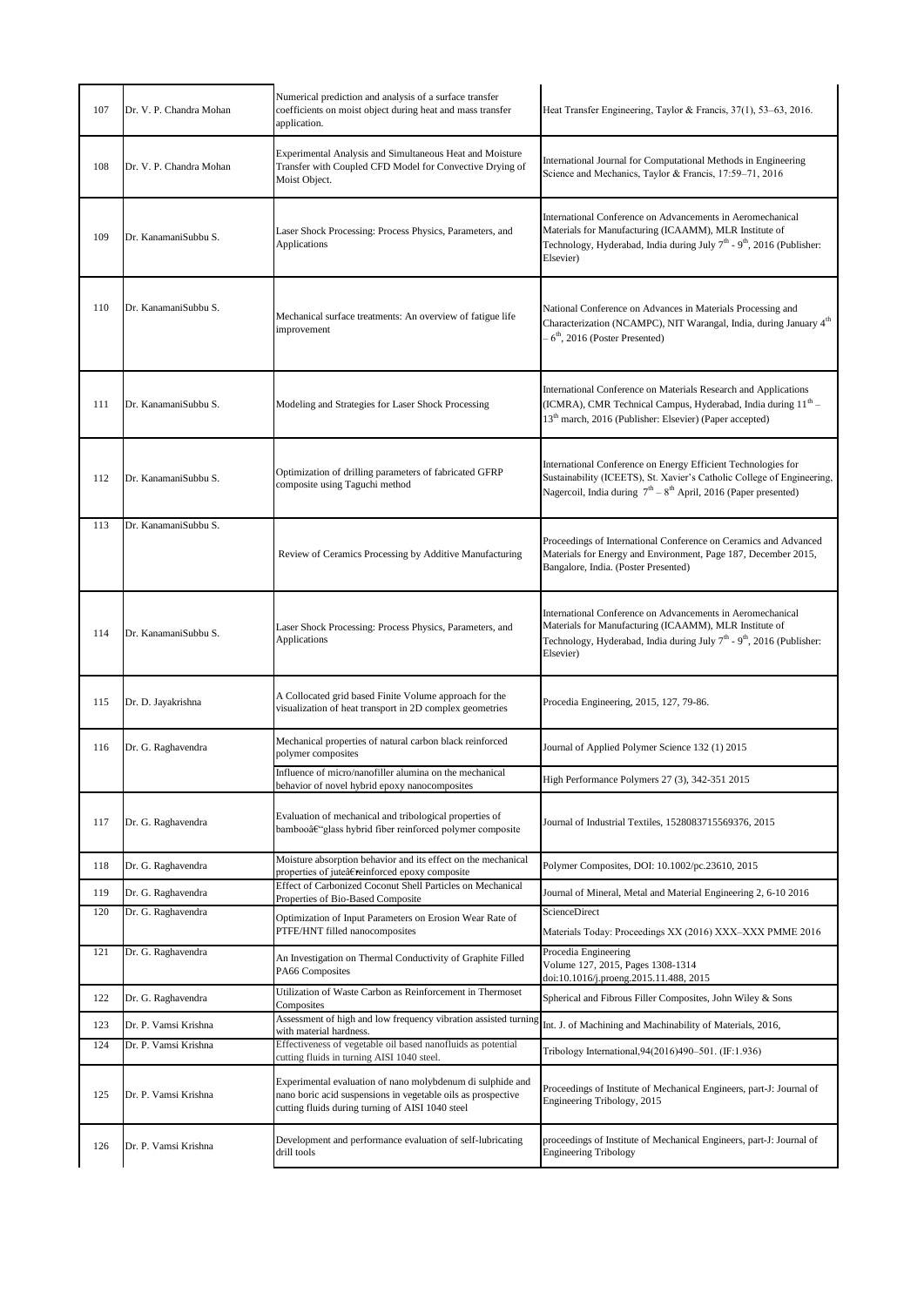| 107 | Dr. V. P. Chandra Mohan | Numerical prediction and analysis of a surface transfer coefficients on moist object during heat and mass transfer application. | Heat Transfer Engineering, Taylor & Francis, 37(1), 53–63, 2016. |
|---|---|---|---|
| 108 | Dr. V. P. Chandra Mohan | Experimental Analysis and Simultaneous Heat and Moisture Transfer with Coupled CFD Model for Convective Drying of Moist Object. | International Journal for Computational Methods in Engineering Science and Mechanics, Taylor & Francis, 17:59–71, 2016 |
| 109 | Dr. KanamaniSubbu S. | Laser Shock Processing: Process Physics, Parameters, and Applications | International Conference on Advancements in Aeromechanical Materials for Manufacturing (ICAAMM), MLR Institute of Technology, Hyderabad, India during July 7th - 9th, 2016 (Publisher: Elsevier) |
| 110 | Dr. KanamaniSubbu S. | Mechanical surface treatments: An overview of fatigue life improvement | National Conference on Advances in Materials Processing and Characterization (NCAMPC), NIT Warangal, India, during January 4th – 6th, 2016 (Poster Presented) |
| 111 | Dr. KanamaniSubbu S. | Modeling and Strategies for Laser Shock Processing | International Conference on Materials Research and Applications (ICMRA), CMR Technical Campus, Hyderabad, India during 11th – 13th march, 2016 (Publisher: Elsevier) (Paper accepted) |
| 112 | Dr. KanamaniSubbu S. | Optimization of drilling parameters of fabricated GFRP composite using Taguchi method | International Conference on Energy Efficient Technologies for Sustainability (ICEETS), St. Xavier's Catholic College of Engineering, Nagercoil, India during 7th – 8th April, 2016 (Paper presented) |
| 113 | Dr. KanamaniSubbu S. | Review of Ceramics Processing by Additive Manufacturing | Proceedings of International Conference on Ceramics and Advanced Materials for Energy and Environment, Page 187, December 2015, Bangalore, India. (Poster Presented) |
| 114 | Dr. KanamaniSubbu S. | Laser Shock Processing: Process Physics, Parameters, and Applications | International Conference on Advancements in Aeromechanical Materials for Manufacturing (ICAAMM), MLR Institute of Technology, Hyderabad, India during July 7th - 9th, 2016 (Publisher: Elsevier) |
| 115 | Dr. D. Jayakrishna | A Collocated grid based Finite Volume approach for the visualization of heat transport in 2D complex geometries | Procedia Engineering, 2015, 127, 79-86. |
| 116 | Dr. G. Raghavendra | Mechanical properties of natural carbon black reinforced polymer composites | Journal of Applied Polymer Science 132 (1) 2015 |
| | | Influence of micro/nanofiller alumina on the mechanical behavior of novel hybrid epoxy nanocomposites | High Performance Polymers 27 (3), 342-351 2015 |
| 117 | Dr. G. Raghavendra | Evaluation of mechanical and tribological properties of bambooâ€"glass hybrid fiber reinforced polymer composite | Journal of Industrial Textiles, 1528083715569376, 2015 |
| 118 | Dr. G. Raghavendra | Moisture absorption behavior and its effect on the mechanical properties of juteâ€reinforced epoxy composite | Polymer Composites, DOI: 10.1002/pc.23610, 2015 |
| 119 | Dr. G. Raghavendra | Effect of Carbonized Coconut Shell Particles on Mechanical Properties of Bio-Based Composite | Journal of Mineral, Metal and Material Engineering 2, 6-10 2016 |
| 120 | Dr. G. Raghavendra | Optimization of Input Parameters on Erosion Wear Rate of PTFE/HNT filled nanocomposites | ScienceDirect<br>Materials Today: Proceedings XX (2016) XXX–XXX PMME 2016 |
| 121 | Dr. G. Raghavendra | An Investigation on Thermal Conductivity of Graphite Filled PA66 Composites | Procedia Engineering<br>Volume 127, 2015, Pages 1308-1314<br>doi:10.1016/j.proeng.2015.11.488, 2015 |
| 122 | Dr. G. Raghavendra | Utilization of Waste Carbon as Reinforcement in Thermoset Composites | Spherical and Fibrous Filler Composites, John Wiley & Sons |
| 123 | Dr. P. Vamsi Krishna | Assessment of high and low frequency vibration assisted turning with material hardness. | Int. J. of Machining and Machinability of Materials, 2016, |
| 124 | Dr. P. Vamsi Krishna | Effectiveness of vegetable oil based nanofluids as potential cutting fluids in turning AISI 1040 steel. | Tribology International,94(2016)490–501. (IF:1.936) |
| 125 | Dr. P. Vamsi Krishna | Experimental evaluation of nano molybdenum di sulphide and nano boric acid suspensions in vegetable oils as prospective cutting fluids during turning of AISI 1040 steel | Proceedings of Institute of Mechanical Engineers, part-J: Journal of Engineering Tribology, 2015 |
| 126 | Dr. P. Vamsi Krishna | Development and performance evaluation of self-lubricating drill tools | proceedings of Institute of Mechanical Engineers, part-J: Journal of Engineering Tribology |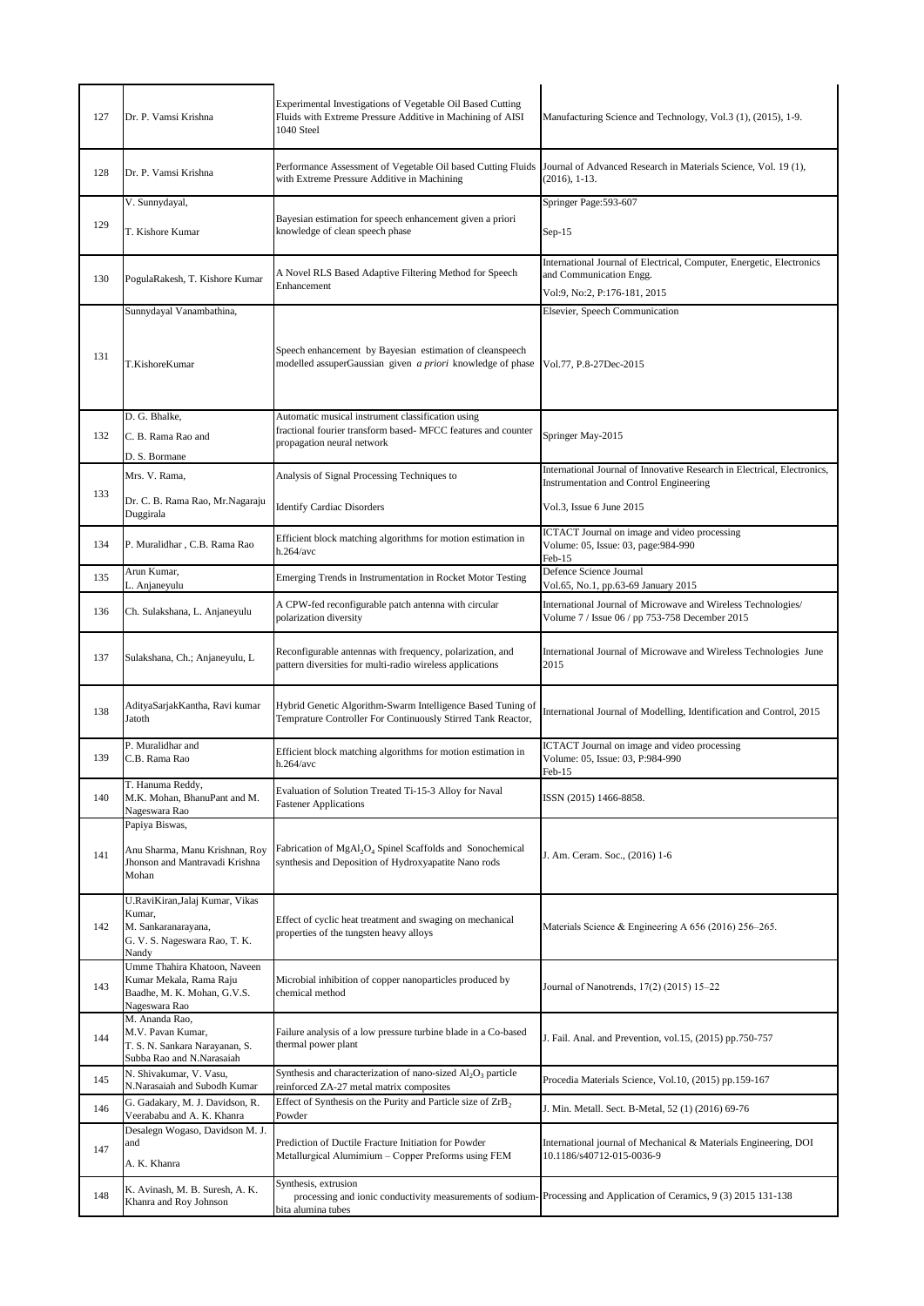| 127 | Dr. P. Vamsi Krishna | Experimental Investigations of Vegetable Oil Based Cutting Fluids with Extreme Pressure Additive in Machining of AISI 1040 Steel | Manufacturing Science and Technology, Vol.3 (1), (2015), 1-9. |
|---|---|---|---|
| 128 | Dr. P. Vamsi Krishna | Performance Assessment of Vegetable Oil based Cutting Fluids with Extreme Pressure Additive in Machining | Journal of Advanced Research in Materials Science, Vol. 19 (1), (2016), 1-13. |
| 129 | V. Sunnydayal,<br>T. Kishore Kumar | Bayesian estimation for speech enhancement given a priori knowledge of clean speech phase | Springer Page:593-607<br>Sep-15 |
| 130 | PogulaRakesh, T. Kishore Kumar | A Novel RLS Based Adaptive Filtering Method for Speech Enhancement | International Journal of Electrical, Computer, Energetic, Electronics and Communication Engg.<br>Vol:9, No:2, P:176-181, 2015 |
| 131 | Sunnydayal Vanambathina,<br>T.KishoreKumar | Speech enhancement by Bayesian estimation of cleanspeech modelled assuperGaussian given *a priori* knowledge of phase | Elsevier, Speech Communication<br>Vol.77, P.8-27Dec-2015 |
| 132 | D. G. Bhalke,<br>C. B. Rama Rao and<br>D. S. Bormane | Automatic musical instrument classification using fractional fourier transform based- MFCC features and counter propagation neural network | Springer May-2015 |
| 133 | Mrs. V. Rama,<br>Dr. C. B. Rama Rao, Mr.Nagaraju Duggirala | Analysis of Signal Processing Techniques to<br>Identify Cardiac Disorders | International Journal of Innovative Research in Electrical, Electronics, Instrumentation and Control Engineering<br>Vol.3, Issue 6 June 2015 |
| 134 | P. Muralidhar , C.B. Rama Rao | Efficient block matching algorithms for motion estimation in h.264/avc | ICTACT Journal on image and video processing<br>Volume: 05, Issue: 03, page:984-990<br>Feb-15 |
| 135 | Arun Kumar,<br>L. Anjaneyulu | Emerging Trends in Instrumentation in Rocket Motor Testing | Defence Science Journal<br>Vol.65, No.1, pp.63-69 January 2015 |
| 136 | Ch. Sulakshana, L. Anjaneyulu | A CPW-fed reconfigurable patch antenna with circular polarization diversity | International Journal of Microwave and Wireless Technologies/ Volume 7 / Issue 06 / pp 753-758 December 2015 |
| 137 | Sulakshana, Ch.; Anjaneyulu, L | Reconfigurable antennas with frequency, polarization, and pattern diversities for multi-radio wireless applications | International Journal of Microwave and Wireless Technologies June 2015 |
| 138 | AdityaSarjakKantha, Ravi kumar Jatoth | Hybrid Genetic Algorithm-Swarm Intelligence Based Tuning of Temprature Controller For Continuously Stirred Tank Reactor, | International Journal of Modelling, Identification and Control, 2015 |
| 139 | P. Muralidhar and<br>C.B. Rama Rao | Efficient block matching algorithms for motion estimation in h.264/avc | ICTACT Journal on image and video processing<br>Volume: 05, Issue: 03, P:984-990<br>Feb-15 |
| 140 | T. Hanuma Reddy,<br>M.K. Mohan, BhanuPant and M. Nageswara Rao | Evaluation of Solution Treated Ti-15-3 Alloy for Naval Fastener Applications | ISSN (2015) 1466-8858. |
| 141 | Papiya Biswas,<br>Anu Sharma, Manu Krishnan, Roy Jhonson and Mantravadi Krishna Mohan | Fabrication of $MgAl_2O_4$ Spinel Scaffolds and Sonochemical synthesis and Deposition of Hydroxyapatite Nano rods | J. Am. Ceram. Soc., (2016) 1-6 |
| 142 | U.RaviKiran,Jalaj Kumar, Vikas Kumar,<br>M. Sankaranarayana,<br>G. V. S. Nageswara Rao, T. K. Nandy | Effect of cyclic heat treatment and swaging on mechanical properties of the tungsten heavy alloys | Materials Science & Engineering A 656 (2016) 256–265. |
| 143 | Umme Thahira Khatoon, Naveen Kumar Mekala, Rama Raju Baadhe, M. K. Mohan, G.V.S. Nageswara Rao | Microbial inhibition of copper nanoparticles produced by chemical method | Journal of Nanotrends, 17(2) (2015) 15–22 |
| 144 | M. Ananda Rao,<br>M.V. Pavan Kumar,<br>T. S. N. Sankara Narayanan, S. Subba Rao and N.Narasaiah | Failure analysis of a low pressure turbine blade in a Co-based thermal power plant | J. Fail. Anal. and Prevention, vol.15, (2015) pp.750-757 |
| 145 | N. Shivakumar, V. Vasu, N.Narasaiah and Subodh Kumar | Synthesis and characterization of nano-sized $Al_2O_3$ particle reinforced ZA-27 metal matrix composites | Procedia Materials Science, Vol.10, (2015) pp.159-167 |
| 146 | G. Gadakary, M. J. Davidson, R. Veerababu and A. K. Khanra | Effect of Synthesis on the Purity and Particle size of $ZrB_2$ Powder | J. Min. Metall. Sect. B-Metal, 52 (1) (2016) 69-76 |
| 147 | Desalegn Wogaso, Davidson M. J. and<br>A. K. Khanra | Prediction of Ductile Fracture Initiation for Powder Metallurgical Alumimium – Copper Preforms using FEM | International journal of Mechanical & Materials Engineering, DOI 10.1186/s40712-015-0036-9 |
| 148 | K. Avinash, M. B. Suresh, A. K. Khanra and Roy Johnson | Synthesis, extrusion processing and ionic conductivity measurements of sodium-bita alumina tubes | Processing and Application of Ceramics, 9 (3) 2015 131-138 |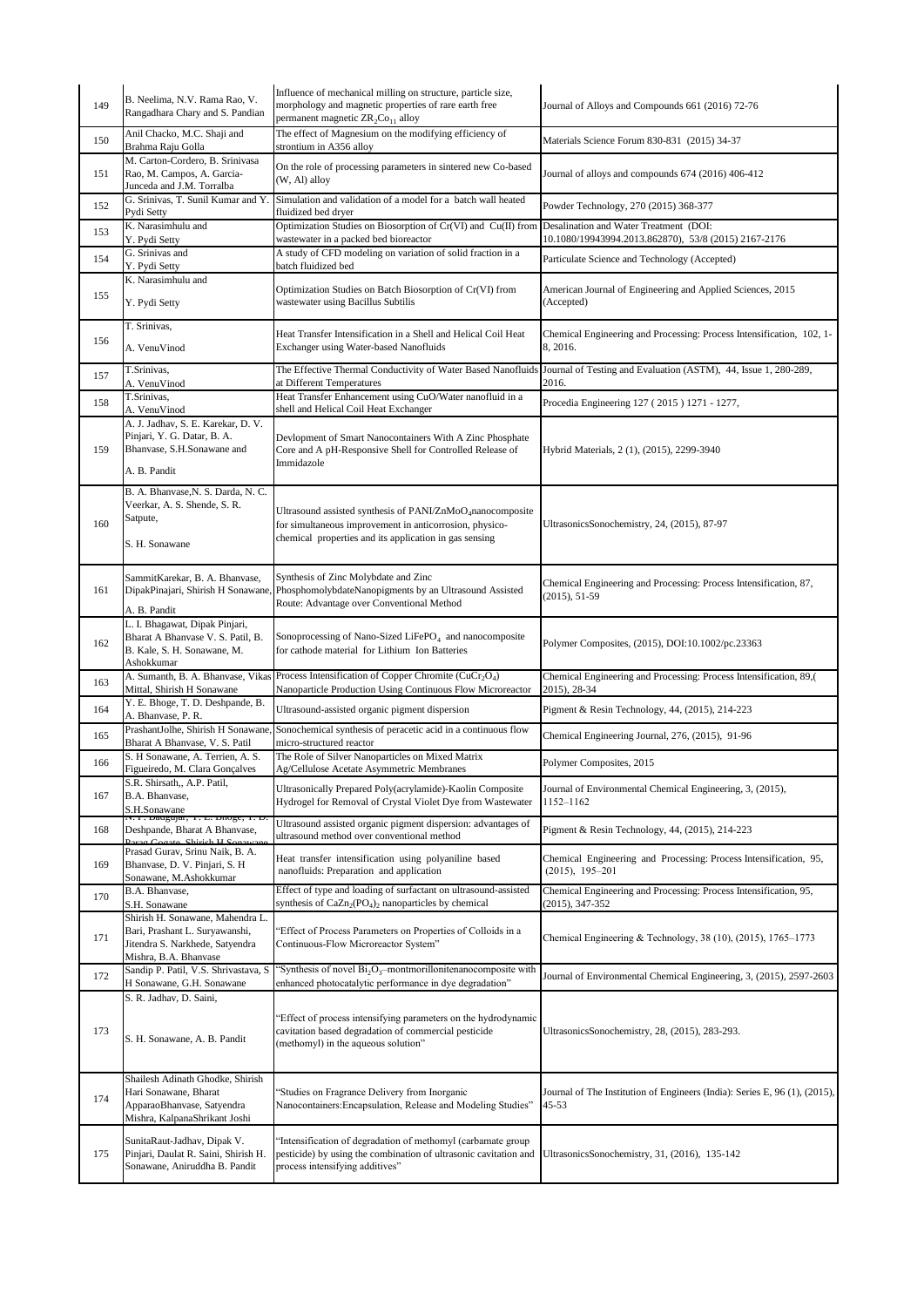| 149 | B. Neelima, N.V. Rama Rao, V. Rangadhara Chary and S. Pandian | Influence of mechanical milling on structure, particle size, morphology and magnetic properties of rare earth free permanent magnetic $ZR_2Co_{11}$ alloy | Journal of Alloys and Compounds 661 (2016) 72-76 |
|---|---|---|---|
| 150 | Anil Chacko, M.C. Shaji and Brahma Raju Golla | The effect of Magnesium on the modifying efficiency of strontium in A356 alloy | Materials Science Forum 830-831 (2015) 34-37 |
| 151 | M. Carton-Cordero, B. Srinivasa Rao, M. Campos, A. Garcia-Junceda and J.M. Torralba | On the role of processing parameters in sintered new Co-based (W, Al) alloy | Journal of alloys and compounds 674 (2016) 406-412 |
| 152 | G. Srinivas, T. Sunil Kumar and Y. Pydi Setty | Simulation and validation of a model for a batch wall heated fluidized bed dryer | Powder Technology, 270 (2015) 368-377 |
| 153 | K. Narasimhulu and Y. Pydi Setty | Optimization Studies on Biosorption of Cr(VI) and Cu(II) from wastewater in a packed bed bioreactor | Desalination and Water Treatment (DOI: 10.1080/19943994.2013.862870), 53/8 (2015) 2167-2176 |
| 154 | G. Srinivas and Y. Pydi Setty | A study of CFD modeling on variation of solid fraction in a batch fluidized bed | Particulate Science and Technology (Accepted) |
| 155 | K. Narasimhulu and Y. Pydi Setty | Optimization Studies on Batch Biosorption of Cr(VI) from wastewater using Bacillus Subtilis | American Journal of Engineering and Applied Sciences, 2015 (Accepted) |
| 156 | T. Srinivas, A. VenuVinod | Heat Transfer Intensification in a Shell and Helical Coil Heat Exchanger using Water-based Nanofluids | Chemical Engineering and Processing: Process Intensification, 102, 1-8, 2016. |
| 157 | T.Srinivas, A. VenuVinod | The Effective Thermal Conductivity of Water Based Nanofluids at Different Temperatures | Journal of Testing and Evaluation (ASTM), 44, Issue 1, 280-289, 2016. |
| 158 | T.Srinivas, A. VenuVinod | Heat Transfer Enhancement using CuO/Water nanofluid in a shell and Helical Coil Heat Exchanger | Procedia Engineering 127 ( 2015 ) 1271 - 1277, |
| 159 | A. J. Jadhav, S. E. Karekar, D. V. Pinjari, Y. G. Datar, B. A. Bhanvase, S.H.Sonawane and A. B. Pandit | Devlopment of Smart Nanocontainers With A Zinc Phosphate Core and A pH-Responsive Shell for Controlled Release of Immidazole | Hybrid Materials, 2 (1), (2015), 2299-3940 |
| 160 | B. A. Bhanvase,N. S. Darda, N. C. Veerkar, A. S. Shende, S. R. Satpute, S. H. Sonawane | Ultrasound assisted synthesis of PANI/$ZnMoO_4$nanocomposite for simultaneous improvement in anticorrosion, physico-chemical properties and its application in gas sensing | UltrasonicsSonochemistry, 24, (2015), 87-97 |
| 161 | SammitKarekar, B. A. Bhanvase, DipakPinjari, Shirish H Sonawane, A. B. Pandit | Synthesis of Zinc Molybdate and Zinc PhosphomolybdateNanopigments by an Ultrasound Assisted Route: Advantage over Conventional Method | Chemical Engineering and Processing: Process Intensification, 87, (2015), 51-59 |
| 162 | L. I. Bhagawat, Dipak Pinjari, Bharat A Bhanvase V. S. Patil, B. B. Kale, S. H. Sonawane, M. Ashokkumar | Sonoprocessing of Nano-Sized $LiFePO_4$ and nanocomposite for cathode material for Lithium Ion Batteries | Polymer Composites, (2015), DOI:10.1002/pc.23363 |
| 163 | A. Sumanth, B. A. Bhanvase, Vikas Mittal, Shirish H Sonawane | Process Intensification of Copper Chromite ($CuCr_2O_4$) Nanoparticle Production Using Continuous Flow Microreactor | Chemical Engineering and Processing: Process Intensification, 89,( 2015), 28-34 |
| 164 | Y. E. Bhoge, T. D. Deshpande, B. A. Bhanvase, P. R. | Ultrasound-assisted organic pigment dispersion | Pigment & Resin Technology, 44, (2015), 214-223 |
| 165 | PrashantJolhe, Shirish H Sonawane, Bharat A Bhanvase, V. S. Patil | Sonochemical synthesis of peracetic acid in a continuous flow micro-structured reactor | Chemical Engineering Journal, 276, (2015), 91-96 |
| 166 | S. H Sonawane, A. Terrien, A. S. Figueiredo, M. Clara Gonçalves | The Role of Silver Nanoparticles on Mixed Matrix Ag/Cellulose Acetate Asymmetric Membranes | Polymer Composites, 2015 |
| 167 | S.R. Shirsath,, A.P. Patil, B.A. Bhanvase, S.H.Sonawane | Ultrasonically Prepared Poly(acrylamide)-Kaolin Composite Hydrogel for Removal of Crystal Violet Dye from Wastewater | Journal of Environmental Chemical Engineering, 3, (2015), 1152–1162 |
| 168 | N. P. Badgujar, Y. E. Bhoge, T. D. Deshpande, Bharat A Bhanvase, Parag Gogate, Shirish H Sonawane | Ultrasound assisted organic pigment dispersion: advantages of ultrasound method over conventional method | Pigment & Resin Technology, 44, (2015), 214-223 |
| 169 | Prasad Gurav, Srinu Naik, B. A. Bhanvase, D. V. Pinjari, S. H Sonawane, M.Ashokkumar | Heat transfer intensification using polyaniline based nanofluids: Preparation and application | Chemical Engineering and Processing: Process Intensification, 95, (2015), 195–201 |
| 170 | B.A. Bhanvase, S.H. Sonawane | Effect of type and loading of surfactant on ultrasound-assisted synthesis of $CaZn_2(PO_4)_2$ nanoparticles by chemical | Chemical Engineering and Processing: Process Intensification, 95, (2015), 347-352 |
| 171 | Shirish H. Sonawane, Mahendra L. Bari, Prashant L. Suryawanshi, Jitendra S. Narkhede, Satyendra Mishra, B.A. Bhanvase | "Effect of Process Parameters on Properties of Colloids in a Continuous-Flow Microreactor System" | Chemical Engineering & Technology, 38 (10), (2015), 1765–1773 |
| 172 | Sandip P. Patil, V.S. Shrivastava, S H Sonawane, G.H. Sonawane | "Synthesis of novel $Bi_2O_3$–montmorillonitenanocomposite with enhanced photocatalytic performance in dye degradation" | Journal of Environmental Chemical Engineering, 3, (2015), 2597-2603 |
| 173 | S. R. Jadhav, D. Saini, S. H. Sonawane, A. B. Pandit | "Effect of process intensifying parameters on the hydrodynamic cavitation based degradation of commercial pesticide (methomyl) in the aqueous solution" | UltrasonicsSonochemistry, 28, (2015), 283-293. |
| 174 | Shailesh Adinath Ghodke, Shirish Hari Sonawane, Bharat ApparaoBhanvase, Satyendra Mishra, KalpanaShrikant Joshi | "Studies on Fragrance Delivery from Inorganic Nanocontainers:Encapsulation, Release and Modeling Studies" | Journal of The Institution of Engineers (India): Series E, 96 (1), (2015), 45-53 |
| 175 | SunitaRaut-Jadhav, Dipak V. Pinjari, Daulat R. Saini, Shirish H. Sonawane, Aniruddha B. Pandit | "Intensification of degradation of methomyl (carbamate group pesticide) by using the combination of ultrasonic cavitation and process intensifying additives" | UltrasonicsSonochemistry, 31, (2016), 135-142 |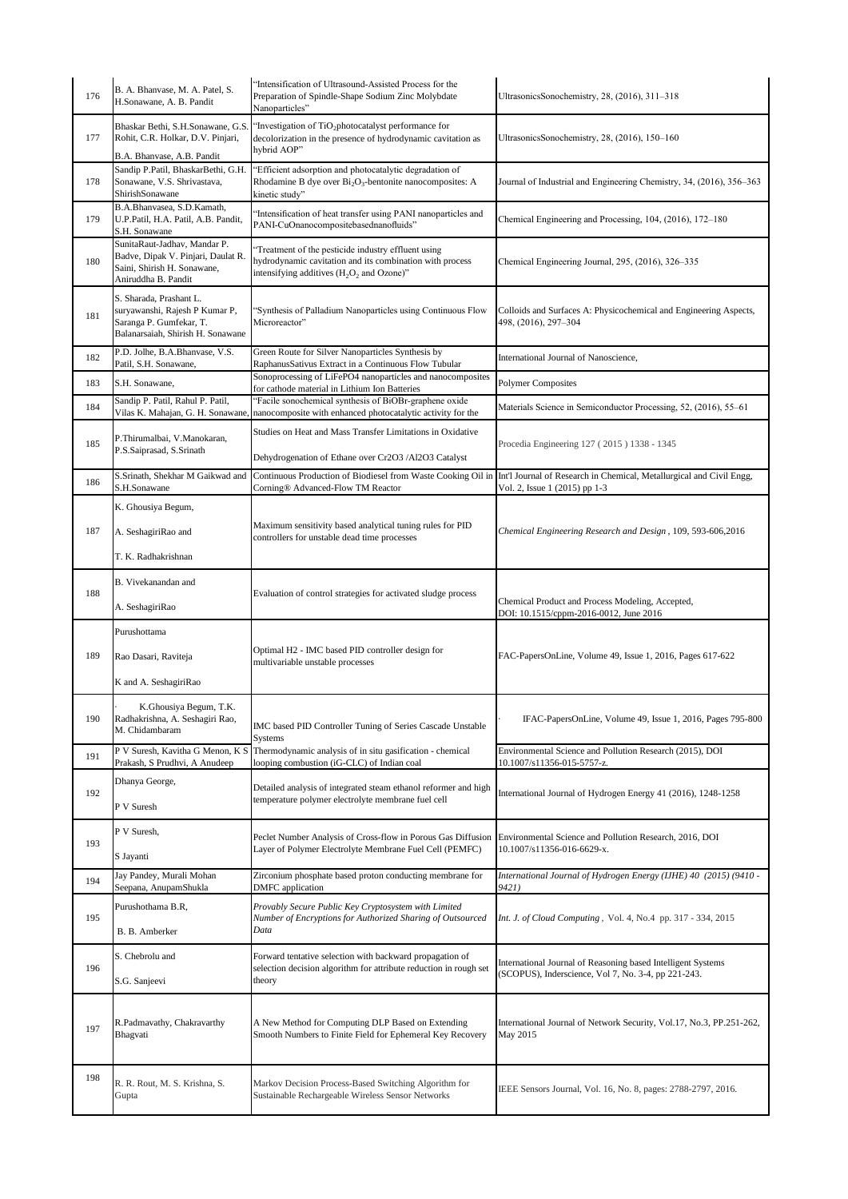| 176 | B. A. Bhanvase, M. A. Patel, S. H.Sonawane, A. B. Pandit | "Intensification of Ultrasound-Assisted Process for the Preparation of Spindle-Shape Sodium Zinc Molybdate Nanoparticles" | UltrasonicsSonochemistry, 28, (2016), 311–318 |
|---|---|---|---|
| 177 | Bhaskar Bethi, S.H.Sonawane, G.S. Rohit, C.R. Holkar, D.V. Pinjari, B.A. Bhanvase, A.B. Pandit | "Investigation of $TiO_2$photocatalyst performance for decolorization in the presence of hydrodynamic cavitation as hybrid AOP" | UltrasonicsSonochemistry, 28, (2016), 150–160 |
| 178 | Sandip P.Patil, BhaskarBethi, G.H. Sonawane, V.S. Shrivastava, ShirishSonawane | "Efficient adsorption and photocatalytic degradation of Rhodamine B dye over $Bi_2O_3$-bentonite nanocomposites: A kinetic study" | Journal of Industrial and Engineering Chemistry, 34, (2016), 356–363 |
| 179 | B.A.Bhanvasea, S.D.Kamath, U.P.Patil, H.A. Patil, A.B. Pandit, S.H. Sonawane | "Intensification of heat transfer using PANI nanoparticles and PANI-CuOnanocompositebasednanofluids" | Chemical Engineering and Processing, 104, (2016), 172–180 |
| 180 | SunitaRaut-Jadhav, Mandar P. Badve, Dipak V. Pinjari, Daulat R. Saini, Shirish H. Sonawane, Aniruddha B. Pandit | "Treatment of the pesticide industry effluent using hydrodynamic cavitation and its combination with process intensifying additives ($H_2O_2$ and Ozone)" | Chemical Engineering Journal, 295, (2016), 326–335 |
| 181 | S. Sharada, Prashant L. suryawanshi, Rajesh P Kumar P, Saranga P. Gumfekar, T. Balanarsaiah, Shirish H. Sonawane | "Synthesis of Palladium Nanoparticles using Continuous Flow Microreactor" | Colloids and Surfaces A: Physicochemical and Engineering Aspects, 498, (2016), 297–304 |
| 182 | P.D. Jolhe, B.A.Bhanvase, V.S. Patil, S.H. Sonawane, | Green Route for Silver Nanoparticles Synthesis by RaphanusSativus Extract in a Continuous Flow Tubular | International Journal of Nanoscience, |
| 183 | S.H. Sonawane, | Sonoprocessing of LiFePO4 nanoparticles and nanocomposites for cathode material in Lithium Ion Batteries | Polymer Composites |
| 184 | Sandip P. Patil, Rahul P. Patil, Vilas K. Mahajan, G. H. Sonawane, | "Facile sonochemical synthesis of BiOBr-graphene oxide nanocomposite with enhanced photocatalytic activity for the | Materials Science in Semiconductor Processing, 52, (2016), 55–61 |
| 185 | P.Thirumalbai, V.Manokaran, P.S.Saiprasad, S.Srinath | Studies on Heat and Mass Transfer Limitations in Oxidative Dehydrogenation of Ethane over Cr2O3 /Al2O3 Catalyst | Procedia Engineering 127 ( 2015 ) 1338 - 1345 |
| 186 | S.Srinath, Shekhar M Gaikwad and S.H.Sonawane | Continuous Production of Biodiesel from Waste Cooking Oil in Corning® Advanced-Flow TM Reactor | Int'l Journal of Research in Chemical, Metallurgical and Civil Engg, Vol. 2, Issue 1 (2015) pp 1-3 |
| 187 | K. Ghousiya Begum, A. SeshagiriRao and T. K. Radhakrishnan | Maximum sensitivity based analytical tuning rules for PID controllers for unstable dead time processes | *Chemical Engineering Research and Design* , 109, 593-606,2016 |
| 188 | B. Vivekanandan and A. SeshagiriRao | Evaluation of control strategies for activated sludge process | Chemical Product and Process Modeling, Accepted, DOI: 10.1515/cppm-2016-0012, June 2016 |
| 189 | Purushottama Rao Dasari, Raviteja K and A. SeshagiriRao | Optimal H2 - IMC based PID controller design for multivariable unstable processes | FAC-PapersOnLine, Volume 49, Issue 1, 2016, Pages 617-622 |
| 190 | K.Ghousiya Begum, T.K. Radhakrishna, A. Seshagiri Rao, M. Chidambaram | IMC based PID Controller Tuning of Series Cascade Unstable Systems | IFAC-PapersOnLine, Volume 49, Issue 1, 2016, Pages 795-800 |
| 191 | P V Suresh, Kavitha G Menon, K S Prakash, S Prudhvi, A Anudeep | Thermodynamic analysis of in situ gasification - chemical looping combustion (iG-CLC) of Indian coal | Environmental Science and Pollution Research (2015), DOI 10.1007/s11356-015-5757-z. |
| 192 | Dhanya George, P V Suresh | Detailed analysis of integrated steam ethanol reformer and high temperature polymer electrolyte membrane fuel cell | International Journal of Hydrogen Energy 41 (2016), 1248-1258 |
| 193 | P V Suresh, S Jayanti | Peclet Number Analysis of Cross-flow in Porous Gas Diffusion Layer of Polymer Electrolyte Membrane Fuel Cell (PEMFC) | Environmental Science and Pollution Research, 2016, DOI 10.1007/s11356-016-6629-x. |
| 194 | Jay Pandey, Murali Mohan Seepana, AnupamShukla | Zirconium phosphate based proton conducting membrane for DMFC application | *International Journal of Hydrogen Energy (IJHE) 40 (2015) (9410 - 9421)* |
| 195 | Purushothama B.R, B. B. Amberker | *Provably Secure Public Key Cryptosystem with Limited Number of Encryptions for Authorized Sharing of Outsourced Data* | *Int. J. of Cloud Computing* , Vol. 4, No.4 pp. 317 - 334, 2015 |
| 196 | S. Chebrolu and S.G. Sanjeevi | Forward tentative selection with backward propagation of selection decision algorithm for attribute reduction in rough set theory | International Journal of Reasoning based Intelligent Systems (SCOPUS), Inderscience, Vol 7, No. 3-4, pp 221-243. |
| 197 | R.Padmavathy, Chakravarthy Bhagvati | A New Method for Computing DLP Based on Extending Smooth Numbers to Finite Field for Ephemeral Key Recovery | International Journal of Network Security, Vol.17, No.3, PP.251-262, May 2015 |
| 198 | R. R. Rout, M. S. Krishna, S. Gupta | Markov Decision Process-Based Switching Algorithm for Sustainable Rechargeable Wireless Sensor Networks | IEEE Sensors Journal, Vol. 16, No. 8, pages: 2788-2797, 2016. |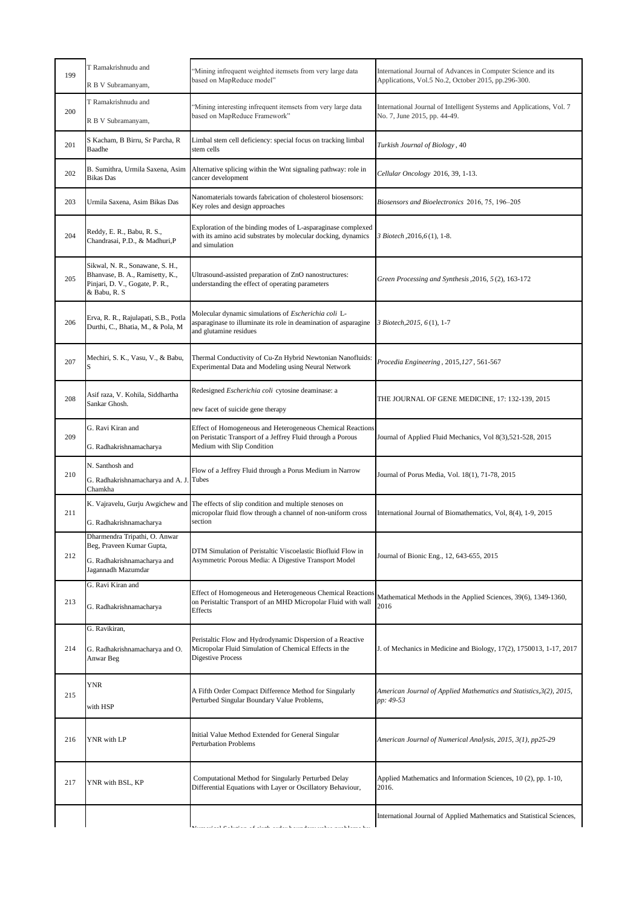| | | | |
|---|---|---|---|
| 199 | T Ramakrishnudu and R B V Subramanyam, | "Mining infrequent weighted itemsets from very large data based on MapReduce model" | International Journal of Advances in Computer Science and its Applications, Vol.5 No.2, October 2015, pp.296-300. |
| 200 | T Ramakrishnudu and R B V Subramanyam, | "Mining interesting infrequent itemsets from very large data based on MapReduce Framework" | International Journal of Intelligent Systems and Applications, Vol. 7 No. 7, June 2015, pp. 44-49. |
| 201 | S Kacham, B Birru, Sr Parcha, R Baadhe | Limbal stem cell deficiency: special focus on tracking limbal stem cells | *Turkish Journal of Biology*, 40 |
| 202 | B. Sumithra, Urmila Saxena, Asim Bikas Das | Alternative splicing within the Wnt signaling pathway: role in cancer development | *Cellular Oncology* 2016, 39, 1-13. |
| 203 | Urmila Saxena, Asim Bikas Das | Nanomaterials towards fabrication of cholesterol biosensors: Key roles and design approaches | *Biosensors and Bioelectronics* 2016, 75, 196–205 |
| 204 | Reddy, E. R., Babu, R. S., Chandrasai, P.D., & Madhuri,P | Exploration of the binding modes of L-asparaginase complexed with its amino acid substrates by molecular docking, dynamics and simulation | *3 Biotech*,2016,*6*(1), 1-8. |
| 205 | Sikwal, N. R., Sonawane, S. H., Bhanvase, B. A., Ramisetty, K., Pinjari, D. V., Gogate, P. R., & Babu, R. S | Ultrasound-assisted preparation of ZnO nanostructures: understanding the effect of operating parameters | *Green Processing and Synthesis*,2016, *5*(2), 163-172 |
| 206 | Erva, R. R., Rajulapati, S.B., Potla Durthi, C., Bhatia, M., & Pola, M | Molecular dynamic simulations of *Escherichia coli* L-asparaginase to illuminate its role in deamination of asparagine and glutamine residues | *3 Biotech,2015, 6*(1), 1-7 |
| 207 | Mechiri, S. K., Vasu, V., & Babu, S | Thermal Conductivity of Cu-Zn Hybrid Newtonian Nanofluids: Experimental Data and Modeling using Neural Network | *Procedia Engineering*, 2015,*127*, 561-567 |
| 208 | Asif raza, V. Kohila, Siddhartha Sankar Ghosh. | Redesigned *Escherichia coli* cytosine deaminase: a new facet of suicide gene therapy | THE JOURNAL OF GENE MEDICINE, 17: 132-139, 2015 |
| 209 | G. Ravi Kiran and G. Radhakrishnamacharya | Effect of Homogeneous and Heterogeneous Chemical Reactions on Peristatic Transport of a Jeffrey Fluid through a Porous Medium with Slip Condition | Journal of Applied Fluid Mechanics, Vol 8(3),521-528, 2015 |
| 210 | N. Santhosh and G. Radhakrishnamacharya and A. J. Chamkha | Flow of a Jeffrey Fluid through a Porus Medium in Narrow Tubes | Journal of Porus Media, Vol. 18(1), 71-78, 2015 |
| 211 | K. Vajravelu, Gurju Awgichew and G. Radhakrishnamacharya | The effects of slip condition and multiple stenoses on micropolar fluid flow through a channel of non-uniform cross section | International Journal of Biomathematics, Vol, 8(4), 1-9, 2015 |
| 212 | Dharmendra Tripathi, O. Anwar Beg, Praveen Kumar Gupta, G. Radhakrishnamacharya and Jagannadh Mazumdar | DTM Simulation of Peristaltic Viscoelastic Biofluid Flow in Asymmetric Porous Media: A Digestive Transport Model | Journal of Bionic Eng., 12, 643-655, 2015 |
| 213 | G. Ravi Kiran and G. Radhakrishnamacharya | Effect of Homogeneous and Heterogeneous Chemical Reactions on Peristaltic Transport of an MHD Micropolar Fluid with wall Effects | Mathematical Methods in the Applied Sciences, 39(6), 1349-1360, 2016 |
| 214 | G. Ravikiran, G. Radhakrishnamacharya and O. Anwar Beg | Peristaltic Flow and Hydrodynamic Dispersion of a Reactive Micropolar Fluid Simulation of Chemical Effects in the Digestive Process | J. of Mechanics in Medicine and Biology, 17(2), 1750013, 1-17, 2017 |
| 215 | YNR with HSP | A Fifth Order Compact Difference Method for Singularly Perturbed Singular Boundary Value Problems, | *American Journal of Applied Mathematics and Statistics,3(2), 2015, pp: 49-53* |
| 216 | YNR with LP | Initial Value Method Extended for General Singular Perturbation Problems | *American Journal of Numerical Analysis, 2015, 3(1), pp25-29* |
| 217 | YNR with BSL, KP | Computational Method for Singularly Perturbed Delay Differential Equations with Layer or Oscillatory Behaviour, | Applied Mathematics and Information Sciences, 10 (2), pp. 1-10, 2016. |
| | | Numerical Solution of sixth order boundary value problems by | International Journal of Applied Mathematics and Statistical Sciences, |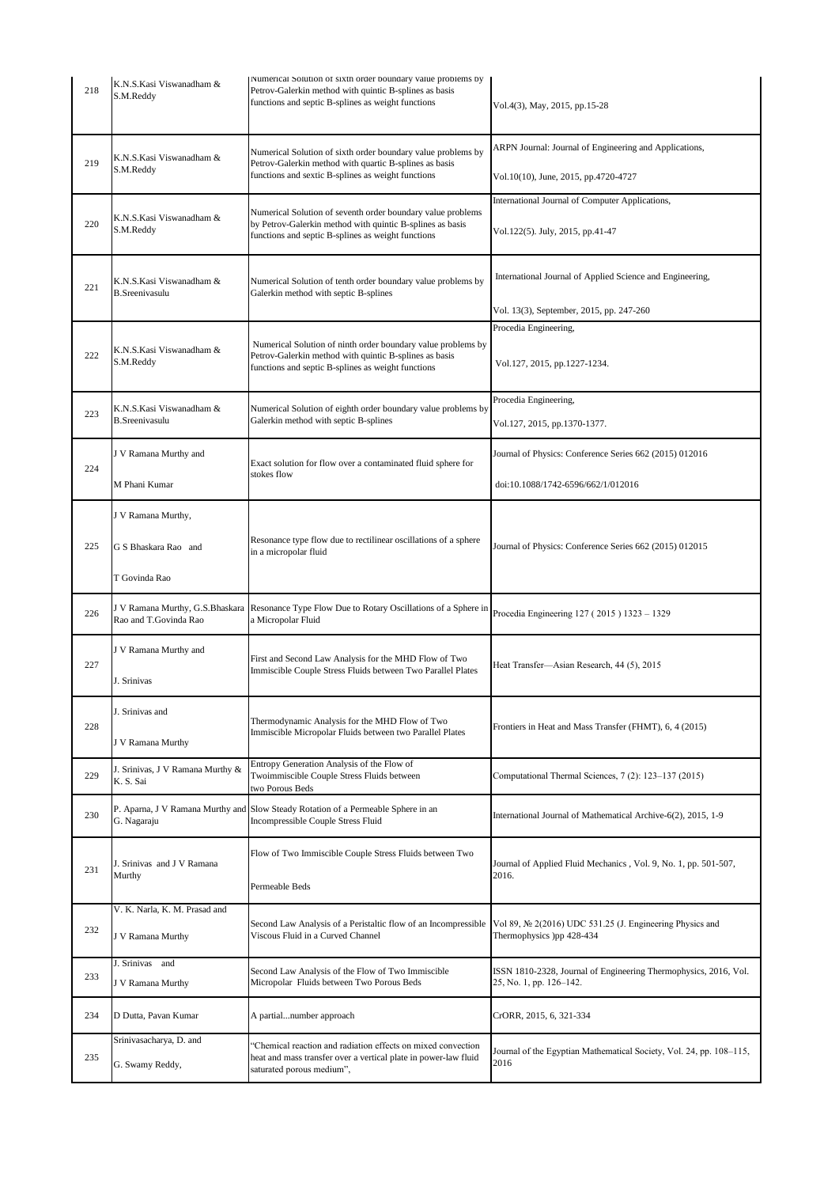| 218 | K.N.S.Kasi Viswanadham & S.M.Reddy | Numerical Solution of sixth order boundary value problems by Petrov-Galerkin method with quintic B-splines as basis functions and septic B-splines as weight functions | Vol.4(3), May, 2015, pp.15-28 |
|---|---|---|---|
| 219 | K.N.S.Kasi Viswanadham & S.M.Reddy | Numerical Solution of sixth order boundary value problems by Petrov-Galerkin method with quartic B-splines as basis functions and sextic B-splines as weight functions | ARPN Journal: Journal of Engineering and Applications, Vol.10(10), June, 2015, pp.4720-4727 |
| 220 | K.N.S.Kasi Viswanadham & S.M.Reddy | Numerical Solution of seventh order boundary value problems by Petrov-Galerkin method with quintic B-splines as basis functions and septic B-splines as weight functions | International Journal of Computer Applications, Vol.122(5). July, 2015, pp.41-47 |
| 221 | K.N.S.Kasi Viswanadham & B.Sreenivasulu | Numerical Solution of tenth order boundary value problems by Galerkin method with septic B-splines | International Journal of Applied Science and Engineering, Vol. 13(3), September, 2015, pp. 247-260 |
| 222 | K.N.S.Kasi Viswanadham & S.M.Reddy | Numerical Solution of ninth order boundary value problems by Petrov-Galerkin method with quintic B-splines as basis functions and septic B-splines as weight functions | Procedia Engineering, Vol.127, 2015, pp.1227-1234. |
| 223 | K.N.S.Kasi Viswanadham & B.Sreenivasulu | Numerical Solution of eighth order boundary value problems by Galerkin method with septic B-splines | Procedia Engineering, Vol.127, 2015, pp.1370-1377. |
| 224 | J V Ramana Murthy and M Phani Kumar | Exact solution for flow over a contaminated fluid sphere for stokes flow | Journal of Physics: Conference Series 662 (2015) 012016 doi:10.1088/1742-6596/662/1/012016 |
| 225 | J V Ramana Murthy, G S Bhaskara Rao and T Govinda Rao | Resonance type flow due to rectilinear oscillations of a sphere in a micropolar fluid | Journal of Physics: Conference Series 662 (2015) 012015 |
| 226 | J V Ramana Murthy, G.S.Bhaskara Rao and T.Govinda Rao | Resonance Type Flow Due to Rotary Oscillations of a Sphere in a Micropolar Fluid | Procedia Engineering 127 ( 2015 ) 1323 – 1329 |
| 227 | J V Ramana Murthy and J. Srinivas | First and Second Law Analysis for the MHD Flow of Two Immiscible Couple Stress Fluids between Two Parallel Plates | Heat Transfer—Asian Research, 44 (5), 2015 |
| 228 | J. Srinivas and J V Ramana Murthy | Thermodynamic Analysis for the MHD Flow of Two Immiscible Micropolar Fluids between two Parallel Plates | Frontiers in Heat and Mass Transfer (FHMT), 6, 4 (2015) |
| 229 | J. Srinivas, J V Ramana Murthy & K. S. Sai | Entropy Generation Analysis of the Flow of Twoimmiscible Couple Stress Fluids between two Porous Beds | Computational Thermal Sciences, 7 (2): 123–137 (2015) |
| 230 | P. Aparna, J V Ramana Murthy and G. Nagaraju | Slow Steady Rotation of a Permeable Sphere in an Incompressible Couple Stress Fluid | International Journal of Mathematical Archive-6(2), 2015, 1-9 |
| 231 | J. Srinivas and J V Ramana Murthy | Flow of Two Immiscible Couple Stress Fluids between Two Permeable Beds | Journal of Applied Fluid Mechanics , Vol. 9, No. 1, pp. 501-507, 2016. |
| 232 | V. K. Narla, K. M. Prasad and J V Ramana Murthy | Second Law Analysis of a Peristaltic flow of an Incompressible Viscous Fluid in a Curved Channel | Vol 89, № 2(2016) UDC 531.25 (J. Engineering Physics and Thermophysics )pp 428-434 |
| 233 | J. Srinivas and J V Ramana Murthy | Second Law Analysis of the Flow of Two Immiscible Micropolar Fluids between Two Porous Beds | ISSN 1810-2328, Journal of Engineering Thermophysics, 2016, Vol. 25, No. 1, pp. 126–142. |
| 234 | D Dutta, Pavan Kumar | A partial...number approach | CrORR, 2015, 6, 321-334 |
| 235 | Srinivasacharya, D. and G. Swamy Reddy, | "Chemical reaction and radiation effects on mixed convection heat and mass transfer over a vertical plate in power-law fluid saturated porous medium", | Journal of the Egyptian Mathematical Society, Vol. 24, pp. 108–115, 2016 |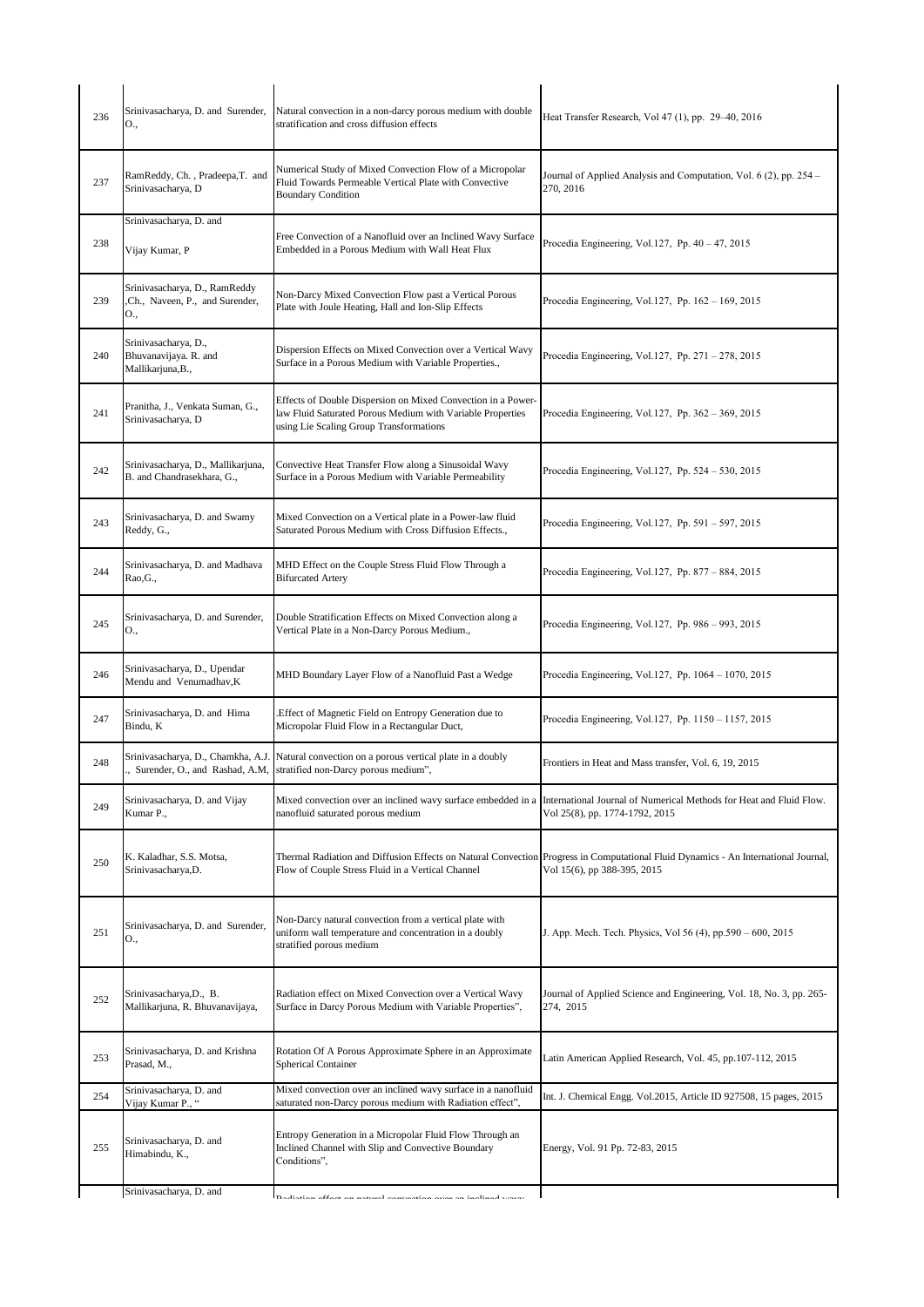| 236 | Srinivasacharya, D. and Surender, O., | Natural convection in a non-darcy porous medium with double stratification and cross diffusion effects | Heat Transfer Research, Vol 47 (1), pp. 29–40, 2016 |
|---|---|---|---|
| 237 | RamReddy, Ch. , Pradeepa,T. and Srinivasacharya, D | Numerical Study of Mixed Convection Flow of a Micropolar Fluid Towards Permeable Vertical Plate with Convective Boundary Condition | Journal of Applied Analysis and Computation, Vol. 6 (2), pp. 254 – 270, 2016 |
| 238 | Srinivasacharya, D. and Vijay Kumar, P | Free Convection of a Nanofluid over an Inclined Wavy Surface Embedded in a Porous Medium with Wall Heat Flux | Procedia Engineering, Vol.127, Pp. 40 – 47, 2015 |
| 239 | Srinivasacharya, D., RamReddy ,Ch., Naveen, P., and Surender, O., | Non-Darcy Mixed Convection Flow past a Vertical Porous Plate with Joule Heating, Hall and Ion-Slip Effects | Procedia Engineering, Vol.127, Pp. 162 – 169, 2015 |
| 240 | Srinivasacharya, D., Bhuvanavijaya. R. and Mallikarjuna,B., | Dispersion Effects on Mixed Convection over a Vertical Wavy Surface in a Porous Medium with Variable Properties., | Procedia Engineering, Vol.127, Pp. 271 – 278, 2015 |
| 241 | Pranitha, J., Venkata Suman, G., Srinivasacharya, D | Effects of Double Dispersion on Mixed Convection in a Power-law Fluid Saturated Porous Medium with Variable Properties using Lie Scaling Group Transformations | Procedia Engineering, Vol.127, Pp. 362 – 369, 2015 |
| 242 | Srinivasacharya, D., Mallikarjuna, B. and Chandrasekhara, G., | Convective Heat Transfer Flow along a Sinusoidal Wavy Surface in a Porous Medium with Variable Permeability | Procedia Engineering, Vol.127, Pp. 524 – 530, 2015 |
| 243 | Srinivasacharya, D. and Swamy Reddy, G., | Mixed Convection on a Vertical plate in a Power-law fluid Saturated Porous Medium with Cross Diffusion Effects., | Procedia Engineering, Vol.127, Pp. 591 – 597, 2015 |
| 244 | Srinivasacharya, D. and Madhava Rao,G., | MHD Effect on the Couple Stress Fluid Flow Through a Bifurcated Artery | Procedia Engineering, Vol.127, Pp. 877 – 884, 2015 |
| 245 | Srinivasacharya, D. and Surender, O., | Double Stratification Effects on Mixed Convection along a Vertical Plate in a Non-Darcy Porous Medium., | Procedia Engineering, Vol.127, Pp. 986 – 993, 2015 |
| 246 | Srinivasacharya, D., Upendar Mendu and Venumadhav,K | MHD Boundary Layer Flow of a Nanofluid Past a Wedge | Procedia Engineering, Vol.127, Pp. 1064 – 1070, 2015 |
| 247 | Srinivasacharya, D. and Hima Bindu, K | .Effect of Magnetic Field on Entropy Generation due to Micropolar Fluid Flow in a Rectangular Duct, | Procedia Engineering, Vol.127, Pp. 1150 – 1157, 2015 |
| 248 | Srinivasacharya, D., Chamkha, A.J. ., Surender, O., and Rashad, A.M, | Natural convection on a porous vertical plate in a doubly stratified non-Darcy porous medium", | Frontiers in Heat and Mass transfer, Vol. 6, 19, 2015 |
| 249 | Srinivasacharya, D. and Vijay Kumar P., | Mixed convection over an inclined wavy surface embedded in a nanofluid saturated porous medium | International Journal of Numerical Methods for Heat and Fluid Flow. Vol 25(8), pp. 1774-1792, 2015 |
| 250 | K. Kaladhar, S.S. Motsa, Srinivasacharya,D. | Thermal Radiation and Diffusion Effects on Natural Convection Flow of Couple Stress Fluid in a Vertical Channel | Progress in Computational Fluid Dynamics - An International Journal, Vol 15(6), pp 388-395, 2015 |
| 251 | Srinivasacharya, D. and Surender, O., | Non-Darcy natural convection from a vertical plate with uniform wall temperature and concentration in a doubly stratified porous medium | J. App. Mech. Tech. Physics, Vol 56 (4), pp.590 – 600, 2015 |
| 252 | Srinivasacharya,D., B. Mallikarjuna, R. Bhuvanavijaya, | Radiation effect on Mixed Convection over a Vertical Wavy Surface in Darcy Porous Medium with Variable Properties", | Journal of Applied Science and Engineering, Vol. 18, No. 3, pp. 265-274, 2015 |
| 253 | Srinivasacharya, D. and Krishna Prasad, M., | Rotation Of A Porous Approximate Sphere in an Approximate Spherical Container | Latin American Applied Research, Vol. 45, pp.107-112, 2015 |
| 254 | Srinivasacharya, D. and Vijay Kumar P., " | Mixed convection over an inclined wavy surface in a nanofluid saturated non-Darcy porous medium with Radiation effect", | Int. J. Chemical Engg. Vol.2015, Article ID 927508, 15 pages, 2015 |
| 255 | Srinivasacharya, D. and Himabindu, K., | Entropy Generation in a Micropolar Fluid Flow Through an Inclined Channel with Slip and Convective Boundary Conditions", | Energy, Vol. 91 Pp. 72-83, 2015 |
| | Srinivasacharya, D. and | Radiation effect on natural convection over an inclined wavy | |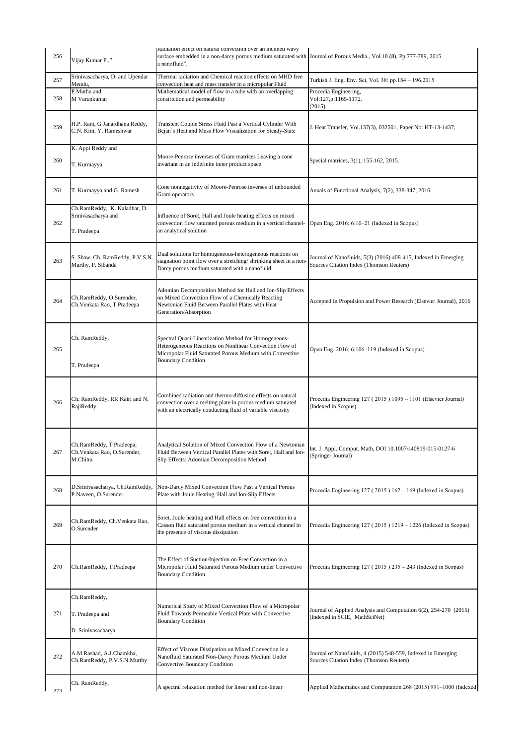| 256 | Vijay Kumar P.," | Radiation effect on natural convection over an inclined wavy surface embedded in a non-darcy porous medium saturated with a nanofluid", | Journal of Porous Media , Vol.18 (8), Pp.777-789, 2015 |
|---|---|---|---|
| 257 | Srinivasacharya, D. and Upendar Mendu, | Thermal radiation and Chemical reaction effects on MHD free convection heat and mass transfer in a micropolar Fluid | Turkish J. Eng. Env. Sci, Vol. 38: pp.184 – 196,2015 |
| 258 | P.Muthu and M Varunkumar | Mathematical model of flow in a tube with an overlapping constriction and permeability | Procedia Engineering, Vol:127,p:1165-1172. (2015). |
| 259 | H.P. Rani, G Janardhana Reddy, C.N. Kim, Y. Rameshwar | Transient Couple Stress Fluid Past a Vertical Cylinder With Bejan's Heat and Mass Flow Visualization for Steady-State | J. Heat Transfer, Vol.137(3), 032501, Paper No: HT-13-1437; |
| 260 | K. Appi Reddy and T. Kurmayya | Moore-Penrose inverses of Gram matrices Leaving a cone invariant in an indefinite inner product space | Special matrices, 3(1), 155-162, 2015. |
| 261 | T. Kurmayya and G. Ramesh | Cone nonnegativity of Moore-Penrose inverses of unbounded Gram operators | Annals of Functional Analysis, 7(2), 338-347, 2016. |
| 262 | Ch.RamReddy, K. Kaladhar, D. Srinivasacharya and T. Pradeepa | Influence of Soret, Hall and Joule heating effects on mixed convection flow saturated porous medium in a vertical channel- an analytical solution | Open Eng. 2016; 6:10–21 (Indexed in Scopus) |
| 263 | S. Shaw, Ch. RamReddy, P.V.S.N. Murthy, P. Sibanda | Dual solutions for homogeneous-heterogeneous reactions on stagnation point flow over a stretching/ shrinking sheet in a non-Darcy porous medium saturated with a nanofluid | Journal of Nanofluids, 5(3) (2016) 408-415, Indexed in Emerging Sources Citation Index (Thomson Reuters) |
| 264 | Ch.RamReddy, O.Surender, Ch.Venkata Rao, T.Pradeepa | Adomian Decomposition Method for Hall and Ion-Slip Effects on Mixed Convection Flow of a Chemically Reacting Newtonian Fluid Between Parallel Plates with Heat Generation/Absorption | Accepted in Propulsion and Power Research (Elsevier Journal), 2016 |
| 265 | Ch. RamReddy, T. Pradeepa | Spectral Quasi-Linearization Method for Homogeneous-Heterogeneous Reactions on Nonlinear Convection Flow of Micropolar Fluid Saturated Porous Medium with Convective Boundary Condition | Open Eng. 2016; 6:106–119 (Indexed in Scopus) |
| 266 | Ch. RamReddy, RR Kairi and N. RajiReddy | Combined radiation and thermo-diffusion effects on natural convection over a melting plate in porous medium saturated with an electrically conducting fluid of variable viscosity | Procedia Engineering 127 ( 2015 ) 1095 – 1101 (Elsevier Journal) (Indexed in Scopus) |
| 267 | Ch.RamReddy, T.Pradeepa, Ch.Venkata Rao, O.Surender, M.Chitra | Analytical Solution of Mixed Convection Flow of a Newtonian Fluid Between Vertical Parallel Plates with Soret, Hall and Ion-Slip Effects: Adomian Decomposition Method | Int. J. Appl. Comput. Math, DOI 10.1007/s40819-015-0127-6 (Springer Journal) |
| 268 | D.Srinivasacharya, Ch.RamReddy, P.Naveen, O.Surender | Non-Darcy Mixed Convection Flow Past a Vertical Porous Plate with Joule Heating, Hall and Ion-Slip Effects | Procedia Engineering 127 ( 2015 ) 162 – 169 (Indexed in Scopus) |
| 269 | Ch.RamReddy, Ch.Venkata Rao, O.Surender | Soret, Joule heating and Hall effects on free convection in a Casson fluid saturated porous medium in a vertical channel in the presence of viscous dissipation | Procedia Engineering 127 ( 2015 ) 1219 – 1226 (Indexed in Scopus) |
| 270 | Ch.RamReddy, T.Pradeepa | The Effect of Suction/Injection on Free Convection in a Micropolar Fluid Saturated Porous Medium under Convective Boundary Condition | Procedia Engineering 127 ( 2015 ) 235 – 243 (Indexed in Scopus) |
| 271 | Ch.RamReddy, T. Pradeepa and D. Srinivasacharya | Numerical Study of Mixed Convection Flow of a Micropolar Fluid Towards Permeable Vertical Plate with Convective Boundary Condition | Journal of Applied Analysis and Computation 6(2), 254-270 (2015) (Indexed in SCIE, MathSciNet) |
| 272 | A.M.Rashad, A.J.Chamkha, Ch.RamReddy, P.V.S.N.Murthy | Effect of Viscous Dissipation on Mixed Convection in a Nanofluid Saturated Non-Darcy Porous Medium Under Convective Boundary Condition | Journal of Nanofluids, 4 (2015) 548-559, Indexed in Emerging Sources Citation Index (Thomson Reuters) |
| 273 | Ch. RamReddy, | A spectral relaxation method for linear and non-linear | Applied Mathematics and Computation 268 (2015) 991–1000 (Indexed |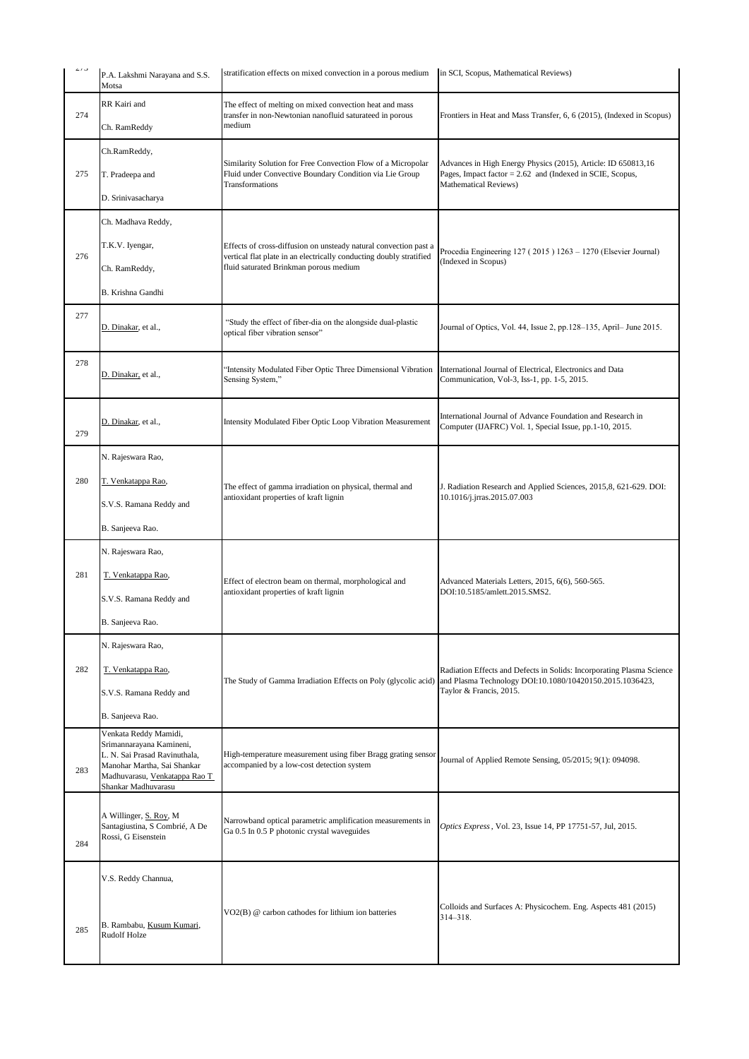| | | | |
|---|---|---|---|
| 273 | P.A. Lakshmi Narayana and S.S. Motsa | stratification effects on mixed convection in a porous medium | in SCI, Scopus, Mathematical Reviews) |
| 274 | RR Kairi and Ch. RamReddy | The effect of melting on mixed convection heat and mass transfer in non-Newtonian nanofluid saturateed in porous medium | Frontiers in Heat and Mass Transfer, 6, 6 (2015), (Indexed in Scopus) |
| 275 | Ch.RamReddy, T. Pradeepa and D. Srinivasacharya | Similarity Solution for Free Convection Flow of a Micropolar Fluid under Convective Boundary Condition via Lie Group Transformations | Advances in High Energy Physics (2015), Article: ID 650813,16 Pages, Impact factor = 2.62 and (Indexed in SCIE, Scopus, Mathematical Reviews) |
| 276 | Ch. Madhava Reddy, T.K.V. Iyengar, Ch. RamReddy, B. Krishna Gandhi | Effects of cross-diffusion on unsteady natural convection past a vertical flat plate in an electrically conducting doubly stratified fluid saturated Brinkman porous medium | Procedia Engineering 127 ( 2015 ) 1263 – 1270 (Elsevier Journal) (Indexed in Scopus) |
| 277 | D. Dinakar, et al., | "Study the effect of fiber-dia on the alongside dual-plastic optical fiber vibration sensor" | Journal of Optics, Vol. 44, Issue 2, pp.128–135, April– June 2015. |
| 278 | D. Dinakar, et al., | "Intensity Modulated Fiber Optic Three Dimensional Vibration Sensing System," | International Journal of Electrical, Electronics and Data Communication, Vol-3, Iss-1, pp. 1-5, 2015. |
| 279 | D. Dinakar, et al., | Intensity Modulated Fiber Optic Loop Vibration Measurement | International Journal of Advance Foundation and Research in Computer (IJAFRC) Vol. 1, Special Issue, pp.1-10, 2015. |
| 280 | N. Rajeswara Rao, T. Venkatappa Rao, S.V.S. Ramana Reddy and B. Sanjeeva Rao. | The effect of gamma irradiation on physical, thermal and antioxidant properties of kraft lignin | J. Radiation Research and Applied Sciences, 2015,8, 621-629. DOI: 10.1016/j.jrras.2015.07.003 |
| 281 | N. Rajeswara Rao, T. Venkatappa Rao, S.V.S. Ramana Reddy and B. Sanjeeva Rao. | Effect of electron beam on thermal, morphological and antioxidant properties of kraft lignin | Advanced Materials Letters, 2015, 6(6), 560-565. DOI:10.5185/amlett.2015.SMS2. |
| 282 | N. Rajeswara Rao, T. Venkatappa Rao, S.V.S. Ramana Reddy and B. Sanjeeva Rao. | The Study of Gamma Irradiation Effects on Poly (glycolic acid) | Radiation Effects and Defects in Solids: Incorporating Plasma Science and Plasma Technology DOI:10.1080/10420150.2015.1036423, Taylor & Francis, 2015. |
| 283 | Venkata Reddy Mamidi, Srimannarayana Kamineni, L. N. Sai Prasad Ravinuthala, Manohar Martha, Sai Shankar Madhuvarasu, Venkatappa Rao T Shankar Madhuvarasu | High-temperature measurement using fiber Bragg grating sensor accompanied by a low-cost detection system | Journal of Applied Remote Sensing, 05/2015; 9(1): 094098. |
| 284 | A Willinger, S. Roy, M Santagiustina, S Combrié, A De Rossi, G Eisenstein | Narrowband optical parametric amplification measurements in Ga 0.5 In 0.5 P photonic crystal waveguides | *Optics Express*, Vol. 23, Issue 14, PP 17751-57, Jul, 2015. |
| 285 | V.S. Reddy Channua, B. Rambabu, Kusum Kumari, Rudolf Holze | VO2(B) @ carbon cathodes for lithium ion batteries | Colloids and Surfaces A: Physicochem. Eng. Aspects 481 (2015) 314–318. |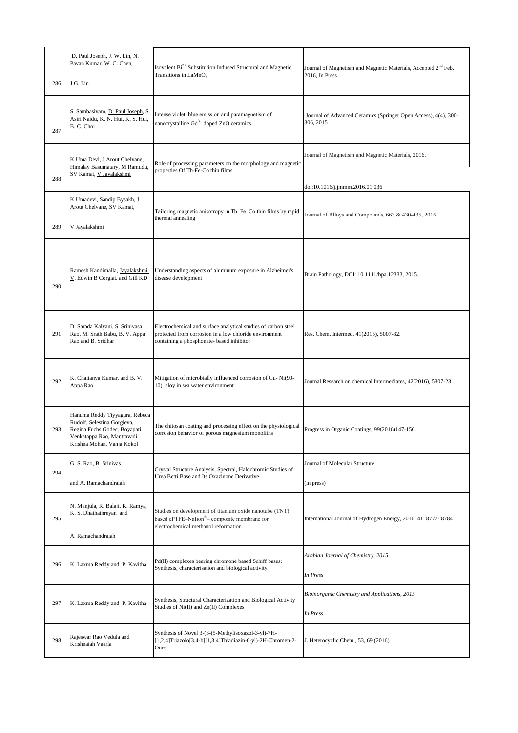| 286 | D. Paul Joseph, J. W. Lin, N. Pavan Kumar, W. C. Chen, J.G. Lin | Isovalent $Bi^{3+}$ Substitution Induced Structural and Magnetic Transitions in $LaMnO_3$ | Journal of Magnetism and Magnetic Materials, Accepted 2nd Feb. 2016, In Press |
|---|---|---|---|
| 287 | S. Sambasivam, D. Paul Joseph, S. Asiri Naidu, K. N. Hui, K. S. Hui, B. C. Choi | Intense violet–blue emission and paramagnetism of nanocrystalline $Gd^{3+}$ doped ZnO ceramics | Journal of Advanced Ceramics (Springer Open Access), 4(4), 300-306, 2015 |
| 288 | K Uma Devi, J Arout Chelvane, Himalay Basumatary, M Ramudu, SV Kamat, V Jayalakshmi | Role of processing parameters on the morphology and magnetic properties Of Tb-Fe-Co thin films | Journal of Magnetism and Magnetic Materials, 2016. doi:10.1016/j.jmmm.2016.01.036 |
| 289 | K Umadevi, Sandip Bysakh, J Arout Chelvane, SV Kamat, V Jayalakshmi | Tailoring magnetic anisotropy in Tb–Fe–Co thin films by rapid thermal annealing | Journal of Alloys and Compounds, 663 & 430-435, 2016 |
| 290 | Ramesh Kandimalla, Jayalakshmi V, Edwin B Corgiat, and Gill KD | Understanding aspects of aluminum exposure in Alzheimer's disease development | Brain Pathology, DOI: 10.1111/bpa.12333, 2015. |
| 291 | D. Sarada Kalyani, S. Srinivasa Rao, M. Srath Babu, B. V. Appa Rao and B. Sridhar | Electrochemical and surface analytical studies of carbon steel protected from corrosion in a low chloride environment containing a phosphonate- based inhibitor | Res. Chem. Intermed, 41(2015), 5007-32. |
| 292 | K. Chaitanya Kumar, and B. V. Appa Rao | Mitigation of microbially influenced corrosion of Cu- Ni(90-10) aloy in sea water environment | Journal Research on chemical Intermediates, 42(2016), 5807-23 |
| 293 | Hanuma Reddy Tiyyagura, Rebeca Rudolf, Selestina Gorgieva, Regina Fuchs Godec, Boyapati Venkatappa Rao, Mantravadi Krishna Mohan, Vanja Kokol | The chitosan coating and processing effect on the physiological corrosion behavior of porous magnesium monoliths | Progress in Organic Coatings, 99(2016)147-156. |
| 294 | G. S. Rao, B. Srinivas and A. Ramachandraiah | Crystal Structure Analysis, Spectral, Halochromic Studies of Urea Betti Base and Its Oxazinone Derivative | Journal of Molecular Structure (in press) |
| 295 | N. Manjula, R. Balaji, K. Ramya, K. S. Dhathathreyan and A. Ramachandraiah | Studies on development of titanium oxide nanotube (TNT) based ePTFE–Nafion®– composite membrane for electrochemical methanol reformation | International Journal of Hydrogen Energy, 2016, 41, 8777- 8784 |
| 296 | K. Laxma Reddy and P. Kavitha | Pd(II) complexes bearing chromone based Schiff bases: Synthesis, characterisation and biological activity | *Arabian Journal of Chemistry, 2015* *In Press* |
| 297 | K. Laxma Reddy and P. Kavitha | Synthesis, Structural Characterization and Biological Activity Studies of Ni(II) and Zn(II) Complexes | *Bioinorganic Chemistry and Applications, 2015* *In Press* |
| 298 | Rajeswar Rao Vedula and Krishnaiah Vaarla | Synthesis of Novel 3-(3-(5-Methylisoxazol-3-yl)-7H-[1,2,4]Triazolo[3,4-b][1,3,4]Thiadiazin-6-yl)-2H-Chromen-2-Ones | J. Heterocyclic Chem., 53, 69 (2016) |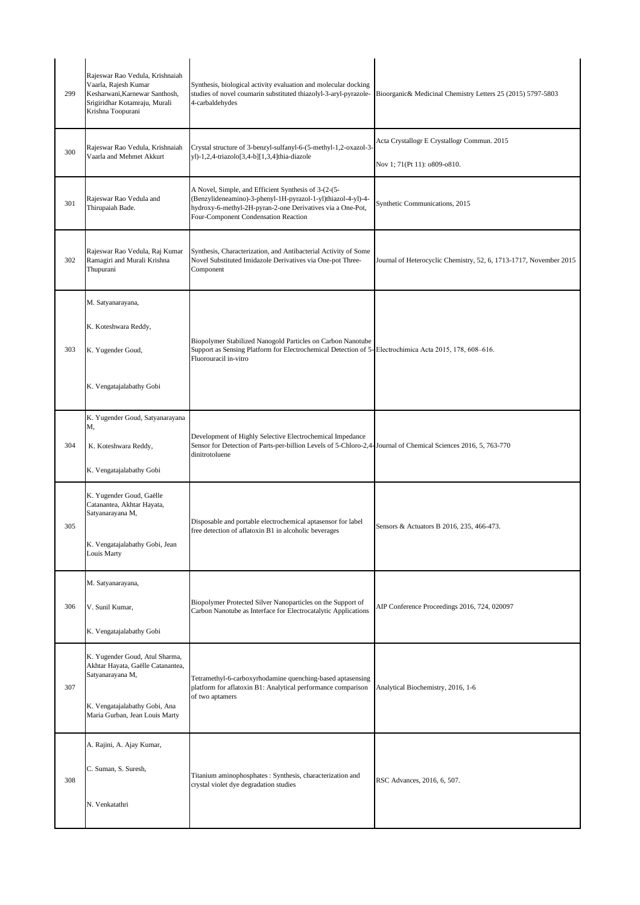| 299 | Rajeswar Rao Vedula, Krishnaiah Vaarla, Rajesh Kumar Kesharwani,Karnewar Santhosh, Srigiridhar Kotamraju, Murali Krishna Toopurani | Synthesis, biological activity evaluation and molecular docking studies of novel coumarin substituted thiazolyl-3-aryl-pyrazole-4-carbaldehydes | Bioorganic& Medicinal Chemistry Letters 25 (2015) 5797-5803 |
|---|---|---|---|
| 300 | Rajeswar Rao Vedula, Krishnaiah Vaarla and Mehmet Akkurt | Crystal structure of 3-benzyl-sulfanyl-6-(5-methyl-1,2-oxazol-3-yl)-1,2,4-triazolo[3,4-b][1,3,4]thia-diazole | Acta Crystallogr E Crystallogr Commun. 2015 Nov 1; 71(Pt 11): o809-o810. |
| 301 | Rajeswar Rao Vedula and Thirupaiah Bade. | A Novel, Simple, and Efficient Synthesis of 3-(2-(5-(Benzylideneamino)-3-phenyl-1H-pyrazol-1-yl)thiazol-4-yl)-4-hydroxy-6-methyl-2H-pyran-2-one Derivatives via a One-Pot, Four-Component Condensation Reaction | Synthetic Communications, 2015 |
| 302 | Rajeswar Rao Vedula, Raj Kumar Ramagiri and Murali Krishna Thupurani | Synthesis, Characterization, and Antibacterial Activity of Some Novel Substituted Imidazole Derivatives via One-pot Three-Component | Journal of Heterocyclic Chemistry, 52, 6, 1713-1717, November 2015 |
| 303 | M. Satyanarayana, K. Koteshwara Reddy, K. Yugender Goud, K. Vengatajalabathy Gobi | Biopolymer Stabilized Nanogold Particles on Carbon Nanotube Support as Sensing Platform for Electrochemical Detection of 5-Fluorouracil in-vitro | Electrochimica Acta 2015, 178, 608–616. |
| 304 | K. Yugender Goud, Satyanarayana M, K. Koteshwara Reddy, K. Vengatajalabathy Gobi | Development of Highly Selective Electrochemical Impedance Sensor for Detection of Parts-per-billion Levels of 5-Chloro-2,4-dinitrotoluene | Journal of Chemical Sciences 2016, 5, 763-770 |
| 305 | K. Yugender Goud, Gaëlle Catanantea, Akhtar Hayata, Satyanarayana M, K. Vengatajalabathy Gobi, Jean Louis Marty | Disposable and portable electrochemical aptasensor for label free detection of aflatoxin B1 in alcoholic beverages | Sensors & Actuators B 2016, 235, 466-473. |
| 306 | M. Satyanarayana, V. Sunil Kumar, K. Vengatajalabathy Gobi | Biopolymer Protected Silver Nanoparticles on the Support of Carbon Nanotube as Interface for Electrocatalytic Applications | AIP Conference Proceedings 2016, 724, 020097 |
| 307 | K. Yugender Goud, Atul Sharma, Akhtar Hayata, Gaëlle Catanantea, Satyanarayana M, K. Vengatajalabathy Gobi, Ana Maria Gurban, Jean Louis Marty | Tetramethyl-6-carboxyrhodamine quenching-based aptasensing platform for aflatoxin B1: Analytical performance comparison of two aptamers | Analytical Biochemistry, 2016, 1-6 |
| 308 | A. Rajini, A. Ajay Kumar, C. Suman, S. Suresh, N. Venkatathri | Titanium aminophosphates : Synthesis, characterization and crystal violet dye degradation studies | RSC Advances, 2016, 6, 507. |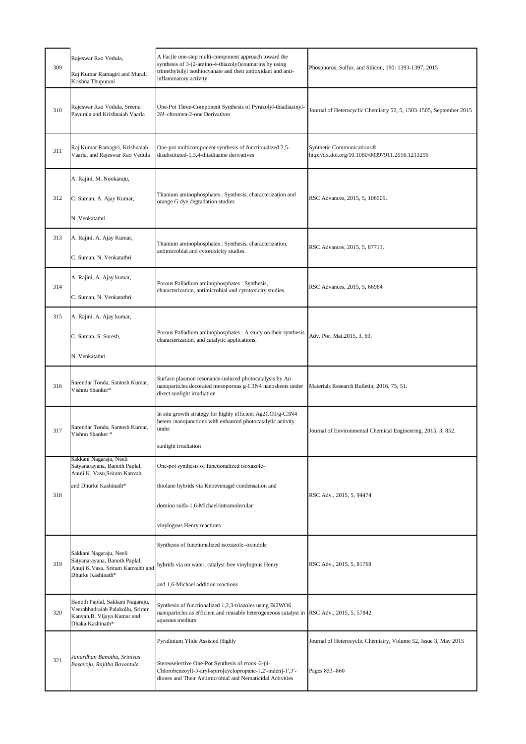| | | | |
|---|---|---|---|
| 309 | Rajeswar Rao Vedula, Raj Kumar Ramagiri and Murali Krishna Thupurani | A Facile one-step multi-component approach toward the synthesis of 3-(2-amino-4-thiazolyl)coumarins by using trimethylsilyl isothiocyanate and their antioxidant and anti-inflammatory activity | Phosphorus, Sulfur, and Silicon, 190: 1393-1397, 2015 |
| 310 | Rajeswar Rao Vedula, Sreenu Pavurala and Krishnaiah Vaarla | One-Pot Three-Component Synthesis of Pyrazolyl-thiadiazinyl-2*H*-chromen-2-one Derivatives | Journal of Heterocyclic Chemistry 52, 5, 1503-1505, September 2015 |
| 311 | Raj Kumar Ramagiri, Krishnaiah Vaarla, and Rajeswar Rao Vedula | One-pot multicomponent synthesis of functionalized 2,5-disubstituted-1,3,4-thiadiazine derivatives | Synthetic Communications® http://dx.doi.org/10.1080/00397911.2016.1213296 |
| 312 | A. Rajini, M. Nookaraju, C. Suman, A. Ajay Kumar, N. Venkatathri | Titanium aminophosphates : Synthesis, characterization and orange G dye degradation studies | RSC Advances, 2015, 5, 106509. |
| 313 | A. Rajini, A. Ajay Kumar, C. Suman, N. Venkatathri | Titanium aminophosphates : Synthesis, characterization, antimicrobial and cytotoxicity studies. | RSC Advances, 2015, 5, 87713. |
| 314 | A. Rajini, A. Ajay kumar, C. Suman, N. Venkatathri | Porous Palladium aminophosphates : Synthesis, characterization, antimicrobial and cytotoxicity studies. | RSC Advances, 2015, 5, 66964 |
| 315 | A. Rajini, A. Ajay kumar, C. Suman, S. Suresh, N. Venkatathri | Porous Palladium aminophosphates : A study on their synthesis, characterization, and catalytic applications. | Adv. Por. Mat.2015, 3, 69. |
| 316 | Surendar Tonda, Santosh Kumar, Vishnu Shanker* | Surface plasmon resonance-induced photocatalysis by Au nanoparticles decorated mesoporous g-C3N4 nanosheets under direct sunlight irradiation | Materials Research Bulletin, 2016, 75, 51. |
| 317 | Surendar Tonda, Santosh Kumar, Vishnu Shanker * | In situ growth strategy for highly efficient Ag2CO3/g-C3N4 hetero /nanojunctions with enhanced photocatalytic activity under sunlight irradiation | Journal of Environmental Chemical Engineering, 2015, 3, 852. |
| 318 | Sakkani Nagaraju, Neeli Satyanarayana, Banoth Paplal, Anuji K. Vasu,Sriram Kanvah, and Dhurke Kashinath* | One-pot synthesis of functionalized isoxazole–thiolane hybrids via Knoevenagel condensation and domino sulfa-1,6-Michael/intramolecular vinylogous Henry reactions | RSC Adv., 2015, 5, 94474 |
| 319 | Sakkani Nagaraju, Neeli Satyanarayana, Banoth Paplal, Anuji K.Vasu, Sriram Kanvahb and Dhurke Kashinath* | Synthesis of functionalized isoxazole–oxindole hybrids via on water, catalyst free vinylogous Henry and 1,6-Michael addition reactions | RSC Adv., 2015, 5, 81768 |
| 320 | Banoth Paplal, Sakkani Nagaraju, Veerabhadraiah Palakollu, Sriram Kanvah,B. Vijaya Kumar and Dhaka Kashinath* | Synthesis of functionalized 1,2,3-triazoles using Bi2WO6 nanoparticles as efficient and reusable heterogeneous catalyst in aqueous medium | RSC Adv., 2015, 5, 57842 |
| 321 | *Janardhan Banothu, Srinivas Basavoju, Rajitha Bavantula* | Pyridinium Ylide Assisted Highly Stereoselective One-Pot Synthesis of *trans*-2-(4-Chlorobenzoyl)-3-aryl-spiro[cyclopropane-1,2′-inden]-1′,3′-diones and Their Antimicrobial and Nematicidal Activities | Journal of Heterocyclic Chemistry, Volume 52, Issue 3, May 2015 Pages 853–860 |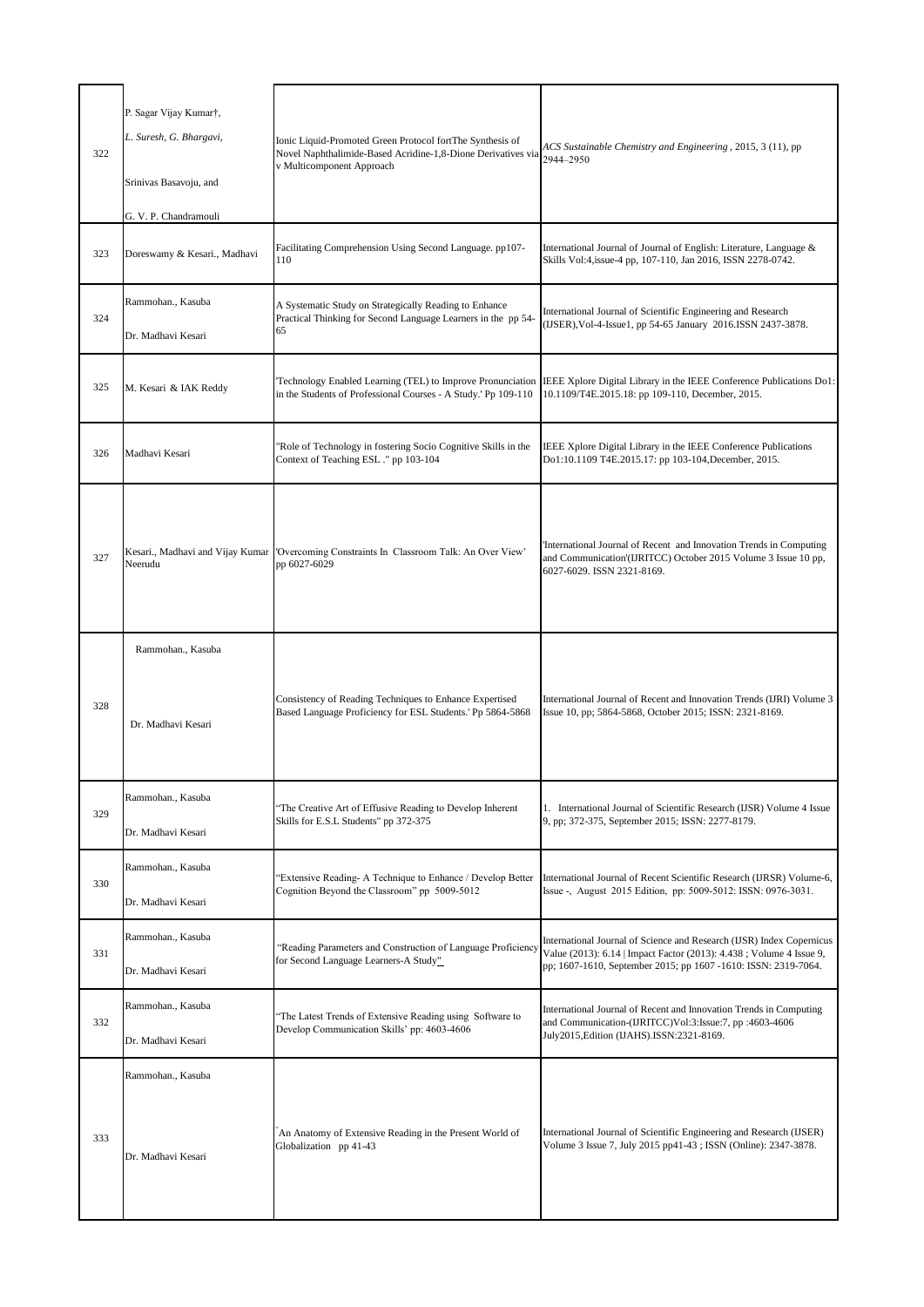| | | | |
|---|---|---|---|
| 322 | P. Sagar Vijay Kumar†, *L. Suresh, G. Bhargavi,* Srinivas Basavoju, and G. V. P. Chandramouli | Ionic Liquid-Promoted Green Protocol fortThe Synthesis of Novel Naphthalimide-Based Acridine-1,8-Dione Derivatives via v Multicomponent Approach | *ACS Sustainable Chemistry and Engineering* , 2015, 3 (11), pp 2944–2950 |
| 323 | Doreswamy & Kesari., Madhavi | Facilitating Comprehension Using Second Language. pp107-110 | International Journal of Journal of English: Literature, Language & Skills Vol:4,issue-4 pp, 107-110, Jan 2016, ISSN 2278-0742. |
| 324 | Rammohan., Kasuba Dr. Madhavi Kesari | A Systematic Study on Strategically Reading to Enhance Practical Thinking for Second Language Learners in the pp 54-65 | International Journal of Scientific Engineering and Research (IJSER),Vol-4-Issue1, pp 54-65 January 2016.ISSN 2437-3878. |
| 325 | M. Kesari & IAK Reddy | 'Technology Enabled Learning (TEL) to Improve Pronunciation in the Students of Professional Courses - A Study.' Pp 109-110 | IEEE Xplore Digital Library in the IEEE Conference Publications Do1: 10.1109/T4E.2015.18: pp 109-110, December, 2015. |
| 326 | Madhavi Kesari | "Role of Technology in fostering Socio Cognitive Skills in the Context of Teaching ESL ." pp 103-104 | IEEE Xplore Digital Library in the IEEE Conference Publications Do1:10.1109 T4E.2015.17: pp 103-104,December, 2015. |
| 327 | Kesari., Madhavi and Vijay Kumar Neerudu | 'Overcoming Constraints In Classroom Talk: An Over View' pp 6027-6029 | 'International Journal of Recent and Innovation Trends in Computing and Communication'(IJRITCC) October 2015 Volume 3 Issue 10 pp, 6027-6029. ISSN 2321-8169. |
| 328 | Rammohan., Kasuba Dr. Madhavi Kesari | Consistency of Reading Techniques to Enhance Expertised Based Language Proficiency for ESL Students.' Pp 5864-5868 | International Journal of Recent and Innovation Trends (IJRI) Volume 3 Issue 10, pp; 5864-5868, October 2015; ISSN: 2321-8169. |
| 329 | Rammohan., Kasuba Dr. Madhavi Kesari | "The Creative Art of Effusive Reading to Develop Inherent Skills for E.S.L Students" pp 372-375 | 1. International Journal of Scientific Research (IJSR) Volume 4 Issue 9, pp; 372-375, September 2015; ISSN: 2277-8179. |
| 330 | Rammohan., Kasuba Dr. Madhavi Kesari | "Extensive Reading- A Technique to Enhance / Develop Better Cognition Beyond the Classroom" pp 5009-5012 | International Journal of Recent Scientific Research (IJRSR) Volume-6, Issue -, August 2015 Edition, pp: 5009-5012: ISSN: 0976-3031. |
| 331 | Rammohan., Kasuba Dr. Madhavi Kesari | "Reading Parameters and Construction of Language Proficiency for Second Language Learners-A Study" | International Journal of Science and Research (IJSR) Index Copernicus Value (2013): 6.14 \| Impact Factor (2013): 4.438 ; Volume 4 Issue 9, pp; 1607-1610, September 2015; pp 1607 -1610: ISSN: 2319-7064. |
| 332 | Rammohan., Kasuba Dr. Madhavi Kesari | "The Latest Trends of Extensive Reading using Software to Develop Communication Skills' pp: 4603-4606 | International Journal of Recent and Innovation Trends in Computing and Communication-(IJRITCC)Vol:3:Issue:7, pp :4603-4606 July2015,Edition (IJAHS).ISSN:2321-8169. |
| 333 | Rammohan., Kasuba Dr. Madhavi Kesari | An Anatomy of Extensive Reading in the Present World of Globalization pp 41-43 | International Journal of Scientific Engineering and Research (IJSER) Volume 3 Issue 7, July 2015 pp41-43 ; ISSN (Online): 2347-3878. |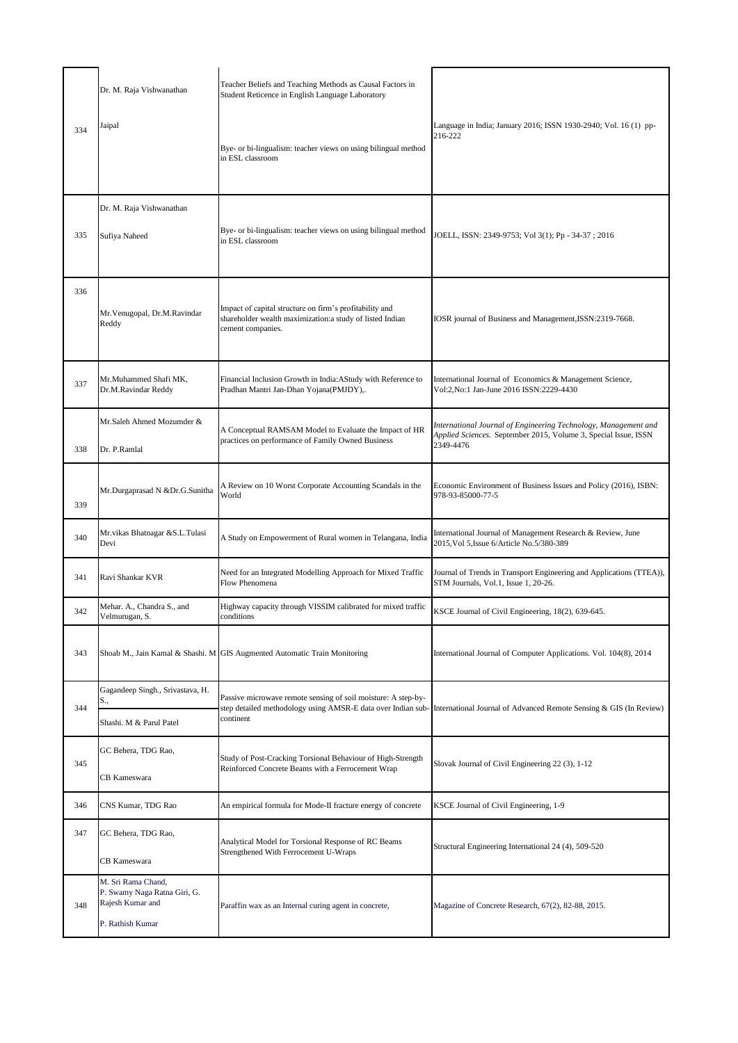| | | | |
|---|---|---|---|
| 334 | Dr. M. Raja Vishwanathan<br><br>Jaipal | Teacher Beliefs and Teaching Methods as Causal Factors in Student Reticence in English Language Laboratory<br><br>Bye- or bi-lingualism: teacher views on using bilingual method in ESL classroom | Language in India; January 2016; ISSN 1930-2940; Vol. 16 (1) pp-216-222 |
| 335 | Dr. M. Raja Vishwanathan<br><br>Sufiya Naheed | Bye- or bi-lingualism: teacher views on using bilingual method in ESL classroom | JOELL, ISSN: 2349-9753; Vol 3(1); Pp - 34-37 ; 2016 |
| 336 | Mr.Venugopal, Dr.M.Ravindar Reddy | Impact of capital structure on firm's profitability and shareholder wealth maximization:a study of listed Indian cement companies. | IOSR journal of Business and Management,ISSN:2319-7668. |
| 337 | Mr.Muhammed Shafi MK, Dr.M.Ravindar Reddy | Financial Inclusion Growth in India:AStudy with Reference to Pradhan Mantri Jan-Dhan Yojana(PMJDY),. | International Journal of Economics & Management Science, Vol:2,No:1 Jan-June 2016 ISSN:2229-4430 |
| 338 | Mr.Saleh Ahmed Mozumder &<br><br>Dr. P.Ramlal | A Conceptual RAMSAM Model to Evaluate the Impact of HR practices on performance of Family Owned Business | *International Journal of Engineering Technology, Management and Applied Sciences.* September 2015, Volume 3, Special Issue, ISSN 2349-4476 |
| 339 | Mr.Durgaprasad N &Dr.G.Sunitha | A Review on 10 Worst Corporate Accounting Scandals in the World | Economic Environment of Business Issues and Policy (2016), ISBN: 978-93-85000-77-5 |
| 340 | Mr.vikas Bhatnagar &S.L.Tulasi Devi | A Study on Empowerment of Rural women in Telangana, India | International Journal of Management Research & Review, June 2015,Vol 5,Issue 6/Article No.5/380-389 |
| 341 | Ravi Shankar KVR | Need for an Integrated Modelling Approach for Mixed Traffic Flow Phenomena | Journal of Trends in Transport Engineering and Applications (TTEA)), STM Journals, Vol.1, Issue 1, 20-26. |
| 342 | Mehar. A., Chandra S., and Velmurugan, S. | Highway capacity through VISSIM calibrated for mixed traffic conditions | KSCE Journal of Civil Engineering, 18(2), 639-645. |
| 343 | Shoab M., Jain Kamal & Shashi. M | GIS Augmented Automatic Train Monitoring | International Journal of Computer Applications. Vol. 104(8), 2014 |
| 344 | Gagandeep Singh., Srivastava, H. S.,<br><br>Shashi. M & Parul Patel | Passive microwave remote sensing of soil moisture: A step-by-step detailed methodology using AMSR-E data over Indian sub-continent | International Journal of Advanced Remote Sensing & GIS (In Review) |
| 345 | GC Behera, TDG Rao,<br><br>CB Kameswara | Study of Post-Cracking Torsional Behaviour of High-Strength Reinforced Concrete Beams with a Ferrocement Wrap | Slovak Journal of Civil Engineering 22 (3), 1-12 |
| 346 | CNS Kumar, TDG Rao | An empirical formula for Mode-II fracture energy of concrete | KSCE Journal of Civil Engineering, 1-9 |
| 347 | GC Behera, TDG Rao,<br><br>CB Kameswara | Analytical Model for Torsional Response of RC Beams Strengthened With Ferrocement U-Wraps | Structural Engineering International 24 (4), 509-520 |
| 348 | M. Sri Rama Chand, P. Swamy Naga Ratna Giri, G. Rajesh Kumar and<br><br>P. Rathish Kumar | Paraffin wax as an Internal curing agent in concrete, | Magazine of Concrete Research, 67(2), 82-88, 2015. |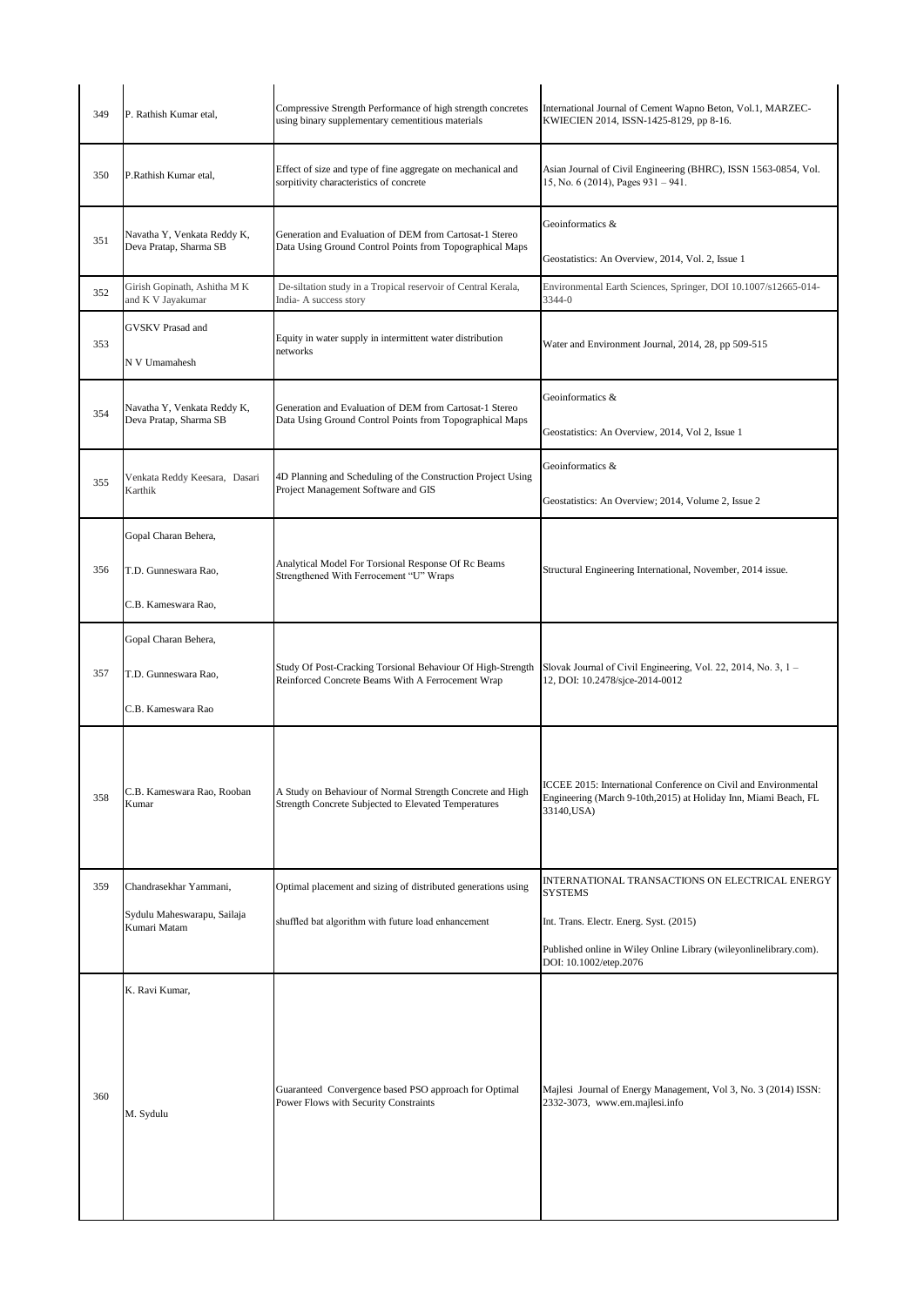| 349 | P. Rathish Kumar etal, | Compressive Strength Performance of high strength concretes using binary supplementary cementitious materials | International Journal of Cement Wapno Beton, Vol.1, MARZEC-KWIECIEN 2014, ISSN-1425-8129, pp 8-16. |
|---|---|---|---|
| 350 | P.Rathish Kumar etal, | Effect of size and type of fine aggregate on mechanical and sorpitivity characteristics of concrete | Asian Journal of Civil Engineering (BHRC), ISSN 1563-0854, Vol. 15, No. 6 (2014), Pages 931 – 941. |
| 351 | Navatha Y, Venkata Reddy K, Deva Pratap, Sharma SB | Generation and Evaluation of DEM from Cartosat-1 Stereo Data Using Ground Control Points from Topographical Maps | Geoinformatics & Geostatistics: An Overview, 2014, Vol. 2, Issue 1 |
| 352 | Girish Gopinath, Ashitha M K and K V Jayakumar | De-siltation study in a Tropical reservoir of Central Kerala, India- A success story | Environmental Earth Sciences, Springer, DOI 10.1007/s12665-014-3344-0 |
| 353 | GVSKV Prasad and N V Umamahesh | Equity in water supply in intermittent water distribution networks | Water and Environment Journal, 2014, 28, pp 509-515 |
| 354 | Navatha Y, Venkata Reddy K, Deva Pratap, Sharma SB | Generation and Evaluation of DEM from Cartosat-1 Stereo Data Using Ground Control Points from Topographical Maps | Geoinformatics & Geostatistics: An Overview, 2014, Vol 2, Issue 1 |
| 355 | Venkata Reddy Keesara, Dasari Karthik | 4D Planning and Scheduling of the Construction Project Using Project Management Software and GIS | Geoinformatics & Geostatistics: An Overview; 2014, Volume 2, Issue 2 |
| 356 | Gopal Charan Behera, T.D. Gunneswara Rao, C.B. Kameswara Rao, | Analytical Model For Torsional Response Of Rc Beams Strengthened With Ferrocement "U" Wraps | Structural Engineering International, November, 2014 issue. |
| 357 | Gopal Charan Behera, T.D. Gunneswara Rao, C.B. Kameswara Rao | Study Of Post-Cracking Torsional Behaviour Of High-Strength Reinforced Concrete Beams With A Ferrocement Wrap | Slovak Journal of Civil Engineering, Vol. 22, 2014, No. 3, 1 – 12, DOI: 10.2478/sjce-2014-0012 |
| 358 | C.B. Kameswara Rao, Rooban Kumar | A Study on Behaviour of Normal Strength Concrete and High Strength Concrete Subjected to Elevated Temperatures | ICCEE 2015: International Conference on Civil and Environmental Engineering (March 9-10th,2015) at Holiday Inn, Miami Beach, FL 33140,USA) |
| 359 | Chandrasekhar Yammani, Sydulu Maheswarapu, Sailaja Kumari Matam | Optimal placement and sizing of distributed generations using shuffled bat algorithm with future load enhancement | INTERNATIONAL TRANSACTIONS ON ELECTRICAL ENERGY SYSTEMS Int. Trans. Electr. Energ. Syst. (2015) Published online in Wiley Online Library (wileyonlinelibrary.com). DOI: 10.1002/etep.2076 |
| 360 | K. Ravi Kumar, M. Sydulu | Guaranteed Convergence based PSO approach for Optimal Power Flows with Security Constraints | Majlesi Journal of Energy Management, Vol 3, No. 3 (2014) ISSN: 2332-3073, www.em.majlesi.info |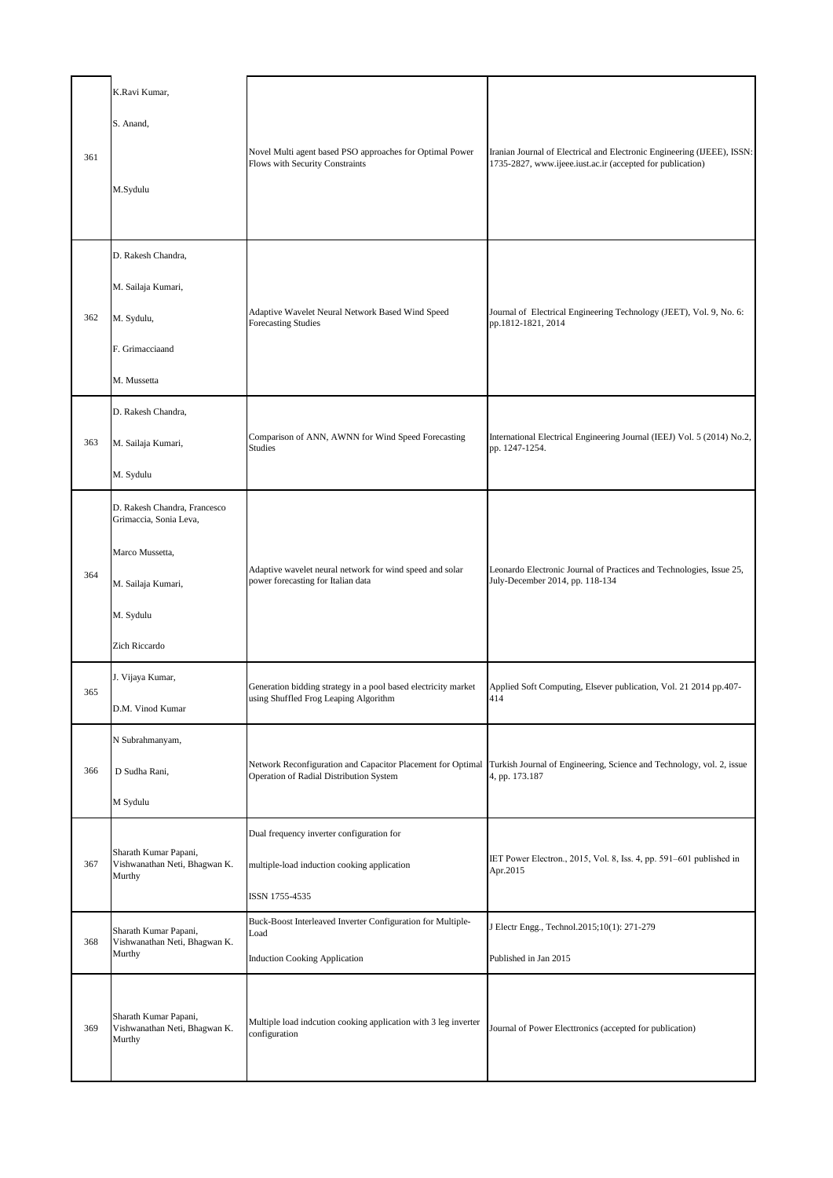| 361 | K.Ravi Kumar, S. Anand, M.Sydulu | Novel Multi agent based PSO approaches for Optimal Power Flows with Security Constraints | Iranian Journal of Electrical and Electronic Engineering (IJEEE), ISSN: 1735-2827, www.ijeee.iust.ac.ir (accepted for publication) |
|---|---|---|---|
| 362 | D. Rakesh Chandra, M. Sailaja Kumari, M. Sydulu, F. Grimacciaand M. Mussetta | Adaptive Wavelet Neural Network Based Wind Speed Forecasting Studies | Journal of Electrical Engineering Technology (JEET), Vol. 9, No. 6: pp.1812-1821, 2014 |
| 363 | D. Rakesh Chandra, M. Sailaja Kumari, M. Sydulu | Comparison of ANN, AWNN for Wind Speed Forecasting Studies | International Electrical Engineering Journal (IEEJ) Vol. 5 (2014) No.2, pp. 1247-1254. |
| 364 | D. Rakesh Chandra, Francesco Grimaccia, Sonia Leva, Marco Mussetta, M. Sailaja Kumari, M. Sydulu Zich Riccardo | Adaptive wavelet neural network for wind speed and solar power forecasting for Italian data | Leonardo Electronic Journal of Practices and Technologies, Issue 25, July-December 2014, pp. 118-134 |
| 365 | J. Vijaya Kumar, D.M. Vinod Kumar | Generation bidding strategy in a pool based electricity market using Shuffled Frog Leaping Algorithm | Applied Soft Computing, Elsever publication, Vol. 21 2014 pp.407-414 |
| 366 | N Subrahmanyam, D Sudha Rani, M Sydulu | Network Reconfiguration and Capacitor Placement for Optimal Operation of Radial Distribution System | Turkish Journal of Engineering, Science and Technology, vol. 2, issue 4, pp. 173.187 |
| 367 | Sharath Kumar Papani, Vishwanathan Neti, Bhagwan K. Murthy | Dual frequency inverter configuration for multiple-load induction cooking application ISSN 1755-4535 | IET Power Electron., 2015, Vol. 8, Iss. 4, pp. 591–601 published in Apr.2015 |
| 368 | Sharath Kumar Papani, Vishwanathan Neti, Bhagwan K. Murthy | Buck-Boost Interleaved Inverter Configuration for Multiple-Load Induction Cooking Application | J Electr Engg., Technol.2015;10(1): 271-279 Published in Jan 2015 |
| 369 | Sharath Kumar Papani, Vishwanathan Neti, Bhagwan K. Murthy | Multiple load indcution cooking application with 3 leg inverter configuration | Journal of Power Electtronics (accepted for publication) |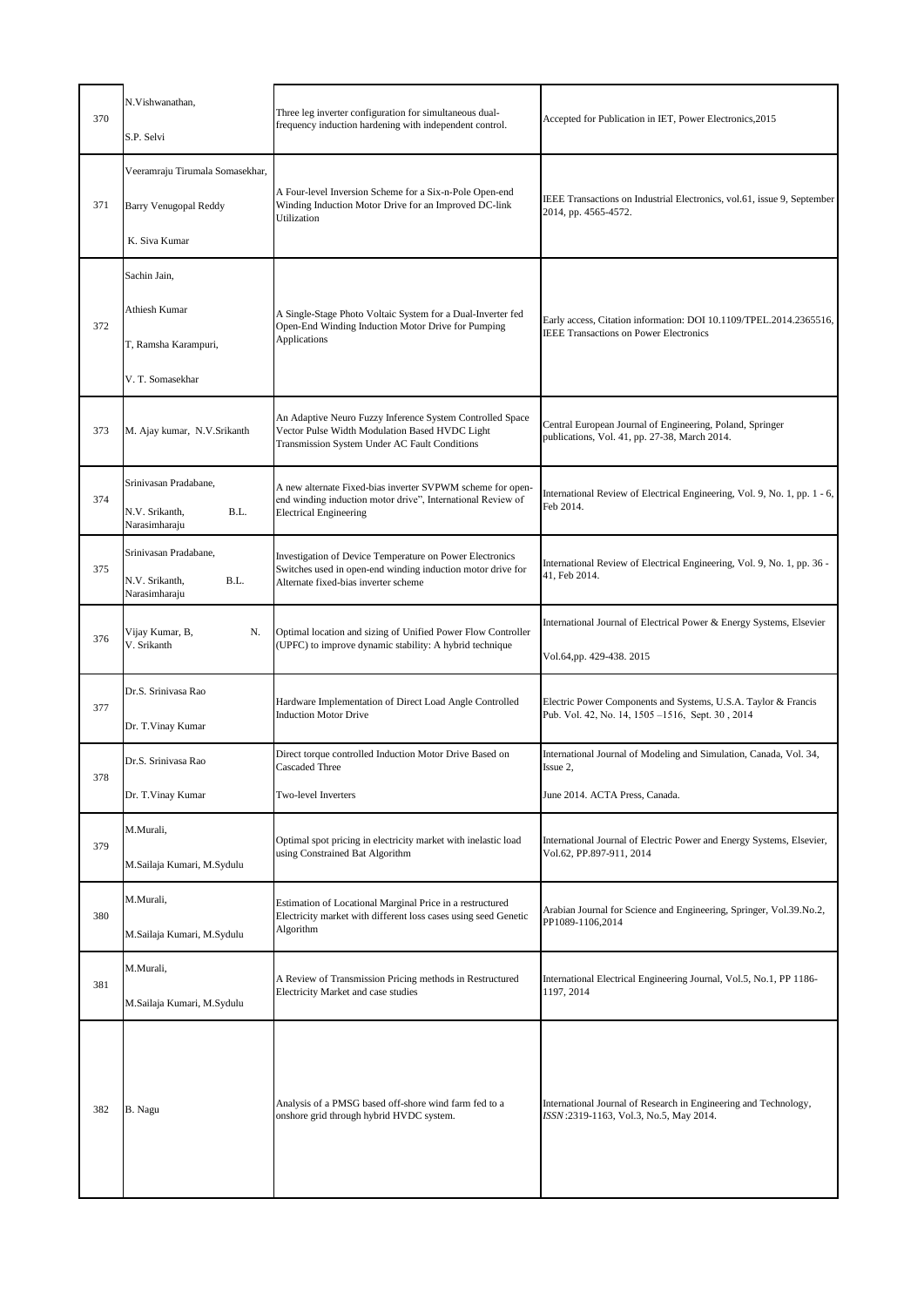| | | | |
|---|---|---|---|
| 370 | N.Vishwanathan,<br><br>S.P. Selvi | Three leg inverter configuration for simultaneous dual-frequency induction hardening with independent control. | Accepted for Publication in IET, Power Electronics,2015 |
| 371 | Veeramraju Tirumala Somasekhar,<br><br>Barry Venugopal Reddy<br><br>K. Siva Kumar | A Four-level Inversion Scheme for a Six-n-Pole Open-end Winding Induction Motor Drive for an Improved DC-link Utilization | IEEE Transactions on Industrial Electronics, vol.61, issue 9, September 2014, pp. 4565-4572. |
| 372 | Sachin Jain,<br><br>Athiesh Kumar<br><br>T, Ramsha Karampuri,<br><br>V. T. Somasekhar | A Single-Stage Photo Voltaic System for a Dual-Inverter fed Open-End Winding Induction Motor Drive for Pumping Applications | Early access, Citation information: DOI 10.1109/TPEL.2014.2365516, IEEE Transactions on Power Electronics |
| 373 | M. Ajay kumar, N.V.Srikanth | An Adaptive Neuro Fuzzy Inference System Controlled Space Vector Pulse Width Modulation Based HVDC Light Transmission System Under AC Fault Conditions | Central European Journal of Engineering, Poland, Springer publications, Vol. 41, pp. 27-38, March 2014. |
| 374 | Srinivasan Pradabane,<br><br>N.V. Srikanth, B.L. Narasimharaju | A new alternate Fixed-bias inverter SVPWM scheme for open-end winding induction motor drive", International Review of Electrical Engineering | International Review of Electrical Engineering, Vol. 9, No. 1, pp. 1 - 6, Feb 2014. |
| 375 | Srinivasan Pradabane,<br><br>N.V. Srikanth, B.L. Narasimharaju | Investigation of Device Temperature on Power Electronics Switches used in open-end winding induction motor drive for Alternate fixed-bias inverter scheme | International Review of Electrical Engineering, Vol. 9, No. 1, pp. 36 - 41, Feb 2014. |
| 376 | Vijay Kumar, B, N. V. Srikanth | Optimal location and sizing of Unified Power Flow Controller (UPFC) to improve dynamic stability: A hybrid technique | International Journal of Electrical Power & Energy Systems, Elsevier<br><br>Vol.64,pp. 429-438. 2015 |
| 377 | Dr.S. Srinivasa Rao<br><br>Dr. T.Vinay Kumar | Hardware Implementation of Direct Load Angle Controlled Induction Motor Drive | Electric Power Components and Systems, U.S.A. Taylor & Francis Pub. Vol. 42, No. 14, 1505 –1516, Sept. 30 , 2014 |
| 378 | Dr.S. Srinivasa Rao<br><br>Dr. T.Vinay Kumar | Direct torque controlled Induction Motor Drive Based on Cascaded Three<br><br>Two-level Inverters | International Journal of Modeling and Simulation, Canada, Vol. 34, Issue 2,<br><br>June 2014. ACTA Press, Canada. |
| 379 | M.Murali,<br><br>M.Sailaja Kumari, M.Sydulu | Optimal spot pricing in electricity market with inelastic load using Constrained Bat Algorithm | International Journal of Electric Power and Energy Systems, Elsevier, Vol.62, PP.897-911, 2014 |
| 380 | M.Murali,<br><br>M.Sailaja Kumari, M.Sydulu | Estimation of Locational Marginal Price in a restructured Electricity market with different loss cases using seed Genetic Algorithm | Arabian Journal for Science and Engineering, Springer, Vol.39.No.2, PP1089-1106,2014 |
| 381 | M.Murali,<br><br>M.Sailaja Kumari, M.Sydulu | A Review of Transmission Pricing methods in Restructured Electricity Market and case studies | International Electrical Engineering Journal, Vol.5, No.1, PP 1186-1197, 2014 |
| 382 | B. Nagu | Analysis of a PMSG based off-shore wind farm fed to a onshore grid through hybrid HVDC system. | International Journal of Research in Engineering and Technology, *ISSN*:2319-1163, Vol.3, No.5, May 2014. |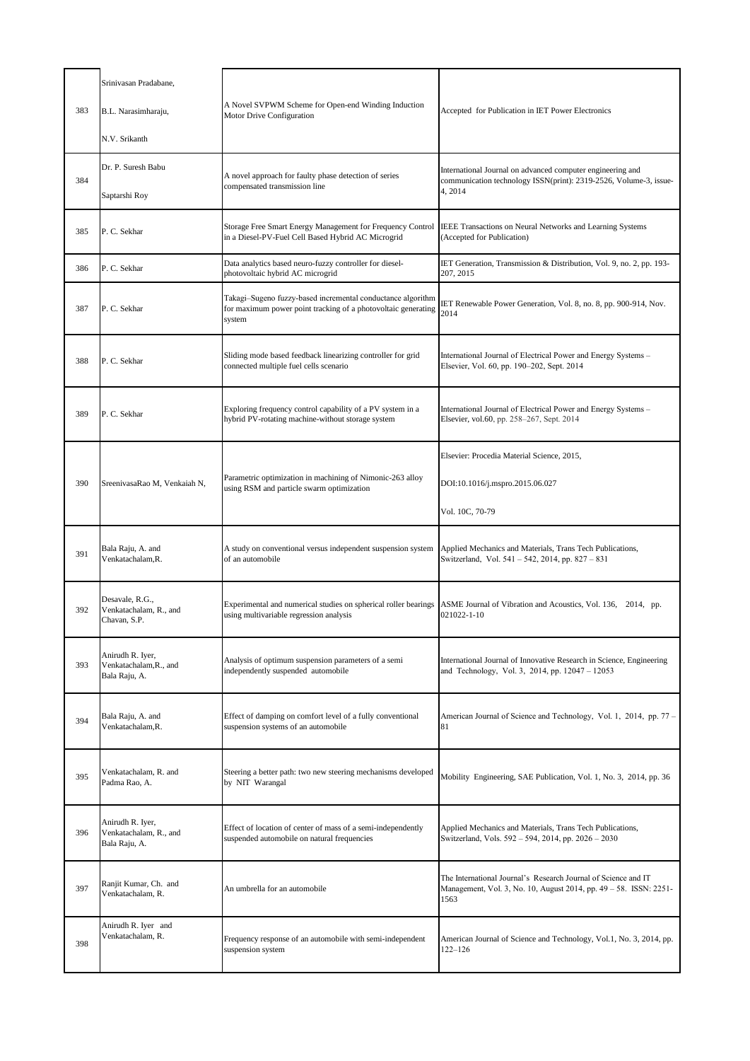| | | | |
|---|---|---|---|
| 383 | Srinivasan Pradabane,<br><br>B.L. Narasimharaju,<br><br>N.V. Srikanth | A Novel SVPWM Scheme for Open-end Winding Induction Motor Drive Configuration | Accepted for Publication in IET Power Electronics |
| 384 | Dr. P. Suresh Babu<br><br>Saptarshi Roy | A novel approach for faulty phase detection of series compensated transmission line | International Journal on advanced computer engineering and communication technology ISSN(print): 2319-2526, Volume-3, issue-4, 2014 |
| 385 | P. C. Sekhar | Storage Free Smart Energy Management for Frequency Control in a Diesel-PV-Fuel Cell Based Hybrid AC Microgrid | IEEE Transactions on Neural Networks and Learning Systems (Accepted for Publication) |
| 386 | P. C. Sekhar | Data analytics based neuro-fuzzy controller for diesel-photovoltaic hybrid AC microgrid | IET Generation, Transmission & Distribution, Vol. 9, no. 2, pp. 193-207, 2015 |
| 387 | P. C. Sekhar | Takagi–Sugeno fuzzy-based incremental conductance algorithm for maximum power point tracking of a photovoltaic generating system | IET Renewable Power Generation, Vol. 8, no. 8, pp. 900-914, Nov. 2014 |
| 388 | P. C. Sekhar | Sliding mode based feedback linearizing controller for grid connected multiple fuel cells scenario | International Journal of Electrical Power and Energy Systems – Elsevier, Vol. 60, pp. 190–202, Sept. 2014 |
| 389 | P. C. Sekhar | Exploring frequency control capability of a PV system in a hybrid PV-rotating machine-without storage system | International Journal of Electrical Power and Energy Systems – Elsevier, vol.60, pp. 258–267, Sept. 2014 |
| 390 | SreenivasaRao M, Venkaiah N, | Parametric optimization in machining of Nimonic-263 alloy using RSM and particle swarm optimization | Elsevier: Procedia Material Science, 2015,<br><br>DOI:10.1016/j.mspro.2015.06.027<br><br>Vol. 10C, 70-79 |
| 391 | Bala Raju, A. and Venkatachalam,R. | A study on conventional versus independent suspension system of an automobile | Applied Mechanics and Materials, Trans Tech Publications, Switzerland, Vol. 541 – 542, 2014, pp. 827 – 831 |
| 392 | Desavale, R.G., Venkatachalam, R., and Chavan, S.P. | Experimental and numerical studies on spherical roller bearings using multivariable regression analysis | ASME Journal of Vibration and Acoustics, Vol. 136, 2014, pp. 021022-1-10 |
| 393 | Anirudh R. Iyer, Venkatachalam,R., and Bala Raju, A. | Analysis of optimum suspension parameters of a semi independently suspended automobile | International Journal of Innovative Research in Science, Engineering and Technology, Vol. 3, 2014, pp. 12047 – 12053 |
| 394 | Bala Raju, A. and Venkatachalam,R. | Effect of damping on comfort level of a fully conventional suspension systems of an automobile | American Journal of Science and Technology, Vol. 1, 2014, pp. 77 – 81 |
| 395 | Venkatachalam, R. and Padma Rao, A. | Steering a better path: two new steering mechanisms developed by NIT Warangal | Mobility Engineering, SAE Publication, Vol. 1, No. 3, 2014, pp. 36 |
| 396 | Anirudh R. Iyer, Venkatachalam, R., and Bala Raju, A. | Effect of location of center of mass of a semi-independently suspended automobile on natural frequencies | Applied Mechanics and Materials, Trans Tech Publications, Switzerland, Vols. 592 – 594, 2014, pp. 2026 – 2030 |
| 397 | Ranjit Kumar, Ch. and Venkatachalam, R. | An umbrella for an automobile | The International Journal's Research Journal of Science and IT Management, Vol. 3, No. 10, August 2014, pp. 49 – 58. ISSN: 2251-1563 |
| 398 | Anirudh R. Iyer and Venkatachalam, R. | Frequency response of an automobile with semi-independent suspension system | American Journal of Science and Technology, Vol.1, No. 3, 2014, pp. 122–126 |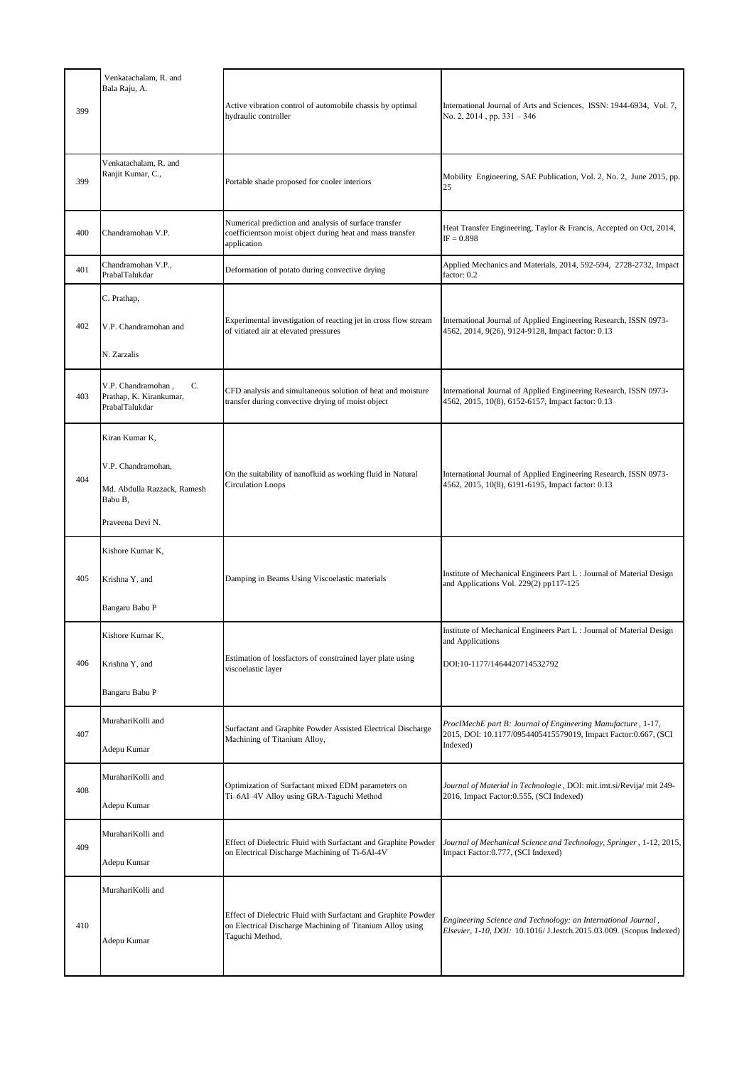| | | | |
|---|---|---|---|
| 399 | Venkatachalam, R. and Bala Raju, A. | Active vibration control of automobile chassis by optimal hydraulic controller | International Journal of Arts and Sciences, ISSN: 1944-6934, Vol. 7, No. 2, 2014 , pp. 331 – 346 |
| 399 | Venkatachalam, R. and Ranjit Kumar, C., | Portable shade proposed for cooler interiors | Mobility Engineering, SAE Publication, Vol. 2, No. 2, June 2015, pp. 25 |
| 400 | Chandramohan V.P. | Numerical prediction and analysis of surface transfer coefficientson moist object during heat and mass transfer application | Heat Transfer Engineering, Taylor & Francis, Accepted on Oct, 2014, IF = 0.898 |
| 401 | Chandramohan V.P., PrabalTalukdar | Deformation of potato during convective drying | Applied Mechanics and Materials, 2014, 592-594, 2728-2732, Impact factor: 0.2 |
| 402 | C. Prathap, V.P. Chandramohan and N. Zarzalis | Experimental investigation of reacting jet in cross flow stream of vitiated air at elevated pressures | International Journal of Applied Engineering Research, ISSN 0973-4562, 2014, 9(26), 9124-9128, Impact factor: 0.13 |
| 403 | V.P. Chandramohan , C. Prathap, K. Kirankumar, PrabalTalukdar | CFD analysis and simultaneous solution of heat and moisture transfer during convective drying of moist object | International Journal of Applied Engineering Research, ISSN 0973-4562, 2015, 10(8), 6152-6157, Impact factor: 0.13 |
| 404 | Kiran Kumar K, V.P. Chandramohan, Md. Abdulla Razzack, Ramesh Babu B, Praveena Devi N. | On the suitability of nanofluid as working fluid in Natural Circulation Loops | International Journal of Applied Engineering Research, ISSN 0973-4562, 2015, 10(8), 6191-6195, Impact factor: 0.13 |
| 405 | Kishore Kumar K, Krishna Y, and Bangaru Babu P | Damping in Beams Using Viscoelastic materials | Institute of Mechanical Engineers Part L : Journal of Material Design and Applications Vol. 229(2) pp117-125 |
| 406 | Kishore Kumar K, Krishna Y, and Bangaru Babu P | Estimation of lossfactors of constrained layer plate using viscoelastic layer | Institute of Mechanical Engineers Part L : Journal of Material Design and Applications DOI:10-1177/1464420714532792 |
| 407 | MurahariKolli and Adepu Kumar | Surfactant and Graphite Powder Assisted Electrical Discharge Machining of Titanium Alloy, | *ProcIMechE part B: Journal of Engineering Manufacture*, 1-17, 2015, DOI: 10.1177/0954405415579019, Impact Factor:0.667, (SCI Indexed) |
| 408 | MurahariKolli and Adepu Kumar | Optimization of Surfactant mixed EDM parameters on Ti–6Al–4V Alloy using GRA-Taguchi Method | *Journal of Material in Technologie*, DOI: mit.imt.si/Revija/ mit 249-2016, Impact Factor:0.555, (SCI Indexed) |
| 409 | MurahariKolli and Adepu Kumar | Effect of Dielectric Fluid with Surfactant and Graphite Powder on Electrical Discharge Machining of Ti-6Al-4V | *Journal of Mechanical Science and Technology, Springer*, 1-12, 2015, Impact Factor:0.777, (SCI Indexed) |
| 410 | MurahariKolli and Adepu Kumar | Effect of Dielectric Fluid with Surfactant and Graphite Powder on Electrical Discharge Machining of Titanium Alloy using Taguchi Method, | *Engineering Science and Technology: an International Journal, Elsevier, 1-10, DOI:* 10.1016/ J.Jestch.2015.03.009. (Scopus Indexed) |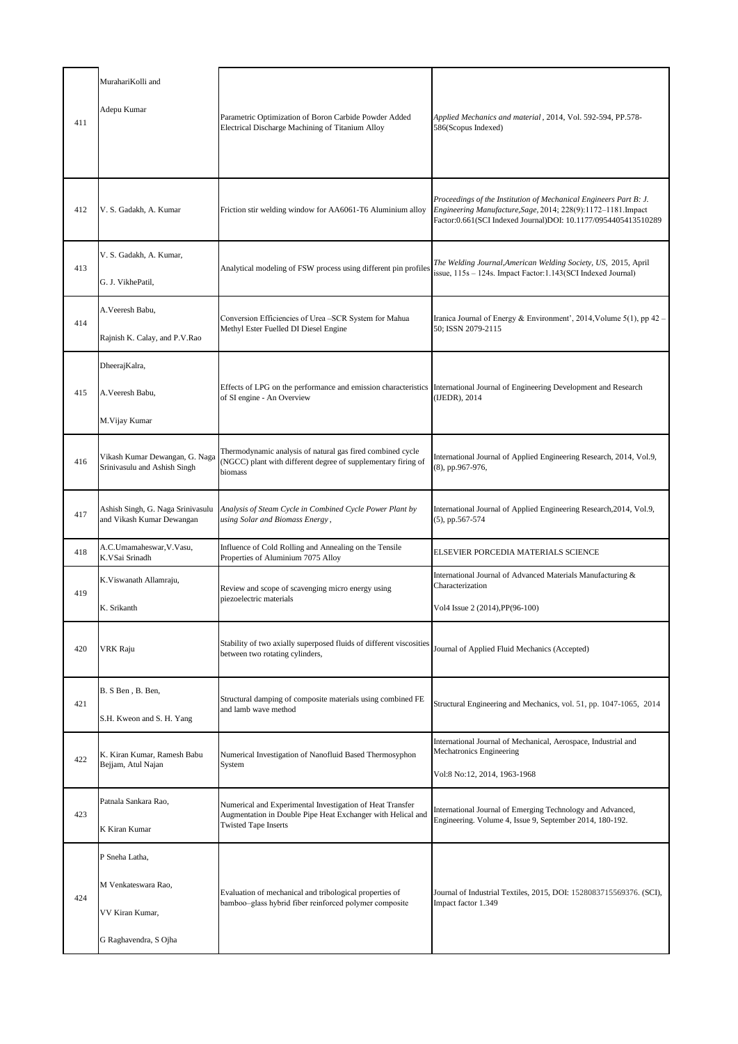| 411 | MurahariKolli and Adepu Kumar | Parametric Optimization of Boron Carbide Powder Added Electrical Discharge Machining of Titanium Alloy | *Applied Mechanics and material* , 2014, Vol. 592-594, PP.578-586(Scopus Indexed) |
|---|---|---|---|
| 412 | V. S. Gadakh, A. Kumar | Friction stir welding window for AA6061-T6 Aluminium alloy | *Proceedings of the Institution of Mechanical Engineers Part B: J. Engineering Manufacture,Sage,* 2014; 228(9):1172–1181.Impact Factor:0.661(SCI Indexed Journal)DOI: 10.1177/0954405413510289 |
| 413 | V. S. Gadakh, A. Kumar, G. J. VikhePatil, | Analytical modeling of FSW process using different pin profiles | *The Welding Journal,American Welding Society, US,* 2015, April issue, 115s – 124s. Impact Factor:1.143(SCI Indexed Journal) |
| 414 | A.Veeresh Babu, Rajnish K. Calay, and P.V.Rao | Conversion Efficiencies of Urea –SCR System for Mahua Methyl Ester Fuelled DI Diesel Engine | Iranica Journal of Energy & Environment', 2014,Volume 5(1), pp 42 – 50; ISSN 2079-2115 |
| 415 | DheerajKalra, A.Veeresh Babu, M.Vijay Kumar | Effects of LPG on the performance and emission characteristics of SI engine - An Overview | International Journal of Engineering Development and Research (IJEDR), 2014 |
| 416 | Vikash Kumar Dewangan, G. Naga Srinivasulu and Ashish Singh | Thermodynamic analysis of natural gas fired combined cycle (NGCC) plant with different degree of supplementary firing of biomass | International Journal of Applied Engineering Research, 2014, Vol.9, (8), pp.967-976, |
| 417 | Ashish Singh, G. Naga Srinivasulu and Vikash Kumar Dewangan | *Analysis of Steam Cycle in Combined Cycle Power Plant by using Solar and Biomass Energy ,* | International Journal of Applied Engineering Research,2014, Vol.9, (5), pp.567-574 |
| 418 | A.C.Umamaheswar,V.Vasu, K.VSai Srinadh | Influence of Cold Rolling and Annealing on the Tensile Properties of Aluminium 7075 Alloy | ELSEVIER PORCEDIA MATERIALS SCIENCE |
| 419 | K.Viswanath Allamraju, K. Srikanth | Review and scope of scavenging micro energy using piezoelectric materials | International Journal of Advanced Materials Manufacturing & Characterization Vol4 Issue 2 (2014),PP(96-100) |
| 420 | VRK Raju | Stability of two axially superposed fluids of different viscosities between two rotating cylinders, | Journal of Applied Fluid Mechanics (Accepted) |
| 421 | B. S Ben , B. Ben, S.H. Kweon and S. H. Yang | Structural damping of composite materials using combined FE and lamb wave method | Structural Engineering and Mechanics, vol. 51, pp. 1047-1065, 2014 |
| 422 | K. Kiran Kumar, Ramesh Babu Bejjam, Atul Najan | Numerical Investigation of Nanofluid Based Thermosyphon System | International Journal of Mechanical, Aerospace, Industrial and Mechatronics Engineering Vol:8 No:12, 2014, 1963-1968 |
| 423 | Patnala Sankara Rao, K Kiran Kumar | Numerical and Experimental Investigation of Heat Transfer Augmentation in Double Pipe Heat Exchanger with Helical and Twisted Tape Inserts | International Journal of Emerging Technology and Advanced, Engineering. Volume 4, Issue 9, September 2014, 180-192. |
| 424 | P Sneha Latha, M Venkateswara Rao, VV Kiran Kumar, G Raghavendra, S Ojha | Evaluation of mechanical and tribological properties of bamboo–glass hybrid fiber reinforced polymer composite | Journal of Industrial Textiles, 2015, DOI: 1528083715569376. (SCI), Impact factor 1.349 |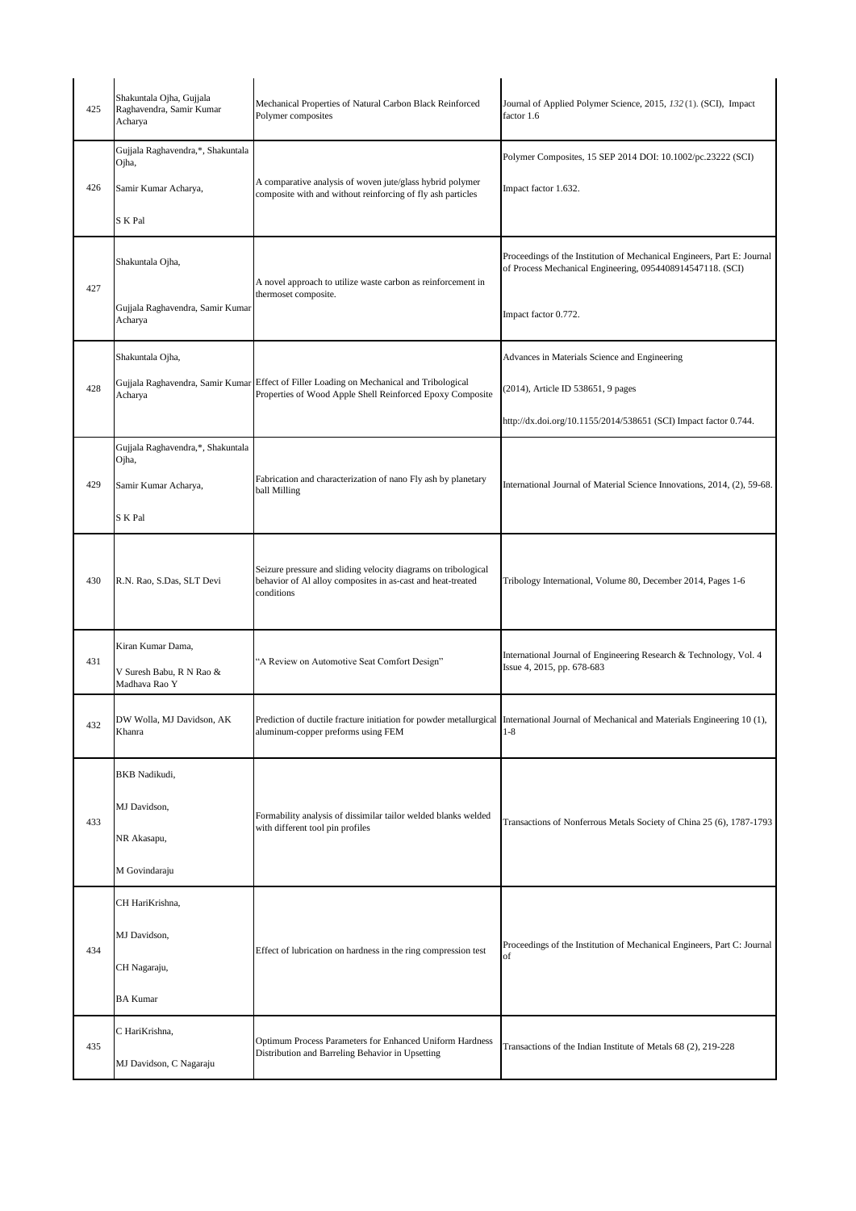| 425 | Shakuntala Ojha, Gujjala Raghavendra, Samir Kumar Acharya | Mechanical Properties of Natural Carbon Black Reinforced Polymer composites | Journal of Applied Polymer Science, 2015, *132* (1). (SCI), Impact factor 1.6 |
|---|---|---|---|
| 426 | Gujjala Raghavendra,*, Shakuntala Ojha, Samir Kumar Acharya, S K Pal | A comparative analysis of woven jute/glass hybrid polymer composite with and without reinforcing of fly ash particles | Polymer Composites, 15 SEP 2014 DOI: 10.1002/pc.23222 (SCI) Impact factor 1.632. |
| 427 | Shakuntala Ojha, Gujjala Raghavendra, Samir Kumar Acharya | A novel approach to utilize waste carbon as reinforcement in thermoset composite. | Proceedings of the Institution of Mechanical Engineers, Part E: Journal of Process Mechanical Engineering, 0954408914547118. (SCI) Impact factor 0.772. |
| 428 | Shakuntala Ojha, Gujjala Raghavendra, Samir Kumar Acharya | Effect of Filler Loading on Mechanical and Tribological Properties of Wood Apple Shell Reinforced Epoxy Composite | Advances in Materials Science and Engineering (2014), Article ID 538651, 9 pages http://dx.doi.org/10.1155/2014/538651 (SCI) Impact factor 0.744. |
| 429 | Gujjala Raghavendra,*, Shakuntala Ojha, Samir Kumar Acharya, S K Pal | Fabrication and characterization of nano Fly ash by planetary ball Milling | International Journal of Material Science Innovations, 2014, (2), 59-68. |
| 430 | R.N. Rao, S.Das, SLT Devi | Seizure pressure and sliding velocity diagrams on tribological behavior of Al alloy composites in as-cast and heat-treated conditions | Tribology International, Volume 80, December 2014, Pages 1-6 |
| 431 | Kiran Kumar Dama, V Suresh Babu, R N Rao & Madhava Rao Y | "A Review on Automotive Seat Comfort Design" | International Journal of Engineering Research & Technology, Vol. 4 Issue 4, 2015, pp. 678-683 |
| 432 | DW Wolla, MJ Davidson, AK Khanra | Prediction of ductile fracture initiation for powder metallurgical aluminum-copper preforms using FEM | International Journal of Mechanical and Materials Engineering 10 (1), 1-8 |
| 433 | BKB Nadikudi, MJ Davidson, NR Akasapu, M Govindaraju | Formability analysis of dissimilar tailor welded blanks welded with different tool pin profiles | Transactions of Nonferrous Metals Society of China 25 (6), 1787-1793 |
| 434 | CH HariKrishna, MJ Davidson, CH Nagaraju, BA Kumar | Effect of lubrication on hardness in the ring compression test | Proceedings of the Institution of Mechanical Engineers, Part C: Journal of |
| 435 | C HariKrishna, MJ Davidson, C Nagaraju | Optimum Process Parameters for Enhanced Uniform Hardness Distribution and Barreling Behavior in Upsetting | Transactions of the Indian Institute of Metals 68 (2), 219-228 |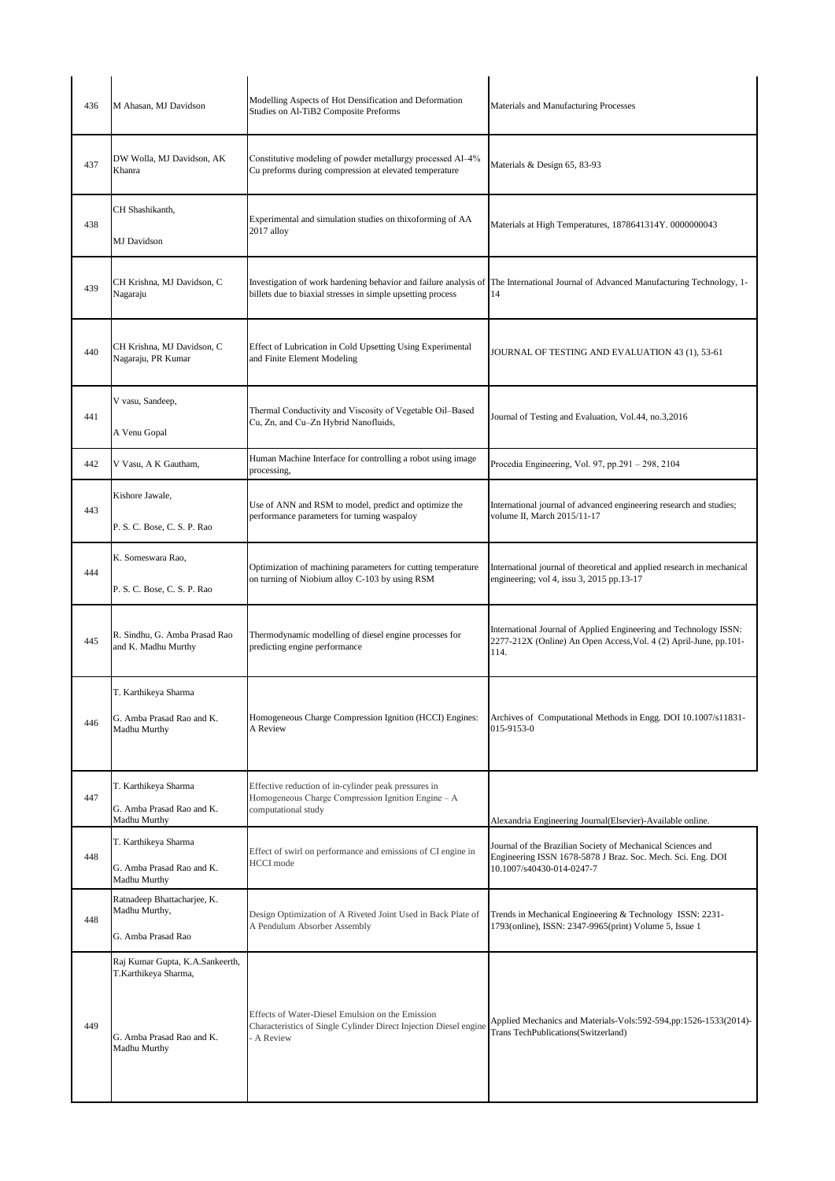| 436 | M Ahasan, MJ Davidson | Modelling Aspects of Hot Densification and Deformation Studies on Al-TiB2 Composite Preforms | Materials and Manufacturing Processes |
|---|---|---|---|
| 437 | DW Wolla, MJ Davidson, AK Khanra | Constitutive modeling of powder metallurgy processed Al–4% Cu preforms during compression at elevated temperature | Materials & Design 65, 83-93 |
| 438 | CH Shashikanth, MJ Davidson | Experimental and simulation studies on thixoforming of AA 2017 alloy | Materials at High Temperatures, 1878641314Y. 0000000043 |
| 439 | CH Krishna, MJ Davidson, C Nagaraju | Investigation of work hardening behavior and failure analysis of billets due to biaxial stresses in simple upsetting process | The International Journal of Advanced Manufacturing Technology, 1-14 |
| 440 | CH Krishna, MJ Davidson, C Nagaraju, PR Kumar | Effect of Lubrication in Cold Upsetting Using Experimental and Finite Element Modeling | JOURNAL OF TESTING AND EVALUATION 43 (1), 53-61 |
| 441 | V vasu, Sandeep, A Venu Gopal | Thermal Conductivity and Viscosity of Vegetable Oil–Based Cu, Zn, and Cu–Zn Hybrid Nanofluids, | Journal of Testing and Evaluation, Vol.44, no.3,2016 |
| 442 | V Vasu, A K Gautham, | Human Machine Interface for controlling a robot using image processing, | Procedia Engineering, Vol. 97, pp.291 – 298, 2104 |
| 443 | Kishore Jawale, P. S. C. Bose, C. S. P. Rao | Use of ANN and RSM to model, predict and optimize the performance parameters for turning waspaloy | International journal of advanced engineering research and studies; volume II, March 2015/11-17 |
| 444 | K. Someswara Rao, P. S. C. Bose, C. S. P. Rao | Optimization of machining parameters for cutting temperature on turning of Niobium alloy C-103 by using RSM | International journal of theoretical and applied research in mechanical engineering; vol 4, issu 3, 2015 pp.13-17 |
| 445 | R. Sindhu, G. Amba Prasad Rao and K. Madhu Murthy | Thermodynamic modelling of diesel engine processes for predicting engine performance | International Journal of Applied Engineering and Technology ISSN: 2277-212X (Online) An Open Access,Vol. 4 (2) April-June, pp.101-114. |
| 446 | T. Karthikeya Sharma G. Amba Prasad Rao and K. Madhu Murthy | Homogeneous Charge Compression Ignition (HCCI) Engines: A Review | Archives of Computational Methods in Engg. DOI 10.1007/s11831-015-9153-0 |
| 447 | T. Karthikeya Sharma G. Amba Prasad Rao and K. Madhu Murthy | Effective reduction of in-cylinder peak pressures in Homogeneous Charge Compression Ignition Engine – A computational study | Alexandria Engineering Journal(Elsevier)-Available online. |
| 448 | T. Karthikeya Sharma G. Amba Prasad Rao and K. Madhu Murthy | Effect of swirl on performance and emissions of CI engine in HCCI mode | Journal of the Brazilian Society of Mechanical Sciences and Engineering ISSN 1678-5878 J Braz. Soc. Mech. Sci. Eng. DOI 10.1007/s40430-014-0247-7 |
| 448 | Ratnadeep Bhattacharjee, K. Madhu Murthy, G. Amba Prasad Rao | Design Optimization of A Riveted Joint Used in Back Plate of A Pendulum Absorber Assembly | Trends in Mechanical Engineering & Technology ISSN: 2231-1793(online), ISSN: 2347-9965(print) Volume 5, Issue 1 |
| 449 | Raj Kumar Gupta, K.A.Sankeerth, T.Karthikeya Sharma, G. Amba Prasad Rao and K. Madhu Murthy | Effects of Water-Diesel Emulsion on the Emission Characteristics of Single Cylinder Direct Injection Diesel engine - A Review | Applied Mechanics and Materials-Vols:592-594,pp:1526-1533(2014)-Trans TechPublications(Switzerland) |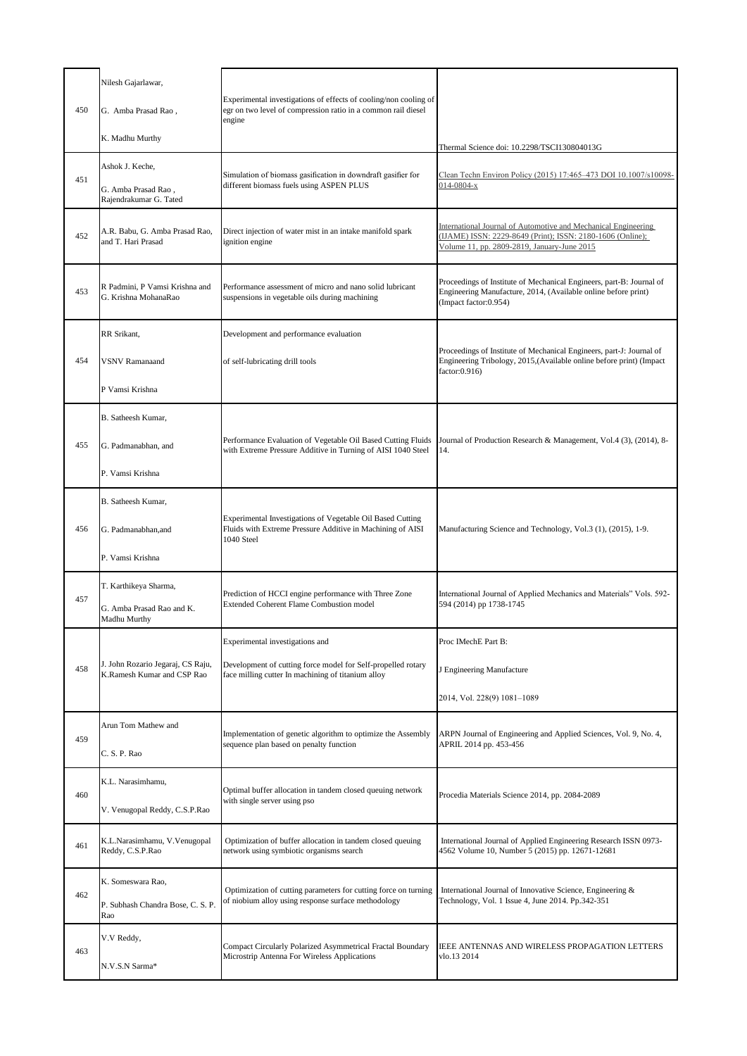| 450 | Nilesh Gajarlawar, G. Amba Prasad Rao , K. Madhu Murthy | Experimental investigations of effects of cooling/non cooling of egr on two level of compression ratio in a common rail diesel engine | Thermal Science doi: 10.2298/TSCI130804013G |
|---|---|---|---|
| 451 | Ashok J. Keche, G. Amba Prasad Rao , Rajendrakumar G. Tated | Simulation of biomass gasification in downdraft gasifier for different biomass fuels using ASPEN PLUS | Clean Techn Environ Policy (2015) 17:465–473 DOI 10.1007/s10098-014-0804-x |
| 452 | A.R. Babu, G. Amba Prasad Rao, and T. Hari Prasad | Direct injection of water mist in an intake manifold spark ignition engine | International Journal of Automotive and Mechanical Engineering (IJAME) ISSN: 2229-8649 (Print); ISSN: 2180-1606 (Online); Volume 11, pp. 2809-2819, January-June 2015 |
| 453 | R Padmini, P Vamsi Krishna and G. Krishna MohanaRao | Performance assessment of micro and nano solid lubricant suspensions in vegetable oils during machining | Proceedings of Institute of Mechanical Engineers, part-B: Journal of Engineering Manufacture, 2014, (Available online before print) (Impact factor:0.954) |
| 454 | RR Srikant, VSNV Ramanaand, P Vamsi Krishna | Development and performance evaluation of self-lubricating drill tools | Proceedings of Institute of Mechanical Engineers, part-J: Journal of Engineering Tribology, 2015,(Available online before print) (Impact factor:0.916) |
| 455 | B. Satheesh Kumar, G. Padmanabhan, and P. Vamsi Krishna | Performance Evaluation of Vegetable Oil Based Cutting Fluids with Extreme Pressure Additive in Turning of AISI 1040 Steel | Journal of Production Research & Management, Vol.4 (3), (2014), 8-14. |
| 456 | B. Satheesh Kumar, G. Padmanabhan,and P. Vamsi Krishna | Experimental Investigations of Vegetable Oil Based Cutting Fluids with Extreme Pressure Additive in Machining of AISI 1040 Steel | Manufacturing Science and Technology, Vol.3 (1), (2015), 1-9. |
| 457 | T. Karthikeya Sharma, G. Amba Prasad Rao and K. Madhu Murthy | Prediction of HCCI engine performance with Three Zone Extended Coherent Flame Combustion model | International Journal of Applied Mechanics and Materials" Vols. 592-594 (2014) pp 1738-1745 |
| 458 | J. John Rozario Jegaraj, CS Raju, K.Ramesh Kumar and CSP Rao | Experimental investigations and Development of cutting force model for Self-propelled rotary face milling cutter In machining of titanium alloy | Proc IMechE Part B: J Engineering Manufacture 2014, Vol. 228(9) 1081–1089 |
| 459 | Arun Tom Mathew and C. S. P. Rao | Implementation of genetic algorithm to optimize the Assembly sequence plan based on penalty function | ARPN Journal of Engineering and Applied Sciences, Vol. 9, No. 4, APRIL 2014 pp. 453-456 |
| 460 | K.L. Narasimhamu, V. Venugopal Reddy, C.S.P.Rao | Optimal buffer allocation in tandem closed queuing network with single server using pso | Procedia Materials Science 2014, pp. 2084-2089 |
| 461 | K.L.Narasimhamu, V.Venugopal Reddy, C.S.P.Rao | Optimization of buffer allocation in tandem closed queuing network using symbiotic organisms search | International Journal of Applied Engineering Research ISSN 0973-4562 Volume 10, Number 5 (2015) pp. 12671-12681 |
| 462 | K. Someswara Rao, P. Subhash Chandra Bose, C. S. P. Rao | Optimization of cutting parameters for cutting force on turning of niobium alloy using response surface methodology | International Journal of Innovative Science, Engineering & Technology, Vol. 1 Issue 4, June 2014. Pp.342-351 |
| 463 | V.V Reddy, N.V.S.N Sarma* | Compact Circularly Polarized Asymmetrical Fractal Boundary Microstrip Antenna For Wireless Applications | IEEE ANTENNAS AND WIRELESS PROPAGATION LETTERS vlo.13 2014 |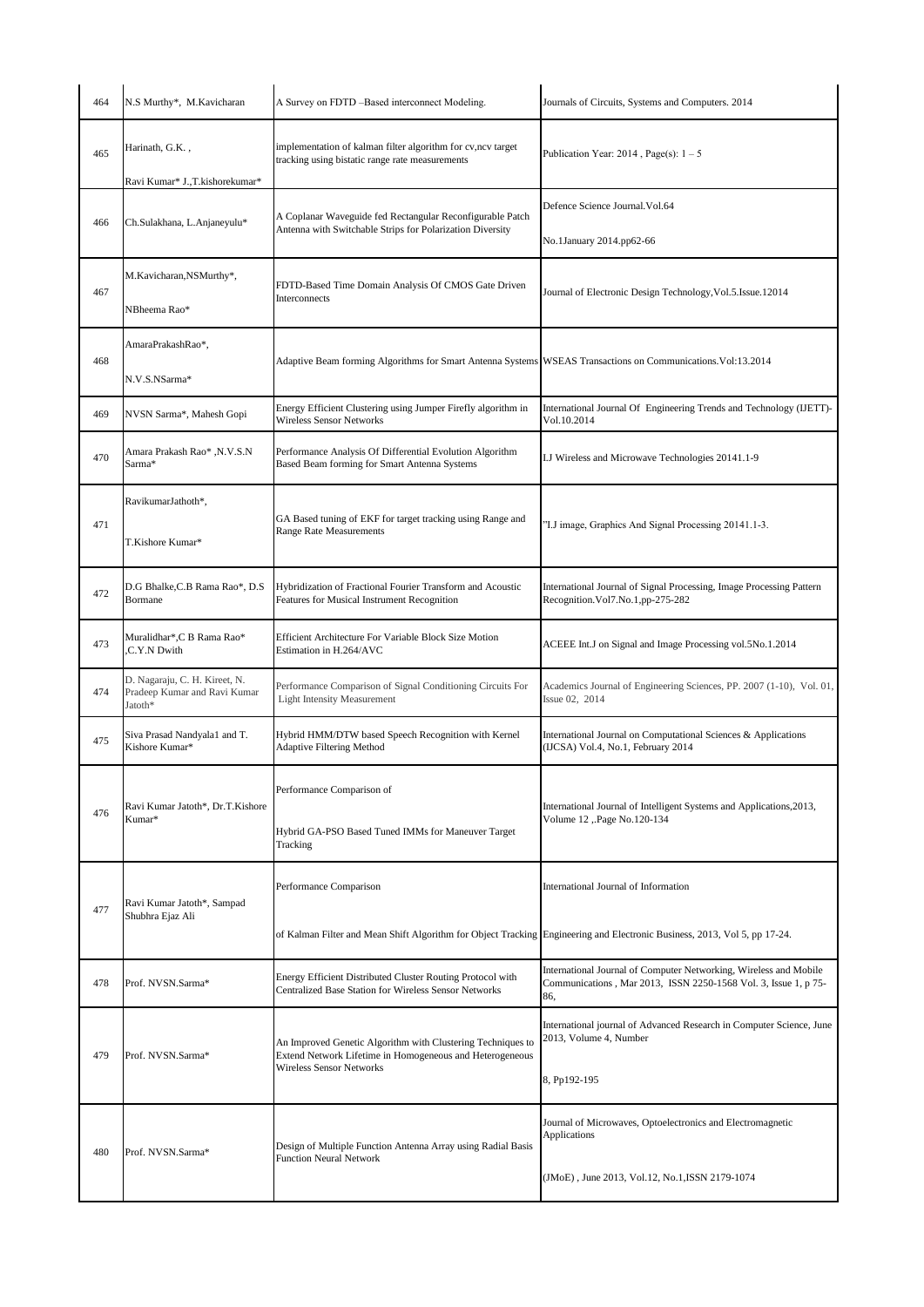| 464 | N.S Murthy*, M.Kavicharan | A Survey on FDTD –Based interconnect Modeling. | Journals of Circuits, Systems and Computers. 2014 |
|---|---|---|---|
| 465 | Harinath, G.K. , Ravi Kumar* J.,T.kishorekumar* | implementation of kalman filter algorithm for cv,ncv target tracking using bistatic range rate measurements | Publication Year: 2014 , Page(s): 1 – 5 |
| 466 | Ch.Sulakhana, L.Anjaneyulu* | A Coplanar Waveguide fed Rectangular Reconfigurable Patch Antenna with Switchable Strips for Polarization Diversity | Defence Science Journal.Vol.64 No.1January 2014.pp62-66 |
| 467 | M.Kavicharan,NSMurthy*, NBheema Rao* | FDTD-Based Time Domain Analysis Of CMOS Gate Driven Interconnects | Journal of Electronic Design Technology,Vol.5.Issue.12014 |
| 468 | AmaraPrakashRao*, N.V.S.NSarma* | Adaptive Beam forming Algorithms for Smart Antenna Systems | WSEAS Transactions on Communications.Vol:13.2014 |
| 469 | NVSN Sarma*, Mahesh Gopi | Energy Efficient Clustering using Jumper Firefly algorithm in Wireless Sensor Networks | International Journal Of Engineering Trends and Technology (IJETT)-Vol.10.2014 |
| 470 | Amara Prakash Rao* ,N.V.S.N Sarma* | Performance Analysis Of Differential Evolution Algorithm Based Beam forming for Smart Antenna Systems | I.J Wireless and Microwave Technologies 20141.1-9 |
| 471 | RavikumarJathoth*, T.Kishore Kumar* | GA Based tuning of EKF for target tracking using Range and Range Rate Measurements | "I.J image, Graphics And Signal Processing 20141.1-3. |
| 472 | D.G Bhalke,C.B Rama Rao*, D.S Bormane | Hybridization of Fractional Fourier Transform and Acoustic Features for Musical Instrument Recognition | International Journal of Signal Processing, Image Processing Pattern Recognition.Vol7.No.1,pp-275-282 |
| 473 | Muralidhar*,C B Rama Rao* ,C.Y.N Dwith | Efficient Architecture For Variable Block Size Motion Estimation in H.264/AVC | ACEEE Int.J on Signal and Image Processing vol.5No.1.2014 |
| 474 | D. Nagaraju, C. H. Kireet, N. Pradeep Kumar and Ravi Kumar Jatoth* | Performance Comparison of Signal Conditioning Circuits For Light Intensity Measurement | Academics Journal of Engineering Sciences, PP. 2007 (1-10), Vol. 01, Issue 02, 2014 |
| 475 | Siva Prasad Nandyala1 and T. Kishore Kumar* | Hybrid HMM/DTW based Speech Recognition with Kernel Adaptive Filtering Method | International Journal on Computational Sciences & Applications (IJCSA) Vol.4, No.1, February 2014 |
| 476 | Ravi Kumar Jatoth*, Dr.T.Kishore Kumar* | Performance Comparison of Hybrid GA-PSO Based Tuned IMMs for Maneuver Target Tracking | International Journal of Intelligent Systems and Applications,2013, Volume 12 ,.Page No.120-134 |
| 477 | Ravi Kumar Jatoth*, Sampad Shubhra Ejaz Ali | Performance Comparison of Kalman Filter and Mean Shift Algorithm for Object Tracking | International Journal of Information Engineering and Electronic Business, 2013, Vol 5, pp 17-24. |
| 478 | Prof. NVSN.Sarma* | Energy Efficient Distributed Cluster Routing Protocol with Centralized Base Station for Wireless Sensor Networks | International Journal of Computer Networking, Wireless and Mobile Communications , Mar 2013, ISSN 2250-1568 Vol. 3, Issue 1, p 75-86, |
| 479 | Prof. NVSN.Sarma* | An Improved Genetic Algorithm with Clustering Techniques to Extend Network Lifetime in Homogeneous and Heterogeneous Wireless Sensor Networks | International journal of Advanced Research in Computer Science, June 2013, Volume 4, Number 8, Pp192-195 |
| 480 | Prof. NVSN.Sarma* | Design of Multiple Function Antenna Array using Radial Basis Function Neural Network | Journal of Microwaves, Optoelectronics and Electromagnetic Applications (JMoE) , June 2013, Vol.12, No.1,ISSN 2179-1074 |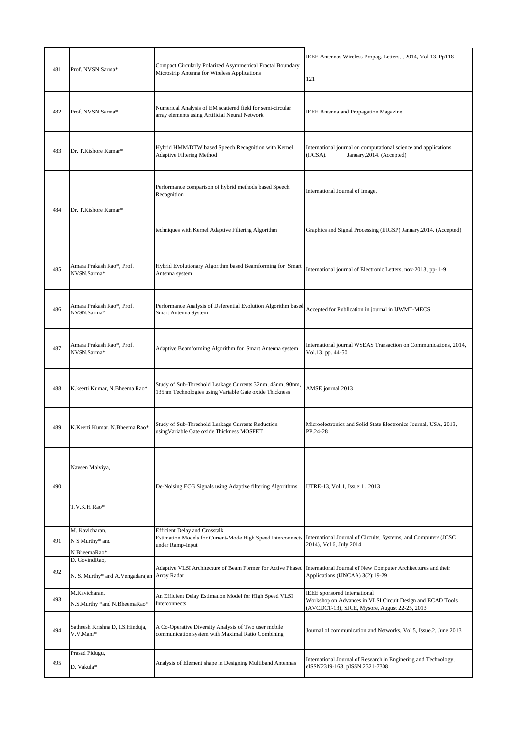| 481 | Prof. NVSN.Sarma* | Compact Circularly Polarized Asymmetrical Fractal Boundary Microstrip Antenna for Wireless Applications | IEEE Antennas Wireless Propag. Letters, , 2014, Vol 13, Pp118- 121 |
|---|---|---|---|
| 482 | Prof. NVSN.Sarma* | Numerical Analysis of EM scattered field for semi-circular array elements using Artificial Neural Network | IEEE Antenna and Propagation Magazine |
| 483 | Dr. T.Kishore Kumar* | Hybrid HMM/DTW based Speech Recognition with Kernel Adaptive Filtering Method | International journal on computational science and applications (IJCSA). January,2014. (Accepted) |
| 484 | Dr. T.Kishore Kumar* | Performance comparison of hybrid methods based Speech Recognition techniques with Kernel Adaptive Filtering Algorithm | International Journal of Image, Graphics and Signal Processing (IJIGSP) January,2014. (Accepted) |
| 485 | Amara Prakash Rao*, Prof. NVSN.Sarma* | Hybrid Evolutionary Algorithm based Beamforming for Smart Antenna system | International journal of Electronic Letters, nov-2013, pp- 1-9 |
| 486 | Amara Prakash Rao*, Prof. NVSN.Sarma* | Performance Analysis of Deferential Evolution Algorithm based Smart Antenna System | Accepted for Publication in journal in IJWMT-MECS |
| 487 | Amara Prakash Rao*, Prof. NVSN.Sarma* | Adaptive Beamforming Algorithm for Smart Antenna system | International journal WSEAS Transaction on Communications, 2014, Vol.13, pp. 44-50 |
| 488 | K.keerti Kumar, N.Bheema Rao* | Study of Sub-Threshold Leakage Currents 32nm, 45nm, 90nm, 135nm Technologies using Variable Gate oxide Thickness | AMSE journal 2013 |
| 489 | K.Keerti Kumar, N.Bheema Rao* | Study of Sub-Threshold Leakage Currents Reduction usingVariable Gate oxide Thickness MOSFET | Microelectronics and Solid State Electronics Journal, USA, 2013, PP.24-28 |
| 490 | Naveen Malviya, T.V.K.H Rao* | De-Noising ECG Signals using Adaptive filtering Algorithms | IJTRE-13, Vol.1, Issue:1 , 2013 |
| 491 | M. Kavicharan, N S Murthy* and N BheemaRao* | Efficient Delay and Crosstalk Estimation Models for Current-Mode High Speed Interconnects under Ramp-Input | International Journal of Circuits, Systems, and Computers (JCSC 2014), Vol 6, July 2014 |
| 492 | D. GovindRao, N. S. Murthy* and A.Vengadarajan | Adaptive VLSI Architecture of Beam Former for Active Phased Array Radar | International Journal of New Computer Architectures and their Applications (IJNCAA) 3(2):19-29 |
| 493 | M.Kavicharan, N.S.Murthy *and N.BheemaRao* | An Efficient Delay Estimation Model for High Speed VLSI Interconnects | IEEE sponsored International Workshop on Advances in VLSI Circuit Design and ECAD Tools (AVCDCT-13), SJCE, Mysore, August 22-25, 2013 |
| 494 | Satheesh Krishna D, I.S.Hinduja, V.V.Mani* | A Co-Operative Diversity Analysis of Two user mobile communication system with Maximal Ratio Combining | Journal of communication and Networks, Vol.5, Issue.2, June 2013 |
| 495 | Prasad Pidugu, D. Vakula* | Analysis of Element shape in Designing Multiband Antennas | International Journal of Research in Enginering and Technology, eISSN2319-163, pISSN 2321-7308 |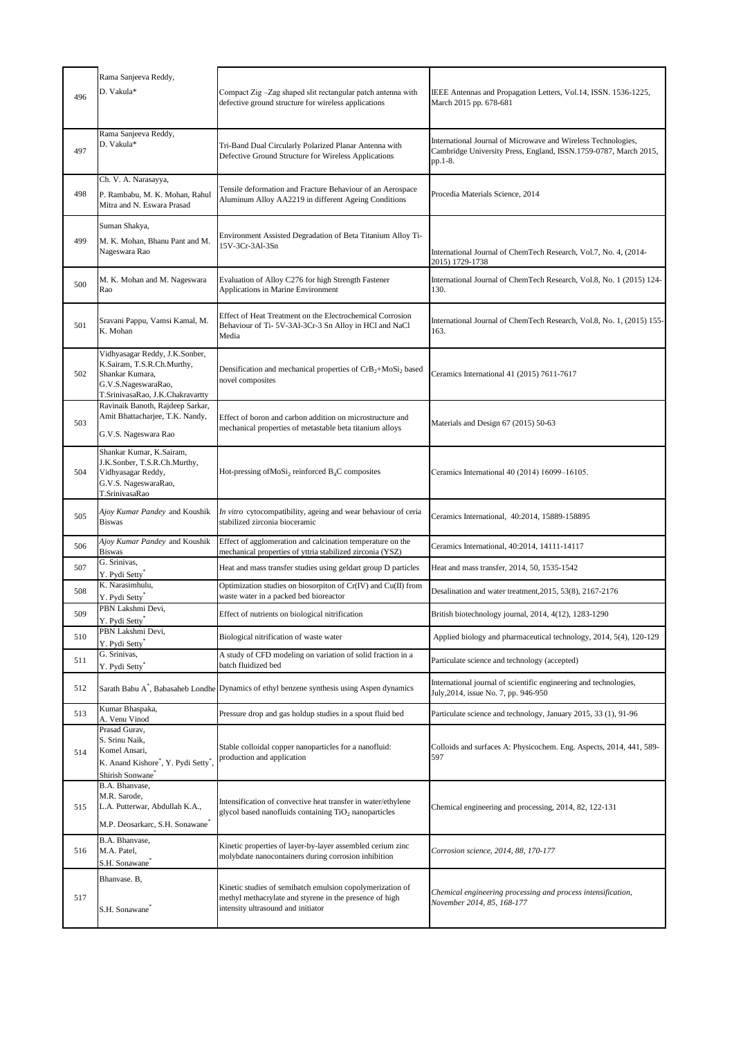| | | | |
|---|---|---|---|
| 496 | Rama Sanjeeva Reddy, D. Vakula* | Compact Zig –Zag shaped slit rectangular patch antenna with defective ground structure for wireless applications | IEEE Antennas and Propagation Letters, Vol.14, ISSN. 1536-1225, March 2015 pp. 678-681 |
| 497 | Rama Sanjeeva Reddy, D. Vakula* | Tri-Band Dual Circularly Polarized Planar Antenna with Defective Ground Structure for Wireless Applications | International Journal of Microwave and Wireless Technologies, Cambridge University Press, England, ISSN.1759-0787, March 2015, pp.1-8. |
| 498 | Ch. V. A. Narasayya, P. Rambabu, M. K. Mohan, Rahul Mitra and N. Eswara Prasad | Tensile deformation and Fracture Behaviour of an Aerospace Aluminum Alloy AA2219 in different Ageing Conditions | Procedia Materials Science, 2014 |
| 499 | Suman Shakya, M. K. Mohan, Bhanu Pant and M. Nageswara Rao | Environment Assisted Degradation of Beta Titanium Alloy Ti-15V-3Cr-3Al-3Sn | International Journal of ChemTech Research, Vol.7, No. 4, (2014-2015) 1729-1738 |
| 500 | M. K. Mohan and M. Nageswara Rao | Evaluation of Alloy C276 for high Strength Fastener Applications in Marine Environment | International Journal of ChemTech Research, Vol.8, No. 1 (2015) 124-130. |
| 501 | Sravani Pappu, Vamsi Kamal, M. K. Mohan | Effect of Heat Treatment on the Electrochemical Corrosion Behaviour of Ti- 5V-3Al-3Cr-3 Sn Alloy in HCl and NaCl Media | International Journal of ChemTech Research, Vol.8, No. 1, (2015) 155-163. |
| 502 | Vidhyasagar Reddy, J.K.Sonber, K.Sairam, T.S.R.Ch.Murthy, Shankar Kumara, G.V.S.NageswaraRao, T.SrinivasaRao, J.K.Chakravartty | Densification and mechanical properties of $CrB_2$+$MoSi_2$ based novel composites | Ceramics International 41 (2015) 7611-7617 |
| 503 | Ravinaik Banoth, Rajdeep Sarkar, Amit Bhattacharjee, T.K. Nandy, G.V.S. Nageswara Rao | Effect of boron and carbon addition on microstructure and mechanical properties of metastable beta titanium alloys | Materials and Design 67 (2015) 50-63 |
| 504 | Shankar Kumar, K.Sairam, J.K.Sonber, T.S.R.Ch.Murthy, Vidhyasagar Reddy, G.V.S. NageswaraRao, T.SrinivasaRao | Hot-pressing of$MoSi_2$ reinforced $B_4C$ composites | Ceramics International 40 (2014) 16099–16105. |
| 505 | *Ajoy Kumar Pandey* and Koushik Biswas | *In vitro* cytocompatibility, ageing and wear behaviour of ceria stabilized zirconia bioceramic | Ceramics International, 40:2014, 15889-158895 |
| 506 | *Ajoy Kumar Pandey* and Koushik Biswas | Effect of agglomeration and calcination temperature on the mechanical properties of yttria stabilized zirconia (YSZ) | Ceramics International, 40:2014, 14111-14117 |
| 507 | G. Srinivas, Y. Pydi Setty* | Heat and mass transfer studies using geldart group D particles | Heat and mass transfer, 2014, 50, 1535-1542 |
| 508 | K. Narasimhulu, Y. Pydi Setty* | Optimization studies on biosorpiton of Cr(IV) and Cu(II) from waste water in a packed bed bioreactor | Desalination and water treatment,2015, 53(8), 2167-2176 |
| 509 | PBN Lakshmi Devi, Y. Pydi Setty* | Effect of nutrients on biological nitrification | British biotechnology journal, 2014, 4(12), 1283-1290 |
| 510 | PBN Lakshmi Devi, Y. Pydi Setty* | Biological nitrification of waste water | Applied biology and pharmaceutical technology, 2014, 5(4), 120-129 |
| 511 | G. Srinivas, Y. Pydi Setty* | A study of CFD modeling on variation of solid fraction in a batch fluidized bed | Particulate science and technology (accepted) |
| 512 | Sarath Babu A*, Babasaheb Londhe | Dynamics of ethyl benzene synthesis using Aspen dynamics | International journal of scientific engineering and technologies, July,2014, issue No. 7, pp. 946-950 |
| 513 | Kumar Bhaspaka, A. Venu Vinod | Pressure drop and gas holdup studies in a spout fluid bed | Particulate science and technology, January 2015, 33 (1), 91-96 |
| 514 | Prasad Gurav, S. Srinu Naik, Komel Ansari, K. Anand Kishore*, Y. Pydi Setty*, Shirish Sonwane* | Stable colloidal copper nanoparticles for a nanofluid: production and application | Colloids and surfaces A: Physicochem. Eng. Aspects, 2014, 441, 589-597 |
| 515 | B.A. Bhanvase, M.R. Sarode, L.A. Putterwar, Abdullah K.A., M.P. Deosarkarc, S.H. Sonawane* | Intensification of convective heat transfer in water/ethylene glycol based nanofluids containing $TiO_2$ nanoparticles | Chemical engineering and processing, 2014, 82, 122-131 |
| 516 | B.A. Bhanvase, M.A. Patel, S.H. Sonawane* | Kinetic properties of layer-by-layer assembled cerium zinc molybdate nanocontainers during corrosion inhibition | *Corrosion science, 2014, 88, 170-177* |
| 517 | Bhanvase. B, S.H. Sonawane* | Kinetic studies of semibatch emulsion copolymerization of methyl methacrylate and styrene in the presence of high intensity ultrasound and initiator | *Chemical engineering processing and process intensification, November 2014, 85, 168-177* |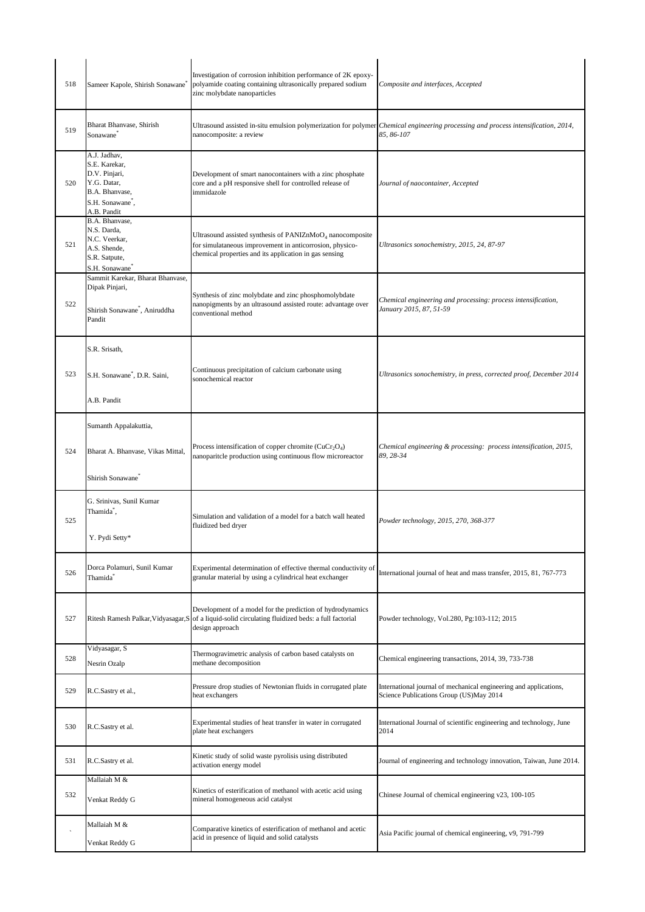| | | | |
|---|---|---|---|
| 518 | Sameer Kapole, Shirish Sonawane* | Investigation of corrosion inhibition performance of 2K epoxy-polyamide coating containing ultrasonically prepared sodium zinc molybdate nanoparticles | *Composite and interfaces, Accepted* |
| 519 | Bharat Bhanvase, Shirish Sonawane* | Ultrasound assisted in-situ emulsion polymerization for polymer nanocomposite: a review | *Chemical engineering processing and process intensification, 2014, 85, 86-107* |
| 520 | A.J. Jadhav, S.E. Karekar, D.V. Pinjari, Y.G. Datar, B.A. Bhanvase, S.H. Sonawane*, A.B. Pandit | Development of smart nanocontainers with a zinc phosphate core and a pH responsive shell for controlled release of immidazole | *Journal of naocontainer, Accepted* |
| 521 | B.A. Bhanvase, N.S. Darda, N.C. Veerkar, A.S. Shende, S.R. Satpute, S.H. Sonawane* | Ultrasound assisted synthesis of PANIZnMoO$_4$ nanocomposite for simulataneous improvement in anticorrosion, physico-chemical properties and its application in gas sensing | *Ultrasonics sonochemistry, 2015, 24, 87-97* |
| 522 | Sammit Karekar, Bharat Bhanvase, Dipak Pinjari, Shirish Sonawane*, Aniruddha Pandit | Synthesis of zinc molybdate and zinc phosphomolybdate nanopigments by an ultrasound assisted route: advantage over conventional method | *Chemical engineering and processing: process intensification, January 2015, 87, 51-59* |
| 523 | S.R. Srisath, S.H. Sonawane*, D.R. Saini, A.B. Pandit | Continuous precipitation of calcium carbonate using sonochemical reactor | *Ultrasonics sonochemistry, in press, corrected proof, December 2014* |
| 524 | Sumanth Appalakuttia, Bharat A. Bhanvase, Vikas Mittal, Shirish Sonawane* | Process intensification of copper chromite ($CuCr_2O_4$) nanoparitcle production using continuous flow microreactor | *Chemical engineering & processing: process intensification, 2015, 89, 28-34* |
| 525 | G. Srinivas, Sunil Kumar Thamida*, Y. Pydi Setty* | Simulation and validation of a model for a batch wall heated fluidized bed dryer | *Powder technology, 2015, 270, 368-377* |
| 526 | Dorca Polamuri, Sunil Kumar Thamida* | Experimental determination of effective thermal conductivity of granular material by using a cylindrical heat exchanger | International journal of heat and mass transfer, 2015, 81, 767-773 |
| 527 | Ritesh Ramesh Palkar,Vidyasagar,S | Development of a model for the prediction of hydrodynamics of a liquid-solid circulating fluidized beds: a full factorial design approach | Powder technology, Vol.280, Pg:103-112; 2015 |
| 528 | Vidyasagar, S Nesrin Ozalp | Thermogravimetric analysis of carbon based catalysts on methane decomposition | Chemical engineering transactions, 2014, 39, 733-738 |
| 529 | R.C.Sastry et al., | Pressure drop studies of Newtonian fluids in corrugated plate heat exchangers | International journal of mechanical engineering and applications, Science Publications Group (US)May 2014 |
| 530 | R.C.Sastry et al. | Experimental studies of heat transfer in water in corrugated plate heat exchangers | International Journal of scientific engineering and technology, June 2014 |
| 531 | R.C.Sastry et al. | Kinetic study of solid waste pyrolisis using distributed activation energy model | Journal of engineering and technology innovation, Taiwan, June 2014. |
| 532 | Mallaiah M & Venkat Reddy G | Kinetics of esterification of methanol with acetic acid using mineral homogeneous acid catalyst | Chinese Journal of chemical engineering v23, 100-105 |
| ` | Mallaiah M & Venkat Reddy G | Comparative kinetics of esterification of methanol and acetic acid in presence of liquid and solid catalysts | Asia Pacific journal of chemical engineering, v9, 791-799 |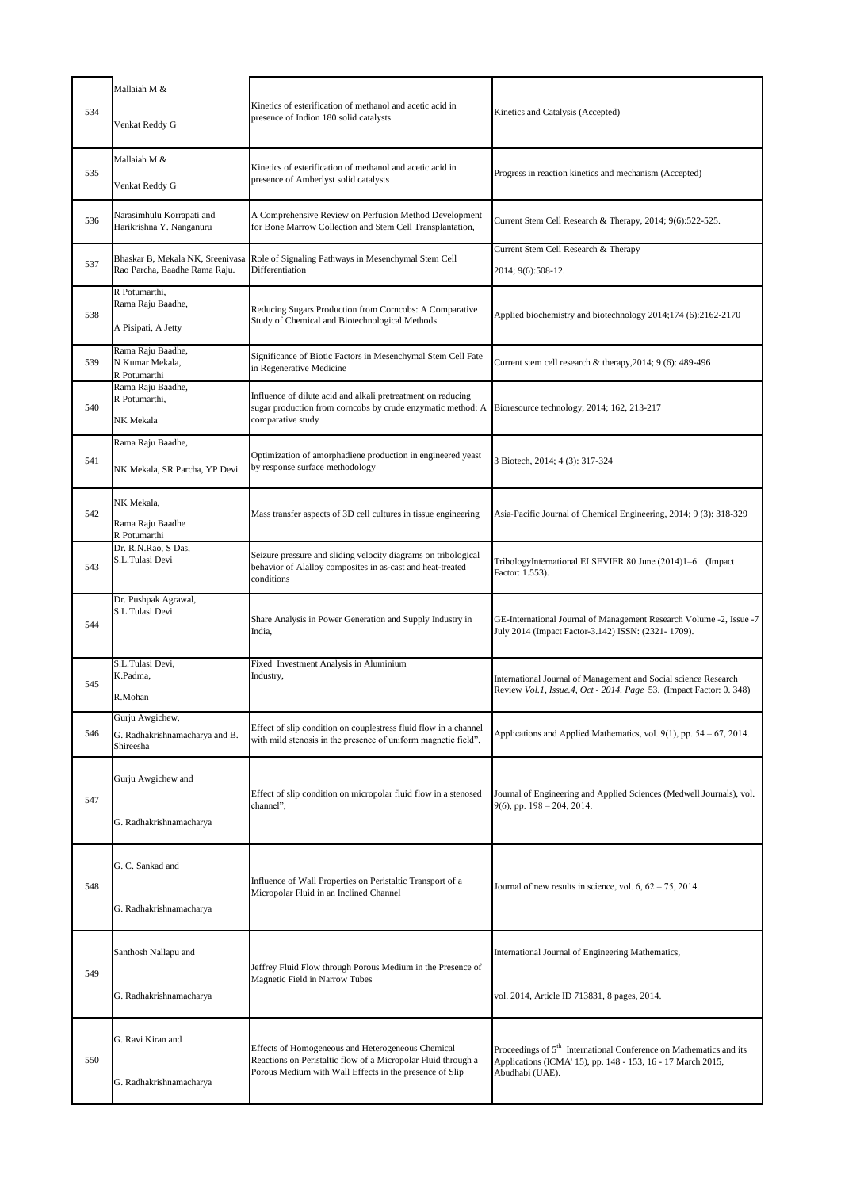| 534 | Mallaiah M & Venkat Reddy G | Kinetics of esterification of methanol and acetic acid in presence of Indion 180 solid catalysts | Kinetics and Catalysis (Accepted) |
|---|---|---|---|
| 535 | Mallaiah M & Venkat Reddy G | Kinetics of esterification of methanol and acetic acid in presence of Amberlyst solid catalysts | Progress in reaction kinetics and mechanism (Accepted) |
| 536 | Narasimhulu Korrapati and Harikrishna Y. Nanganuru | A Comprehensive Review on Perfusion Method Development for Bone Marrow Collection and Stem Cell Transplantation, | Current Stem Cell Research & Therapy, 2014; 9(6):522-525. |
| 537 | Bhaskar B, Mekala NK, Sreenivasa Rao Parcha, Baadhe Rama Raju. | Role of Signaling Pathways in Mesenchymal Stem Cell Differentiation | Current Stem Cell Research & Therapy 2014; 9(6):508-12. |
| 538 | R Potumarthi, Rama Raju Baadhe, A Pisipati, A Jetty | Reducing Sugars Production from Corncobs: A Comparative Study of Chemical and Biotechnological Methods | Applied biochemistry and biotechnology 2014;174 (6):2162-2170 |
| 539 | Rama Raju Baadhe, N Kumar Mekala, R Potumarthi | Significance of Biotic Factors in Mesenchymal Stem Cell Fate in Regenerative Medicine | Current stem cell research & therapy,2014; 9 (6): 489-496 |
| 540 | Rama Raju Baadhe, R Potumarthi, NK Mekala | Influence of dilute acid and alkali pretreatment on reducing sugar production from corncobs by crude enzymatic method: A comparative study | Bioresource technology, 2014; 162, 213-217 |
| 541 | Rama Raju Baadhe, NK Mekala, SR Parcha, YP Devi | Optimization of amorphadiene production in engineered yeast by response surface methodology | 3 Biotech, 2014; 4 (3): 317-324 |
| 542 | NK Mekala, Rama Raju Baadhe R Potumarthi | Mass transfer aspects of 3D cell cultures in tissue engineering | Asia-Pacific Journal of Chemical Engineering, 2014; 9 (3): 318-329 |
| 543 | Dr. R.N.Rao, S Das, S.L.Tulasi Devi | Seizure pressure and sliding velocity diagrams on tribological behavior of Alalloy composites in as-cast and heat-treated conditions | TribologyInternational ELSEVIER 80 June (2014)1–6. (Impact Factor: 1.553). |
| 544 | Dr. Pushpak Agrawal, S.L.Tulasi Devi | Share Analysis in Power Generation and Supply Industry in India, | GE-International Journal of Management Research Volume -2, Issue -7 July 2014 (Impact Factor-3.142) ISSN: (2321- 1709). |
| 545 | S.L.Tulasi Devi, K.Padma, R.Mohan | Fixed Investment Analysis in Aluminium Industry, | International Journal of Management and Social science Research Review *Vol.1, Issue.4, Oct - 2014. Page* 53. (Impact Factor: 0. 348) |
| 546 | Gurju Awgichew, G. Radhakrishnamacharya and B. Shireesha | Effect of slip condition on couplestress fluid flow in a channel with mild stenosis in the presence of uniform magnetic field", | Applications and Applied Mathematics, vol. 9(1), pp. 54 – 67, 2014. |
| 547 | Gurju Awgichew and G. Radhakrishnamacharya | Effect of slip condition on micropolar fluid flow in a stenosed channel", | Journal of Engineering and Applied Sciences (Medwell Journals), vol. 9(6), pp. 198 – 204, 2014. |
| 548 | G. C. Sankad and G. Radhakrishnamacharya | Influence of Wall Properties on Peristaltic Transport of a Micropolar Fluid in an Inclined Channel | Journal of new results in science, vol. 6, 62 – 75, 2014. |
| 549 | Santhosh Nallapu and G. Radhakrishnamacharya | Jeffrey Fluid Flow through Porous Medium in the Presence of Magnetic Field in Narrow Tubes | International Journal of Engineering Mathematics, vol. 2014, Article ID 713831, 8 pages, 2014. |
| 550 | G. Ravi Kiran and G. Radhakrishnamacharya | Effects of Homogeneous and Heterogeneous Chemical Reactions on Peristaltic flow of a Micropolar Fluid through a Porous Medium with Wall Effects in the presence of Slip | Proceedings of 5$^{th}$ International Conference on Mathematics and its Applications (ICMA' 15), pp. 148 - 153, 16 - 17 March 2015, Abudhabi (UAE). |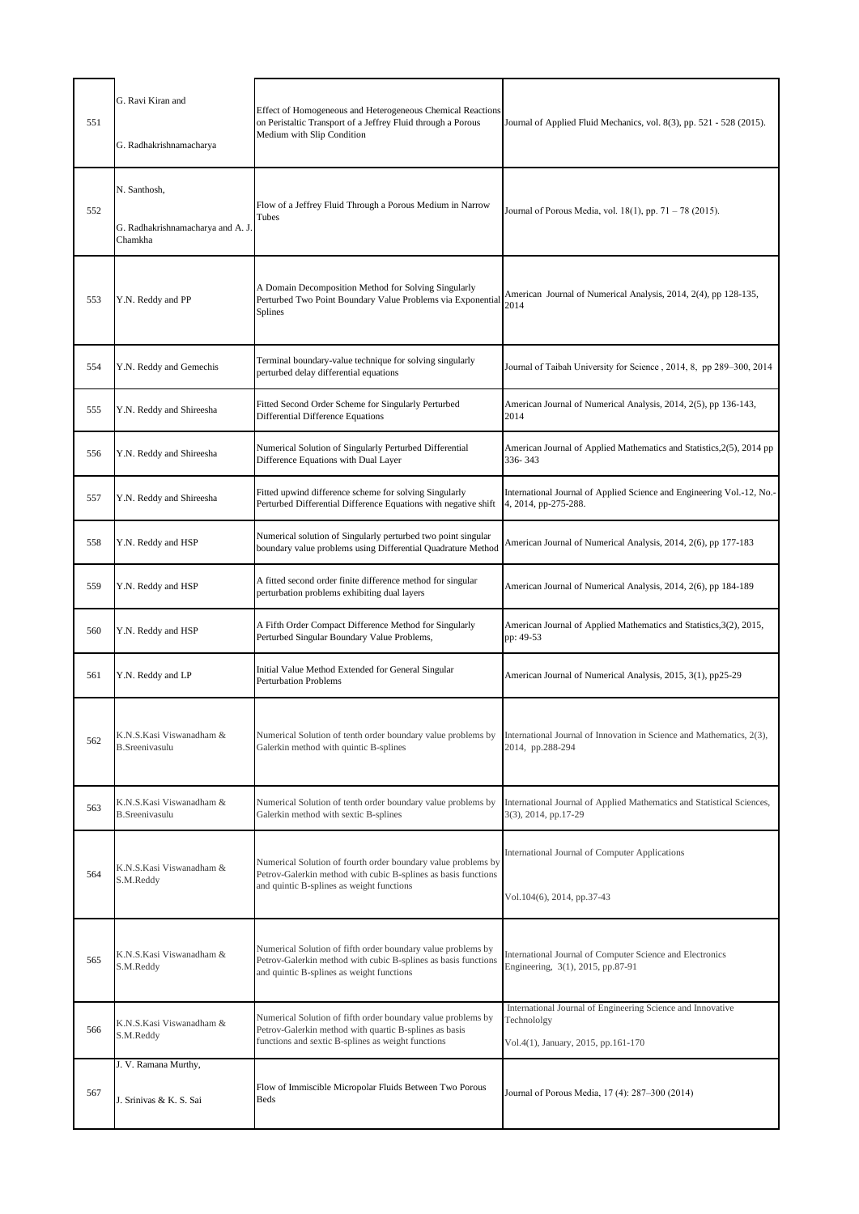| | | | |
|---|---|---|---|
| 551 | G. Ravi Kiran and<br><br>G. Radhakrishnamacharya | Effect of Homogeneous and Heterogeneous Chemical Reactions on Peristaltic Transport of a Jeffrey Fluid through a Porous Medium with Slip Condition | Journal of Applied Fluid Mechanics, vol. 8(3), pp. 521 - 528 (2015). |
| 552 | N. Santhosh,<br><br>G. Radhakrishnamacharya and A. J. Chamkha | Flow of a Jeffrey Fluid Through a Porous Medium in Narrow Tubes | Journal of Porous Media, vol. 18(1), pp. 71 – 78 (2015). |
| 553 | Y.N. Reddy and PP | A Domain Decomposition Method for Solving Singularly Perturbed Two Point Boundary Value Problems via Exponential Splines | American Journal of Numerical Analysis, 2014, 2(4), pp 128-135, 2014 |
| 554 | Y.N. Reddy and Gemechis | Terminal boundary-value technique for solving singularly perturbed delay differential equations | Journal of Taibah University for Science , 2014, 8, pp 289–300, 2014 |
| 555 | Y.N. Reddy and Shireesha | Fitted Second Order Scheme for Singularly Perturbed Differential Difference Equations | American Journal of Numerical Analysis, 2014, 2(5), pp 136-143, 2014 |
| 556 | Y.N. Reddy and Shireesha | Numerical Solution of Singularly Perturbed Differential Difference Equations with Dual Layer | American Journal of Applied Mathematics and Statistics,2(5), 2014 pp 336- 343 |
| 557 | Y.N. Reddy and Shireesha | Fitted upwind difference scheme for solving Singularly Perturbed Differential Difference Equations with negative shift | International Journal of Applied Science and Engineering Vol.-12, No.-4, 2014, pp-275-288. |
| 558 | Y.N. Reddy and HSP | Numerical solution of Singularly perturbed two point singular boundary value problems using Differential Quadrature Method | American Journal of Numerical Analysis, 2014, 2(6), pp 177-183 |
| 559 | Y.N. Reddy and HSP | A fitted second order finite difference method for singular perturbation problems exhibiting dual layers | American Journal of Numerical Analysis, 2014, 2(6), pp 184-189 |
| 560 | Y.N. Reddy and HSP | A Fifth Order Compact Difference Method for Singularly Perturbed Singular Boundary Value Problems, | American Journal of Applied Mathematics and Statistics,3(2), 2015, pp: 49-53 |
| 561 | Y.N. Reddy and LP | Initial Value Method Extended for General Singular Perturbation Problems | American Journal of Numerical Analysis, 2015, 3(1), pp25-29 |
| 562 | K.N.S.Kasi Viswanadham & B.Sreenivasulu | Numerical Solution of tenth order boundary value problems by Galerkin method with quintic B-splines | International Journal of Innovation in Science and Mathematics, 2(3), 2014, pp.288-294 |
| 563 | K.N.S.Kasi Viswanadham & B.Sreenivasulu | Numerical Solution of tenth order boundary value problems by Galerkin method with sextic B-splines | International Journal of Applied Mathematics and Statistical Sciences, 3(3), 2014, pp.17-29 |
| 564 | K.N.S.Kasi Viswanadham & S.M.Reddy | Numerical Solution of fourth order boundary value problems by Petrov-Galerkin method with cubic B-splines as basis functions and quintic B-splines as weight functions | International Journal of Computer Applications<br><br>Vol.104(6), 2014, pp.37-43 |
| 565 | K.N.S.Kasi Viswanadham & S.M.Reddy | Numerical Solution of fifth order boundary value problems by Petrov-Galerkin method with cubic B-splines as basis functions and quintic B-splines as weight functions | International Journal of Computer Science and Electronics Engineering, 3(1), 2015, pp.87-91 |
| 566 | K.N.S.Kasi Viswanadham & S.M.Reddy | Numerical Solution of fifth order boundary value problems by Petrov-Galerkin method with quartic B-splines as basis functions and sextic B-splines as weight functions | International Journal of Engineering Science and Innovative Technololgy<br><br>Vol.4(1), January, 2015, pp.161-170 |
| 567 | J. V. Ramana Murthy,<br><br>J. Srinivas & K. S. Sai | Flow of Immiscible Micropolar Fluids Between Two Porous Beds | Journal of Porous Media, 17 (4): 287–300 (2014) |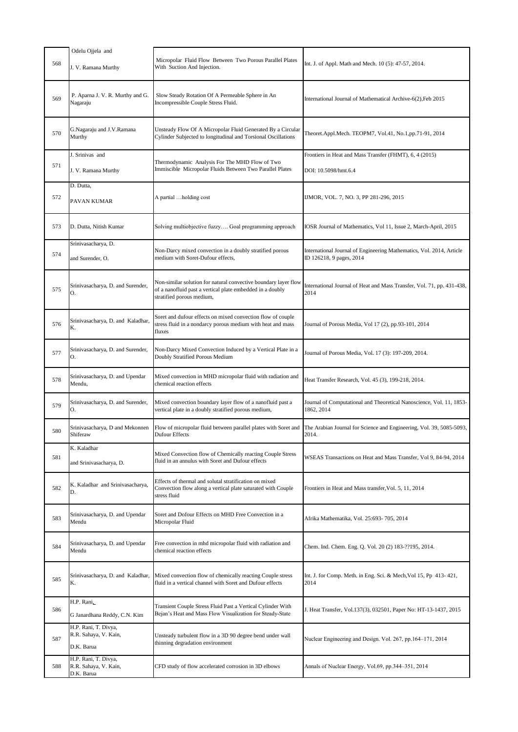| 568 | Odelu Ojjela and J. V. Ramana Murthy | Micropolar Fluid Flow Between Two Porous Parallel Plates With Suction And Injection. | Int. J. of Appl. Math and Mech. 10 (5): 47-57, 2014. |
|---|---|---|---|
| 569 | P. Aparna J. V. R. Murthy and G. Nagaraju | Slow Steady Rotation Of A Permeable Sphere in An Incompressible Couple Stress Fluid. | International Journal of Mathematical Archive-6(2),Feb 2015 |
| 570 | G.Nagaraju and J.V.Ramana Murthy | Unsteady Flow Of A Micropolar Fluid Generated By a Circular Cylinder Subjected to longitudinal and Torsional Oscillations | Theoret.Appl.Mech. TEOPM7, Vol.41, No.1,pp.71-91, 2014 |
| 571 | J. Srinivas and J. V. Ramana Murthy | Thermodynamic Analysis For The MHD Flow of Two Immiscible Micropolar Fluids Between Two Parallel Plates | Frontiers in Heat and Mass Transfer (FHMT), 6, 4 (2015) DOI: 10.5098/hmt.6.4 |
| 572 | D. Dutta, PAVAN KUMAR | A partial …holding cost | IJMOR, VOL. 7, NO. 3, PP 281-296, 2015 |
| 573 | D. Dutta, Nitish Kumar | Solving multiobjective fuzzy…. Goal programming approach | IOSR Journal of Mathematics, Vol 11, Issue 2, March-April, 2015 |
| 574 | Srinivasacharya, D. and Surender, O. | Non-Darcy mixed convection in a doubly stratified porous medium with Soret-Dufour effects, | International Journal of Engineering Mathematics, Vol. 2014, Article ID 126218, 9 pages, 2014 |
| 575 | Srinivasacharya, D. and Surender, O. | Non-similar solution for natural convective boundary layer flow of a nanofluid past a vertical plate embedded in a doubly stratified porous medium, | International Journal of Heat and Mass Transfer, Vol. 71, pp. 431-438, 2014 |
| 576 | Srinivasacharya, D. and Kaladhar, K. | Soret and dufour effects on mixed convection flow of couple stress fluid in a nondarcy porous medium with heat and mass fluxes | Journal of Porous Media, Vol 17 (2), pp.93-101, 2014 |
| 577 | Srinivasacharya, D. and Surender, O. | Non-Darcy Mixed Convection Induced by a Vertical Plate in a Doubly Stratified Porous Medium | Journal of Porous Media, Vol. 17 (3): 197-209, 2014. |
| 578 | Srinivasacharya, D. and Upendar Mendu, | Mixed convection in MHD micropolar fluid with radiation and chemical reaction effects | Heat Transfer Research, Vol. 45 (3), 199-218, 2014. |
| 579 | Srinivasacharya, D. and Surender, O. | Mixed convection boundary layer flow of a nanofluid past a vertical plate in a doubly stratified porous medium, | Journal of Computational and Theoretical Nanoscience, Vol. 11, 1853-1862, 2014 |
| 580 | Srinivasacharya, D and Mekonnen Shiferaw | Flow of micropolar fluid between parallel plates with Soret and Dufour Effects | The Arabian Journal for Science and Engineering, Vol. 39, 5085-5093, 2014. |
| 581 | K. Kaladhar and Srinivasacharya, D. | Mixed Convection flow of Chemically reacting Couple Stress fluid in an annulus with Soret and Dufour effects | WSEAS Transactions on Heat and Mass Transfer, Vol 9, 84-94, 2014 |
| 582 | K. Kaladhar and Srinivasacharya, D. | Effects of thermal and solutal stratification on mixed Convection flow along a vertical plate saturated with Couple stress fluid | Frontiers in Heat and Mass transfer,Vol. 5, 11, 2014 |
| 583 | Srinivasacharya, D. and Upendar Mendu | Soret and Dofour Effects on MHD Free Convection in a Micropolar Fluid | Afrika Mathematika, Vol. 25:693- 705, 2014 |
| 584 | Srinivasacharya, D. and Upendar Mendu | Free convection in mhd micropolar fluid with radiation and chemical reaction effects | Chem. Ind. Chem. Eng. Q. Vol. 20 (2) 183-??195, 2014. |
| 585 | Srinivasacharya, D. and Kaladhar, K. | Mixed convection flow of chemically reacting Couple stress fluid in a vertical channel with Soret and Dufour effects | Int. J. for Comp. Meth. in Eng. Sci. & Mech,Vol 15, Pp 413- 421, 2014 |
| 586 | H.P. Rani, G Janardhana Reddy, C.N. Kim | Transient Couple Stress Fluid Past a Vertical Cylinder With Bejan's Heat and Mass Flow Visualization for Steady-State | J. Heat Transfer, Vol.137(3), 032501, Paper No: HT-13-1437, 2015 |
| 587 | H.P. Rani, T. Divya, R.R. Sahaya, V. Kain, D.K. Barua | Unsteady turbulent flow in a 3D 90 degree bend under wall thinning degradation environment | Nuclear Engineering and Design. Vol. 267, pp.164–171, 2014 |
| 588 | H.P. Rani, T. Divya, R.R. Sahaya, V. Kain, D.K. Barua | CFD study of flow accelerated corrosion in 3D elbows | Annals of Nuclear Energy, Vol.69, pp.344–351, 2014 |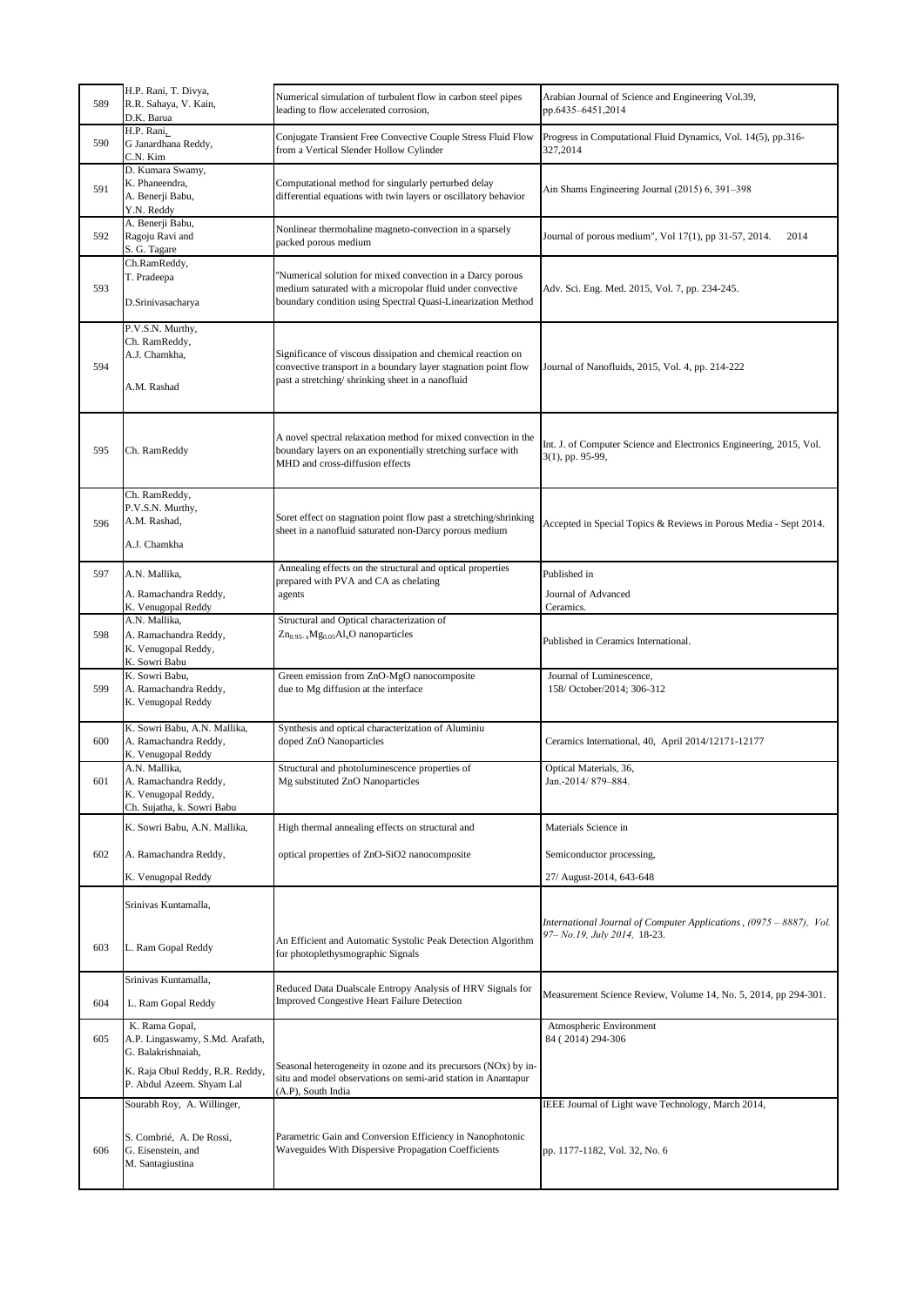| | | | |
|---|---|---|---|
| 589 | H.P. Rani, T. Divya, R.R. Sahaya, V. Kain, D.K. Barua | Numerical simulation of turbulent flow in carbon steel pipes leading to flow accelerated corrosion, | Arabian Journal of Science and Engineering Vol.39, pp.6435–6451,2014 |
| 590 | H.P. Rani, G Janardhana Reddy, C.N. Kim | Conjugate Transient Free Convective Couple Stress Fluid Flow from a Vertical Slender Hollow Cylinder | Progress in Computational Fluid Dynamics, Vol. 14(5), pp.316-327,2014 |
| 591 | D. Kumara Swamy, K. Phaneendra, A. Benerji Babu, Y.N. Reddy | Computational method for singularly perturbed delay differential equations with twin layers or oscillatory behavior | Ain Shams Engineering Journal (2015) 6, 391–398 |
| 592 | A. Benerji Babu, Ragoju Ravi and S. G. Tagare | Nonlinear thermohaline magneto-convection in a sparsely packed porous medium | Journal of porous medium", Vol 17(1), pp 31-57, 2014. 2014 |
| 593 | Ch.RamReddy, T. Pradeepa D.Srinivasacharya | "Numerical solution for mixed convection in a Darcy porous medium saturated with a micropolar fluid under convective boundary condition using Spectral Quasi-Linearization Method | Adv. Sci. Eng. Med. 2015, Vol. 7, pp. 234-245. |
| 594 | P.V.S.N. Murthy, Ch. RamReddy, A.J. Chamkha, A.M. Rashad | Significance of viscous dissipation and chemical reaction on convective transport in a boundary layer stagnation point flow past a stretching/ shrinking sheet in a nanofluid | Journal of Nanofluids, 2015, Vol. 4, pp. 214-222 |
| 595 | Ch. RamReddy | A novel spectral relaxation method for mixed convection in the boundary layers on an exponentially stretching surface with MHD and cross-diffusion effects | Int. J. of Computer Science and Electronics Engineering, 2015, Vol. 3(1), pp. 95-99, |
| 596 | Ch. RamReddy, P.V.S.N. Murthy, A.M. Rashad, A.J. Chamkha | Soret effect on stagnation point flow past a stretching/shrinking sheet in a nanofluid saturated non-Darcy porous medium | Accepted in Special Topics & Reviews in Porous Media - Sept 2014. |
| 597 | A.N. Mallika, A. Ramachandra Reddy, K. Venugopal Reddy | Annealing effects on the structural and optical properties prepared with PVA and CA as chelating agents | Published in Journal of Advanced Ceramics. |
| 598 | A.N. Mallika, A. Ramachandra Reddy, K. Venugopal Reddy, K. Sowri Babu | Structural and Optical characterization of $Zn_{0.95-x}Mg_{0.05}Al_xO$ nanoparticles | Published in Ceramics International. |
| 599 | K. Sowri Babu, A. Ramachandra Reddy, K. Venugopal Reddy | Green emission from ZnO-MgO nanocomposite due to Mg diffusion at the interface | Journal of Luminescence, 158/ October/2014; 306-312 |
| 600 | K. Sowri Babu, A.N. Mallika, A. Ramachandra Reddy, K. Venugopal Reddy | Synthesis and optical characterization of Aluminiu doped ZnO Nanoparticles | Ceramics International, 40, April 2014/12171-12177 |
| 601 | A.N. Mallika, A. Ramachandra Reddy, K. Venugopal Reddy, Ch. Sujatha, k. Sowri Babu | Structural and photoluminescence properties of Mg substituted ZnO Nanoparticles | Optical Materials, 36, Jan.-2014/ 879–884. |
| 602 | K. Sowri Babu, A.N. Mallika, A. Ramachandra Reddy, K. Venugopal Reddy | High thermal annealing effects on structural and optical properties of ZnO-SiO2 nanocomposite | Materials Science in Semiconductor processing, 27/ August-2014, 643-648 |
| 603 | Srinivas Kuntamalla, L. Ram Gopal Reddy | An Efficient and Automatic Systolic Peak Detection Algorithm for photoplethysmographic Signals | *International Journal of Computer Applications , (0975 – 8887), Vol. 97– No.19, July 2014,* 18-23. |
| 604 | Srinivas Kuntamalla, L. Ram Gopal Reddy | Reduced Data Dualscale Entropy Analysis of HRV Signals for Improved Congestive Heart Failure Detection | Measurement Science Review, Volume 14, No. 5, 2014, pp 294-301. |
| 605 | K. Rama Gopal, A.P. Lingaswamy, S.Md. Arafath, G. Balakrishnaiah, K. Raja Obul Reddy, R.R. Reddy, P. Abdul Azeem. Shyam Lal | Seasonal heterogeneity in ozone and its precursors (NOx) by in-situ and model observations on semi-arid station in Anantapur (A.P), South India | Atmospheric Environment 84 ( 2014) 294-306 |
| 606 | Sourabh Roy, A. Willinger, S. Combrié, A. De Rossi, G. Eisenstein, and M. Santagiustina | Parametric Gain and Conversion Efficiency in Nanophotonic Waveguides With Dispersive Propagation Coefficients | IEEE Journal of Light wave Technology, March 2014, pp. 1177-1182, Vol. 32, No. 6 |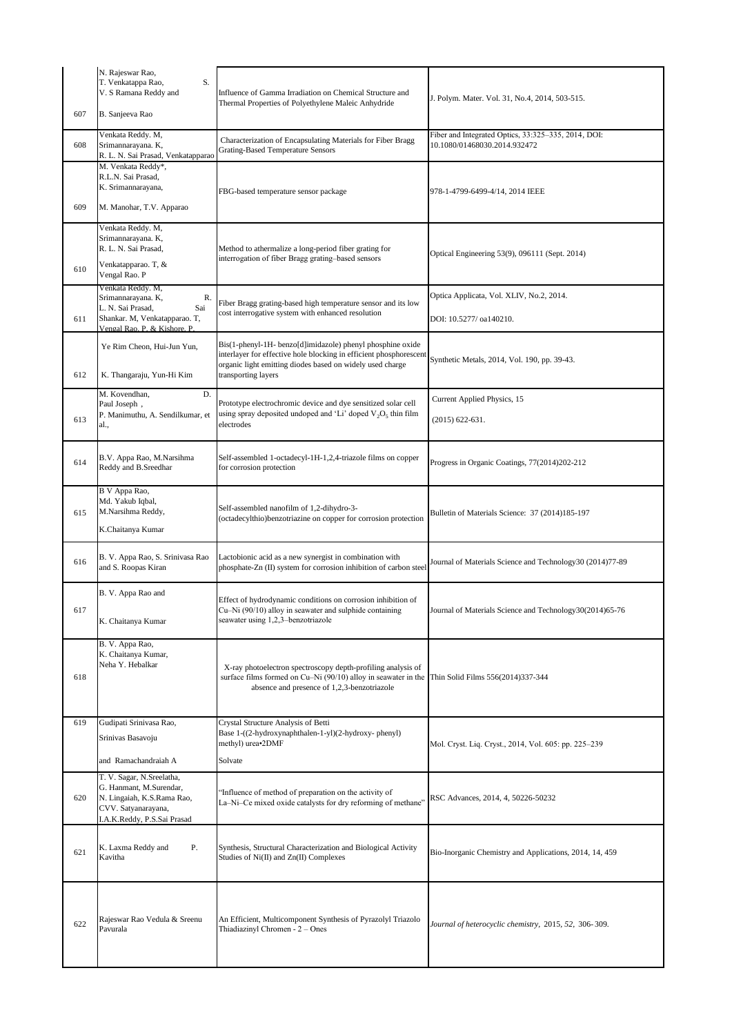| | | | |
|---|---|---|---|
| 607 | N. Rajeswar Rao, T. Venkatappa Rao, S. V. S Ramana Reddy and B. Sanjeeva Rao | Influence of Gamma Irradiation on Chemical Structure and Thermal Properties of Polyethylene Maleic Anhydride | J. Polym. Mater. Vol. 31, No.4, 2014, 503-515. |
| 608 | Venkata Reddy. M, Srimannarayana. K, R. L. N. Sai Prasad, Venkatapparao | Characterization of Encapsulating Materials for Fiber Bragg Grating-Based Temperature Sensors | Fiber and Integrated Optics, 33:325–335, 2014, DOI: 10.1080/01468030.2014.932472 |
| 609 | M. Venkata Reddy*, R.L.N. Sai Prasad, K. Srimannarayana, M. Manohar, T.V. Apparao | FBG-based temperature sensor package | 978-1-4799-6499-4/14, 2014 IEEE |
| 610 | Venkata Reddy. M, Srimannarayana. K, R. L. N. Sai Prasad, Venkatapparao. T, & Vengal Rao. P | Method to athermalize a long-period fiber grating for interrogation of fiber Bragg grating–based sensors | Optical Engineering 53(9), 096111 (Sept. 2014) |
| 611 | Venkata Reddy. M, Srimannarayana. K, R. L. N. Sai Prasad, Sai Shankar. M, Venkatapparao. T, Vengal Rao. P. & Kishore. P. | Fiber Bragg grating-based high temperature sensor and its low cost interrogative system with enhanced resolution | Optica Applicata, Vol. XLIV, No.2, 2014. DOI: 10.5277/ oa140210. |
| 612 | Ye Rim Cheon, Hui-Jun Yun, K. Thangaraju, Yun-Hi Kim | Bis(1-phenyl-1H- benzo[d]imidazole) phenyl phosphine oxide interlayer for effective hole blocking in efficient phosphorescent organic light emitting diodes based on widely used charge transporting layers | Synthetic Metals, 2014, Vol. 190, pp. 39-43. |
| 613 | M. Kovendhan, D. Paul Joseph , P. Manimuthu, A. Sendilkumar, et al., | Prototype electrochromic device and dye sensitized solar cell using spray deposited undoped and 'Li' doped $V_2O_5$ thin film electrodes | Current Applied Physics, 15 (2015) 622-631. |
| 614 | B.V. Appa Rao, M.Narsihma Reddy and B.Sreedhar | Self-assembled 1-octadecyl-1H-1,2,4-triazole films on copper for corrosion protection | Progress in Organic Coatings, 77(2014)202-212 |
| 615 | B V Appa Rao, Md. Yakub Iqbal, M.Narsihma Reddy, K.Chaitanya Kumar | Self-assembled nanofilm of 1,2-dihydro-3-(octadecylthio)benzotriazine on copper for corrosion protection | Bulletin of Materials Science: 37 (2014)185-197 |
| 616 | B. V. Appa Rao, S. Srinivasa Rao and S. Roopas Kiran | Lactobionic acid as a new synergist in combination with phosphate-Zn (II) system for corrosion inhibition of carbon steel | Journal of Materials Science and Technology30 (2014)77-89 |
| 617 | B. V. Appa Rao and K. Chaitanya Kumar | Effect of hydrodynamic conditions on corrosion inhibition of Cu–Ni (90/10) alloy in seawater and sulphide containing seawater using 1,2,3–benzotriazole | Journal of Materials Science and Technology30(2014)65-76 |
| 618 | B. V. Appa Rao, K. Chaitanya Kumar, Neha Y. Hebalkar | X-ray photoelectron spectroscopy depth-profiling analysis of surface films formed on Cu–Ni (90/10) alloy in seawater in the absence and presence of 1,2,3-benzotriazole | Thin Solid Films 556(2014)337-344 |
| 619 | Gudipati Srinivasa Rao, Srinivas Basavoju and Ramachandraiah A | Crystal Structure Analysis of Betti Base 1-((2-hydroxynaphthalen-1-yl)(2-hydroxy- phenyl) methyl) urea•2DMF Solvate | Mol. Cryst. Liq. Cryst., 2014, Vol. 605: pp. 225–239 |
| 620 | T. V. Sagar, N.Sreelatha, G. Hanmant, M.Surendar, N. Lingaiah, K.S.Rama Rao, CVV. Satyanarayana, I.A.K.Reddy, P.S.Sai Prasad | "Influence of method of preparation on the activity of La–Ni–Ce mixed oxide catalysts for dry reforming of methane" | RSC Advances, 2014, 4, 50226-50232 |
| 621 | K. Laxma Reddy and P. Kavitha | Synthesis, Structural Characterization and Biological Activity Studies of Ni(II) and Zn(II) Complexes | Bio-Inorganic Chemistry and Applications, 2014, 14, 459 |
| 622 | Rajeswar Rao Vedula & Sreenu Pavurala | An Efficient, Multicomponent Synthesis of Pyrazolyl Triazolo Thiadiazinyl Chromen - 2 – Ones | *Journal of heterocyclic chemistry*, 2015, *52*, 306- 309. |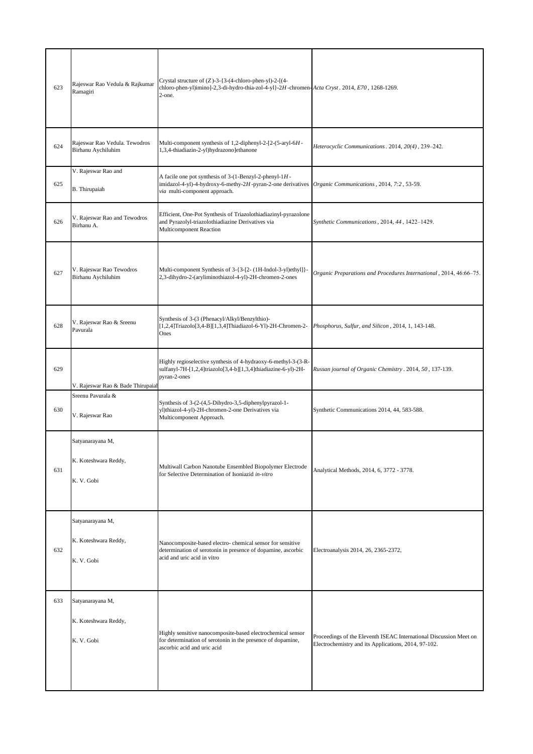| | | | |
|---|---|---|---|
| 623 | Rajeswar Rao Vedula & Rajkumar Ramagiri | Crystal structure of (*Z*)-3-{3-(4-chloro-phen-yl)-2-[(4-chloro-phen-yl)imino]-2,3-di-hydro-thia-zol-4-yl}-2*H*-chromen-2-one. | *Acta Cryst*. 2014, *E70*, 1268-1269. |
| 624 | Rajeswar Rao Vedula. Tewodros Birhanu Aychiluhim | Multi-component synthesis of 1,2-diphenyl-2-[2-(5-aryl-6*H*-1,3,4-thiadiazin-2-yl)hydrazono]ethanone | *Heterocyclic Communications*. 2014, *20(4)*, 239–242. |
| 625 | V. Rajeswar Rao and B. Thirupaiah | A facile one pot synthesis of 3-(1-Benzyl-2-phenyl-1*H*-imidazol-4-yl)-4-hydroxy-6-methy-2*H*-pyran-2-one derivatives *via* multi-component approach. | *Organic Communications*, 2014, *7:2*, 53-59. |
| 626 | V. Rajeswar Rao and Tewodros Birhanu A. | Efficient, One-Pot Synthesis of Triazolothiadiazinyl-pyrazolone and Pyrazolyl-triazolothiadiazine Derivatives via Multicomponent Reaction | *Synthetic Communications*, 2014, *44*, 1422–1429. |
| 627 | V. Rajeswar Rao Tewodros Birhanu Aychiluhim | Multi-component Synthesis of 3-{3-[2- (1H-Indol-3-yl)ethyl]}-2,3-dihydro-2-(aryliminothiazol-4-yl)-2H-chromen-2-ones | *Organic Preparations and Procedures International*, 2014, 46:66–75. |
| 628 | V. Rajeswar Rao & Sreenu Pavurala | Synthesis of 3-(3 (Phenacyl/Alkyl/Benzylthio)-[1,2,4]Triazolo[3,4-B][1,3,4]Thiadiazol-6-Yl)-2H-Chromen-2-Ones | *Phosphorus, Sulfur, and Silicon*, 2014, 1, 143-148. |
| 629 | V. Rajeswar Rao & Bade Thirupaiah | Highly regioselective synthesis of 4-hydraoxy-6-methyl-3-(3-R-sulfanyl-7H-[1,2,4]triazolo[3,4-b][1,3,4]thiadiazine-6-yl)-2H-pyran-2-ones | *Russan journal of Organic Chemistry*. 2014, *50*, 137-139. |
| 630 | Sreenu Pavurala & V. Rajeswar Rao | Synthesis of 3-(2-(4,5-Dihydro-3,5-diphenylpyrazol-1-yl)thiazol-4-yl)-2H-chromen-2-one Derivatives via Multicomponent Approach. | Synthetic Communications 2014, 44, 583-588. |
| 631 | Satyanarayana M, K. Koteshwara Reddy, K. V. Gobi | Multiwall Carbon Nanotube Ensembled Biopolymer Electrode for Selective Determination of Isoniazid *in-vitro* | Analytical Methods, 2014, 6, 3772 - 3778. |
| 632 | Satyanarayana M, K. Koteshwara Reddy, K. V. Gobi | Nanocomposite-based electro- chemical sensor for sensitive determination of serotonin in presence of dopamine, ascorbic acid and uric acid in vitro | Electroanalysis 2014, 26, 2365-2372, |
| 633 | Satyanarayana M, K. Koteshwara Reddy, K. V. Gobi | Highly sensitive nanocomposite-based electrochemical sensor for determination of serotonin in the presence of dopamine, ascorbic acid and uric acid | Proceedings of the Eleventh ISEAC International Discussion Meet on Electrochemistry and its Applications, 2014, 97-102. |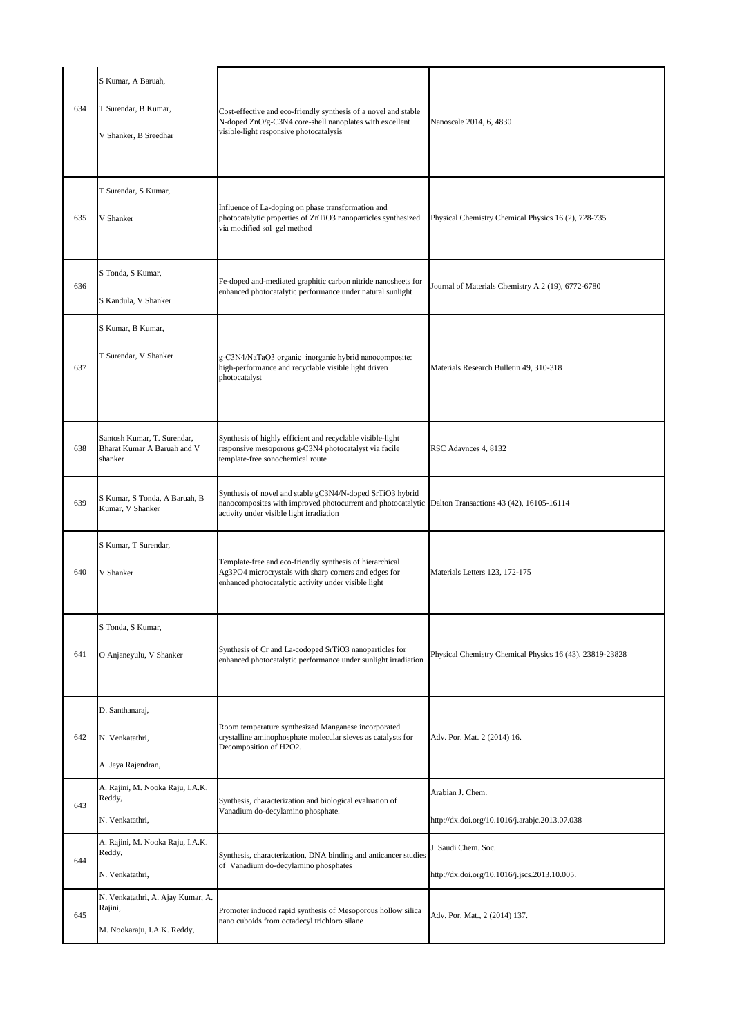| | | | |
|---|---|---|---|
| 634 | S Kumar, A Baruah, T Surendar, B Kumar, V Shanker, B Sreedhar | Cost-effective and eco-friendly synthesis of a novel and stable N-doped ZnO/g-$C_3N_4$ core-shell nanoplates with excellent visible-light responsive photocatalysis | Nanoscale 2014, 6, 4830 |
| 635 | T Surendar, S Kumar, V Shanker | Influence of La-doping on phase transformation and photocatalytic properties of $ZnTiO_3$ nanoparticles synthesized via modified sol–gel method | Physical Chemistry Chemical Physics 16 (2), 728-735 |
| 636 | S Tonda, S Kumar, S Kandula, V Shanker | Fe-doped and-mediated graphitic carbon nitride nanosheets for enhanced photocatalytic performance under natural sunlight | Journal of Materials Chemistry A 2 (19), 6772-6780 |
| 637 | S Kumar, B Kumar, T Surendar, V Shanker | g-$C_3N_4$/$NaTaO_3$ organic–inorganic hybrid nanocomposite: high-performance and recyclable visible light driven photocatalyst | Materials Research Bulletin 49, 310-318 |
| 638 | Santosh Kumar, T. Surendar, Bharat Kumar A Baruah and V shanker | Synthesis of highly efficient and recyclable visible-light responsive mesoporous g-$C_3N_4$ photocatalyst via facile template-free sonochemical route | RSC Adavnces 4, 8132 |
| 639 | S Kumar, S Tonda, A Baruah, B Kumar, V Shanker | Synthesis of novel and stable g$C_3N_4$/N-doped $SrTiO_3$ hybrid nanocomposites with improved photocurrent and photocatalytic activity under visible light irradiation | Dalton Transactions 43 (42), 16105-16114 |
| 640 | S Kumar, T Surendar, V Shanker | Template-free and eco-friendly synthesis of hierarchical $Ag_3PO_4$ microcrystals with sharp corners and edges for enhanced photocatalytic activity under visible light | Materials Letters 123, 172-175 |
| 641 | S Tonda, S Kumar, O Anjaneyulu, V Shanker | Synthesis of Cr and La-codoped $SrTiO_3$ nanoparticles for enhanced photocatalytic performance under sunlight irradiation | Physical Chemistry Chemical Physics 16 (43), 23819-23828 |
| 642 | D. Santhanaraj, N. Venkatathri, A. Jeya Rajendran, | Room temperature synthesized Manganese incorporated crystalline aminophosphate molecular sieves as catalysts for Decomposition of $H_2O_2$. | Adv. Por. Mat. 2 (2014) 16. |
| 643 | A. Rajini, M. Nooka Raju, I.A.K. Reddy, N. Venkatathri, | Synthesis, characterization and biological evaluation of Vanadium do-decylamino phosphate. | Arabian J. Chem. http://dx.doi.org/10.1016/j.arabjc.2013.07.038 |
| 644 | A. Rajini, M. Nooka Raju, I.A.K. Reddy, N. Venkatathri, | Synthesis, characterization, DNA binding and anticancer studies of Vanadium do-decylamino phosphates | J. Saudi Chem. Soc. http://dx.doi.org/10.1016/j.jscs.2013.10.005. |
| 645 | N. Venkatathri, A. Ajay Kumar, A. Rajini, M. Nookaraju, I.A.K. Reddy, | Promoter induced rapid synthesis of Mesoporous hollow silica nano cuboids from octadecyl trichloro silane | Adv. Por. Mat., 2 (2014) 137. |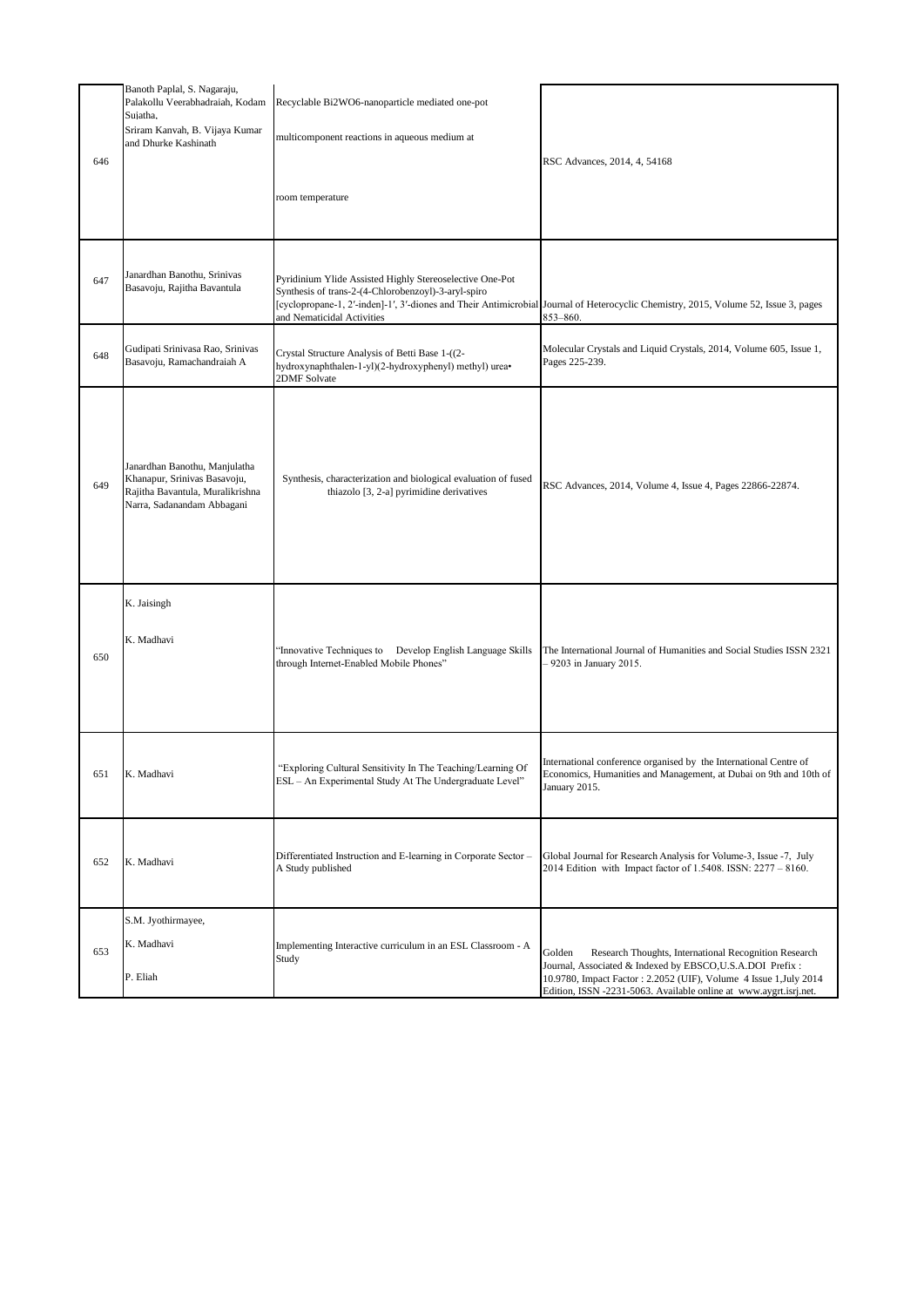| | | | |
|---|---|---|---|
| 646 | Banoth Paplal, S. Nagaraju, Palakollu Veerabhadraiah, Kodam Sujatha, Sriram Kanvah, B. Vijaya Kumar and Dhurke Kashinath | Recyclable Bi2WO6-nanoparticle mediated one-pot multicomponent reactions in aqueous medium at room temperature | RSC Advances, 2014, 4, 54168 |
| 647 | Janardhan Banothu, Srinivas Basavoju, Rajitha Bavantula | Pyridinium Ylide Assisted Highly Stereoselective One-Pot Synthesis of trans-2-(4-Chlorobenzoyl)-3-aryl-spiro [cyclopropane-1, 2′-inden]-1′, 3′-diones and Their Antimicrobial and Nematicidal Activities | Journal of Heterocyclic Chemistry, 2015, Volume 52, Issue 3, pages 853–860. |
| 648 | Gudipati Srinivasa Rao, Srinivas Basavoju, Ramachandraiah A | Crystal Structure Analysis of Betti Base 1-((2-hydroxynaphthalen-1-yl)(2-hydroxyphenyl) methyl) urea• 2DMF Solvate | Molecular Crystals and Liquid Crystals, 2014, Volume 605, Issue 1, Pages 225-239. |
| 649 | Janardhan Banothu, Manjulatha Khanapur, Srinivas Basavoju, Rajitha Bavantula, Muralikrishna Narra, Sadanandam Abbagani | Synthesis, characterization and biological evaluation of fused thiazolo [3, 2-a] pyrimidine derivatives | RSC Advances, 2014, Volume 4, Issue 4, Pages 22866-22874. |
| 650 | K. Jaisingh<br>K. Madhavi | "Innovative Techniques to Develop English Language Skills through Internet-Enabled Mobile Phones" | The International Journal of Humanities and Social Studies ISSN 2321 – 9203 in January 2015. |
| 651 | K. Madhavi | "Exploring Cultural Sensitivity In The Teaching/Learning Of ESL – An Experimental Study At The Undergraduate Level" | International conference organised by the International Centre of Economics, Humanities and Management, at Dubai on 9th and 10th of January 2015. |
| 652 | K. Madhavi | Differentiated Instruction and E-learning in Corporate Sector – A Study published | Global Journal for Research Analysis for Volume-3, Issue -7, July 2014 Edition with Impact factor of 1.5408. ISSN: 2277 – 8160. |
| 653 | S.M. Jyothirmayee,<br>K. Madhavi<br>P. Eliah | Implementing Interactive curriculum in an ESL Classroom - A Study | Golden Research Thoughts, International Recognition Research Journal, Associated & Indexed by EBSCO,U.S.A.DOI Prefix : 10.9780, Impact Factor : 2.2052 (UIF), Volume 4 Issue 1,July 2014 Edition, ISSN -2231-5063. Available online at www.aygrt.isrj.net. |